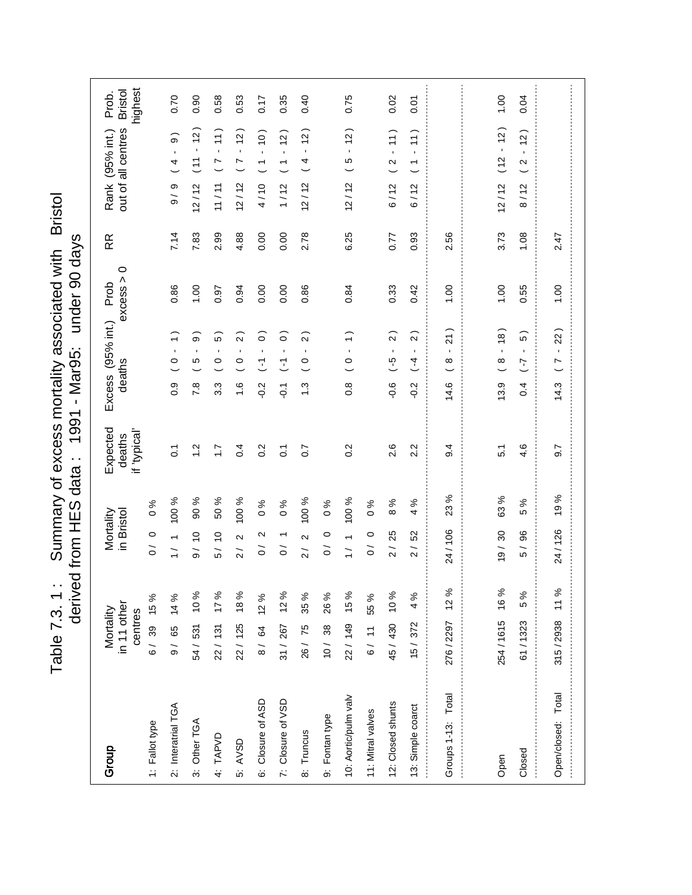# Table 7.3. 1 : Summary of excess mortality associated with Bristol derived from HES data : 1991 - Mar95: under 90 days

| Group | Mortality in 11 other centres | | Mortality in Bristol | | Expected deaths if 'typical' | Excess (95% int.) deaths | Prob excess > 0 | RR | Rank (95% int.) out of all centres | Prob. Bristol highest |
|---|---|---|---|---|---|---|---|---|---|---|
| 1: Fallot type | 6 / 39 | 15 % | 0 / 0 | 0 % | 0.1 | 0.9 ( 0 - 1 ) | 0.86 | 7.14 | 9 / 9 ( 4 - 9 ) | 0.70 |
| 2: Interatrial TGA | 9 / 65 | 14 % | 1 / 1 | 100 % | 1.2 | 7.8 ( 5 - 9 ) | 1.00 | 7.83 | 12 / 12 ( 11 - 12 ) | 0.90 |
| 3: Other TGA | 54 / 531 | 10 % | 9 / 10 | 90 % | 1.7 | 3.3 ( 0 - 5 ) | 0.97 | 2.99 | 11 / 11 ( 7 - 11 ) | 0.58 |
| 4: TAPVD | 22 / 131 | 17 % | 5 / 10 | 50 % | 0.4 | 1.6 ( 0 - 2 ) | 0.94 | 4.88 | 12 / 12 ( 7 - 12 ) | 0.53 |
| 5: AVSD | 22 / 125 | 18 % | 2 / 2 | 100 % | 0.2 | -0.2 ( -1 - 0 ) | 0.00 | 0.00 | 4 / 10 ( 1 - 10 ) | 0.17 |
| 6: Closure of ASD | 8 / 64 | 12 % | 0 / 2 | 0 % | 0.1 | -0.1 ( -1 - 0 ) | 0.00 | 0.00 | 1 / 12 ( 1 - 12 ) | 0.35 |
| 7: Closure of VSD | 31 / 267 | 12 % | 0 / 1 | 0 % | 0.7 | 1.3 ( 0 - 2 ) | 0.86 | 2.78 | 12 / 12 ( 4 - 12 ) | 0.40 |
| 8: Truncus | 26 / 75 | 35 % | 2 / 2 | 100 % | | | | | | |
| 9: Fontan type | 10 / 38 | 26 % | 0 / 0 | 0 % | 0.2 | 0.8 ( 0 - 1 ) | 0.84 | 6.25 | 12 / 12 ( 5 - 12 ) | 0.75 |
| 10: Aortic/pulm valv | 22 / 149 | 15 % | 1 / 1 | 100 % | | | | | | |
| 11: Mitral valves | 6 / 11 | 55 % | 0 / 0 | 0 % | 2.6 | -0.6 ( -5 - 2 ) | 0.33 | 0.77 | 6 / 12 ( 2 - 11 ) | 0.02 |
| 12: Closed shunts | 45 / 430 | 10 % | 2 / 25 | 8 % | 2.2 | -0.2 ( -4 - 2 ) | 0.42 | 0.93 | 6 / 12 ( 1 - 11 ) | 0.01 |
| 13: Simple coarct | 15 / 372 | 4 % | 2 / 52 | 4 % | | | | | | |
| Groups 1-13: Total | 276 / 2297 | 12 % | 24 / 106 | 23 % | 9.4 | 14.6 ( 8 - 21 ) | 1.00 | 2.56 | | |
| Open | 254 / 1615 | 16 % | 19 / 30 | 63 % | 5.1 | 13.9 ( 8 - 18 ) | 1.00 | 3.73 | 12 / 12 ( 12 - 12 ) | 1.00 |
| Closed | 61 / 1323 | 5 % | 5 / 96 | 5 % | 4.6 | 0.4 ( -7 - 5 ) | 0.55 | 1.08 | 8 / 12 ( 2 - 12 ) | 0.04 |
| Open/closed: Total | 315 / 2938 | 11 % | 24 / 126 | 19 % | 9.7 | 14.3 ( 7 - 22 ) | 1.00 | 2.47 | | |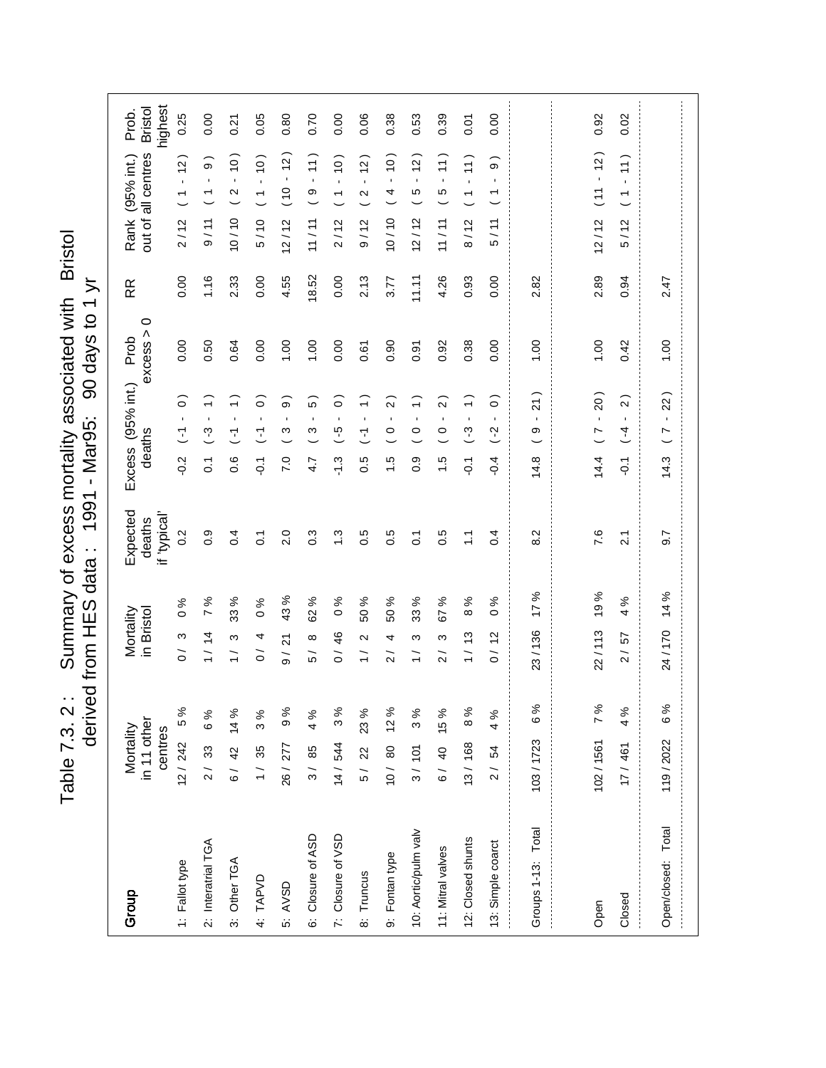# Table 7.3. 2 : Summary of excess mortality associated with Bristol derived from HES data : 1991 - Mar95: 90 days to 1 yr

| Group | Mortality in 11 other centres | Mortality in Bristol | Expected deaths if 'typical' | Excess (95% int.) deaths | Prob excess > 0 | RR | Rank (95% int.) out of all centres | Prob. Bristol highest |
|---|---|---|---|---|---|---|---|---|
| 1: Fallot type | 12 / 242 5 % | 0 / 3 0 % | 0.2 | -0.2 ( -1 - 0 ) | 0.00 | 0.00 | 2 / 12 ( 1 - 12 ) | 0.25 |
| 2: Interatrial TGA | 2 / 33 6 % | 1 / 14 7 % | 0.9 | 0.1 ( -3 - 1 ) | 0.50 | 1.16 | 9 / 11 ( 1 - 9 ) | 0.00 |
| 3: Other TGA | 6 / 42 14 % | 1 / 3 33 % | 0.4 | 0.6 ( -1 - 1 ) | 0.64 | 2.33 | 10 / 10 ( 2 - 10 ) | 0.21 |
| 4: TAPVD | 1 / 35 3 % | 0 / 4 0 % | 0.1 | -0.1 ( -1 - 0 ) | 0.00 | 0.00 | 5 / 10 ( 1 - 10 ) | 0.05 |
| 5: AVSD | 26 / 277 9 % | 9 / 21 43 % | 2.0 | 7.0 ( 3 - 9 ) | 1.00 | 4.55 | 12 / 12 ( 10 - 12 ) | 0.80 |
| 6: Closure of ASD | 3 / 85 4 % | 5 / 8 62 % | 0.3 | 4.7 ( 3 - 5 ) | 1.00 | 18.52 | 11 / 11 ( 9 - 11 ) | 0.70 |
| 7: Closure of VSD | 14 / 544 3 % | 0 / 46 0 % | 1.3 | -1.3 ( -5 - 0 ) | 0.00 | 0.00 | 2 / 12 ( 1 - 10 ) | 0.00 |
| 8: Truncus | 5 / 22 23 % | 1 / 2 50 % | 0.5 | 0.5 ( -1 - 1 ) | 0.61 | 2.13 | 9 / 12 ( 2 - 12 ) | 0.06 |
| 9: Fontan type | 10 / 80 12 % | 2 / 4 50 % | 0.5 | 1.5 ( 0 - 2 ) | 0.90 | 3.77 | 10 / 10 ( 4 - 10 ) | 0.38 |
| 10: Aortic/pulm valv | 3 / 101 3 % | 1 / 3 33 % | 0.1 | 0.9 ( 0 - 1 ) | 0.91 | 11.11 | 12 / 12 ( 5 - 12 ) | 0.53 |
| 11: Mitral valves | 6 / 40 15 % | 2 / 3 67 % | 0.5 | 1.5 ( 0 - 2 ) | 0.92 | 4.26 | 11 / 11 ( 5 - 11 ) | 0.39 |
| 12: Closed shunts | 13 / 168 8 % | 1 / 13 8 % | 1.1 | -0.1 ( -3 - 1 ) | 0.38 | 0.93 | 8 / 12 ( 1 - 11 ) | 0.01 |
| 13: Simple coarct | 2 / 54 4 % | 0 / 12 0 % | 0.4 | -0.4 ( -2 - 0 ) | 0.00 | 0.00 | 5 / 11 ( 1 - 9 ) | 0.00 |
| Groups 1-13: Total | 103 / 1723 6 % | 23 / 136 17 % | 8.2 | 14.8 ( 9 - 21 ) | 1.00 | 2.82 | | |
| Open | 102 / 1561 7 % | 22 / 113 19 % | 7.6 | 14.4 ( 7 - 20 ) | 1.00 | 2.89 | 12 / 12 ( 11 - 12 ) | 0.92 |
| Closed | 17 / 461 4 % | 2 / 57 4 % | 2.1 | -0.1 ( -4 - 2 ) | 0.42 | 0.94 | 5 / 12 ( 1 - 11 ) | 0.02 |
| Open/closed: Total | 119 / 2022 6 % | 24 / 170 14 % | 9.7 | 14.3 ( 7 - 22 ) | 1.00 | 2.47 | | |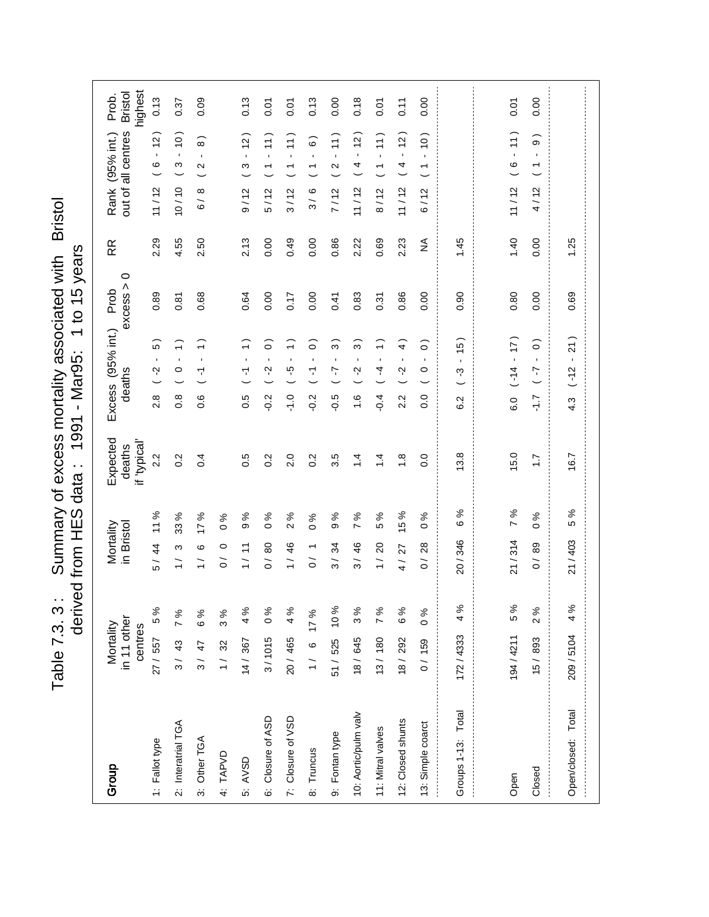# Table 7.3. 3 : Summary of excess mortality associated with Bristol derived from HES data : 1991 - Mar95: 1 to 15 years

| Group | Mortality in 11 other centres | | Mortality in Bristol | | Expected deaths if 'typical' | Excess (95% int.) deaths | Prob excess > 0 | RR | Rank (95% int.) out of all centres | Prob. Bristol highest |
|---|---|---|---|---|---|---|---|---|---|---|
| 1: Fallot type | 27 / 557 | 5 % | 5 / 44 | 11 % | 2.2 | 2.8 ( -2 - 5 ) | 0.89 | 2.29 | 11 / 12 ( 6 - 12 ) | 0.13 |
| 2: Interatrial TGA | 3 / 43 | 7 % | 1 / 3 | 33 % | 0.2 | 0.8 ( 0 - 1 ) | 0.81 | 4.55 | 10 / 10 ( 3 - 10 ) | 0.37 |
| 3: Other TGA | 3 / 47 | 6 % | 1 / 6 | 17 % | 0.4 | 0.6 ( -1 - 1 ) | 0.68 | 2.50 | 6 / 8 ( 2 - 8 ) | 0.09 |
| 4: TAPVD | 1 / 32 | 3 % | 0 / 0 | 0 % | | | | | | |
| 5: AVSD | 14 / 367 | 4 % | 1 / 11 | 9 % | 0.5 | 0.5 ( -1 - 1 ) | 0.64 | 2.13 | 9 / 12 ( 3 - 12 ) | 0.13 |
| 6: Closure of ASD | 3 / 1015 | 0 % | 0 / 80 | 0 % | 0.2 | -0.2 ( -2 - 0 ) | 0.00 | 0.00 | 5 / 12 ( 1 - 11 ) | 0.01 |
| 7: Closure of VSD | 20 / 465 | 4 % | 1 / 46 | 2 % | 2.0 | -1.0 ( -5 - 1 ) | 0.17 | 0.49 | 3 / 12 ( 1 - 11 ) | 0.01 |
| 8: Truncus | 1 / 6 | 17 % | 0 / 1 | 0 % | 0.2 | -0.2 ( -1 - 0 ) | 0.00 | 0.00 | 3 / 6 ( 1 - 6 ) | 0.13 |
| 9: Fontan type | 51 / 525 | 10 % | 3 / 34 | 9 % | 3.5 | -0.5 ( -7 - 3 ) | 0.41 | 0.86 | 7 / 12 ( 2 - 11 ) | 0.00 |
| 10: Aortic/pulm valv | 18 / 645 | 3 % | 3 / 46 | 7 % | 1.4 | 1.6 ( -2 - 3 ) | 0.83 | 2.22 | 11 / 12 ( 4 - 12 ) | 0.18 |
| 11: Mitral valves | 13 / 180 | 7 % | 1 / 20 | 5 % | 1.4 | -0.4 ( -4 - 1 ) | 0.31 | 0.69 | 8 / 12 ( 1 - 11 ) | 0.01 |
| 12: Closed shunts | 18 / 292 | 6 % | 4 / 27 | 15 % | 1.8 | 2.2 ( -2 - 4 ) | 0.86 | 2.23 | 11 / 12 ( 4 - 12 ) | 0.11 |
| 13: Simple coarct | 0 / 159 | 0 % | 0 / 28 | 0 % | 0.0 | 0.0 ( 0 - 0 ) | 0.00 | NA | 6 / 12 ( 1 - 10 ) | 0.00 |
| Groups 1-13: Total | 172 / 4333 | 4 % | 20 / 346 | 6 % | 13.8 | 6.2 ( -3 - 15 ) | 0.90 | 1.45 | | |
| Open | 194 / 4211 | 5 % | 21 / 314 | 7 % | 15.0 | 6.0 ( -14 - 17 ) | 0.80 | 1.40 | 11 / 12 ( 6 - 11 ) | 0.01 |
| Closed | 15 / 893 | 2 % | 0 / 89 | 0 % | 1.7 | -1.7 ( -7 - 0 ) | 0.00 | 0.00 | 4 / 12 ( 1 - 9 ) | 0.00 |
| Open/closed: Total | 209 / 5104 | 4 % | 21 / 403 | 5 % | 16.7 | 4.3 ( -12 - 21 ) | 0.69 | 1.25 | | |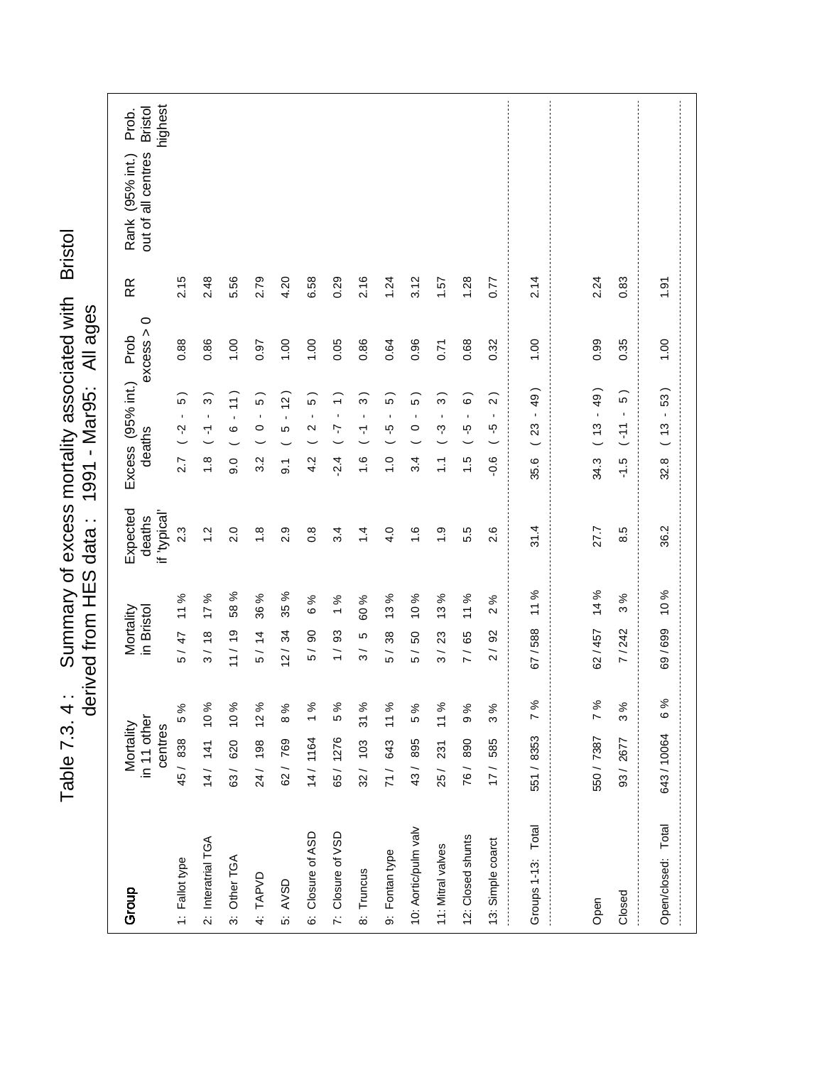# Table 7.3. 4 : Summary of excess mortality associated with Bristol derived from HES data : 1991 - Mar95: All ages

| Group | Mortality in 11 other centres | | Mortality in Bristol | | Expected deaths if 'typical' | Excess (95% int.) deaths | | Prob excess > 0 | RR | Rank (95% int.) out of all centres | Prob. Bristol highest |
|---|---|---|---|---|---|---|---|---|---|---|---|
| 1: Fallot type | 45 / 838 | 5 % | 5 / 47 | 11 % | 2.3 | 2.7 | ( -2 - 5 ) | 0.88 | 2.15 | | |
| 2: Interatrial TGA | 14 / 141 | 10 % | 3 / 18 | 17 % | 1.2 | 1.8 | ( -1 - 3 ) | 0.86 | 2.48 | | |
| 3: Other TGA | 63 / 620 | 10 % | 11 / 19 | 58 % | 2.0 | 9.0 | ( 6 - 11 ) | 1.00 | 5.56 | | |
| 4: TAPVD | 24 / 198 | 12 % | 5 / 14 | 36 % | 1.8 | 3.2 | ( 0 - 5 ) | 0.97 | 2.79 | | |
| 5: AVSD | 62 / 769 | 8 % | 12 / 34 | 35 % | 2.9 | 9.1 | ( 5 - 12 ) | 1.00 | 4.20 | | |
| 6: Closure of ASD | 14 / 1164 | 1 % | 5 / 90 | 6 % | 0.8 | 4.2 | ( 2 - 5 ) | 1.00 | 6.58 | | |
| 7: Closure of VSD | 65 / 1276 | 5 % | 1 / 93 | 1 % | 3.4 | -2.4 | ( -7 - 1 ) | 0.05 | 0.29 | | |
| 8: Truncus | 32 / 103 | 31 % | 3 / 5 | 60 % | 1.4 | 1.6 | ( -1 - 3 ) | 0.86 | 2.16 | | |
| 9: Fontan type | 71 / 643 | 11 % | 5 / 38 | 13 % | 4.0 | 1.0 | ( -5 - 5 ) | 0.64 | 1.24 | | |
| 10: Aortic/pulm valv | 43 / 895 | 5 % | 5 / 50 | 10 % | 1.6 | 3.4 | ( 0 - 5 ) | 0.96 | 3.12 | | |
| 11: Mitral valves | 25 / 231 | 11 % | 3 / 23 | 13 % | 1.9 | 1.1 | ( -3 - 3 ) | 0.71 | 1.57 | | |
| 12: Closed shunts | 76 / 890 | 9 % | 7 / 65 | 11 % | 5.5 | 1.5 | ( -5 - 6 ) | 0.68 | 1.28 | | |
| 13: Simple coarct | 17 / 585 | 3 % | 2 / 92 | 2 % | 2.6 | -0.6 | ( -5 - 2 ) | 0.32 | 0.77 | | |
| Groups 1-13: Total | 551 / 8353 | 7 % | 67 / 588 | 11 % | 31.4 | 35.6 | ( 23 - 49 ) | 1.00 | 2.14 | | |
| Open | 550 / 7387 | 7 % | 62 / 457 | 14 % | 27.7 | 34.3 | ( 13 - 49 ) | 0.99 | 2.24 | | |
| Closed | 93 / 2677 | 3 % | 7 / 242 | 3 % | 8.5 | -1.5 | ( -11 - 5 ) | 0.35 | 0.83 | | |
| Open/closed: Total | 643 / 10064 | 6 % | 69 / 699 | 10 % | 36.2 | 32.8 | ( 13 - 53 ) | 1.00 | 1.91 | | |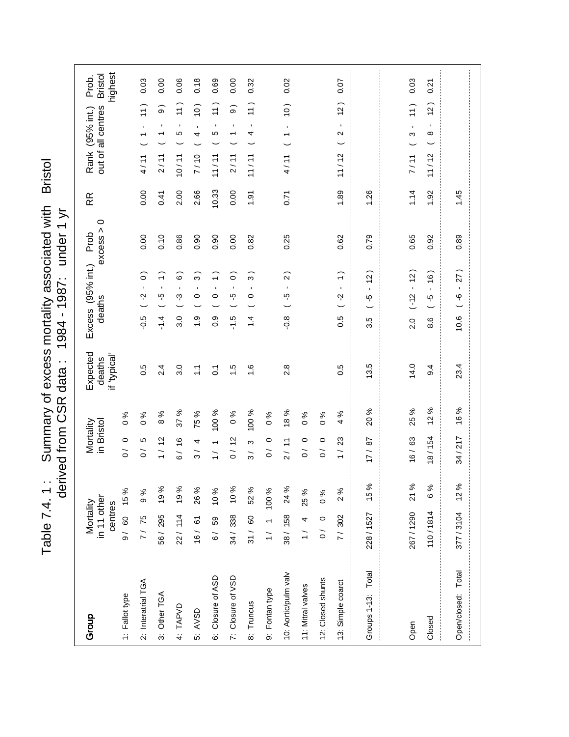# Table 7.4. 1 : Summary of excess mortality associated with Bristol derived from CSR data : 1984 - 1987: under 1 yr

| Group | Mortality in 11 other centres | | Mortality in Bristol | | Expected deaths if 'typical' | Excess (95% int.) deaths | Prob excess > 0 | RR | Rank (95% int.) out of all centres | Prob. Bristol highest |
|---|---|---|---|---|---|---|---|---|---|---|
| 1: Fallot type | 9 / 60 | 15 % | 0 / 0 | 0 % | | | | | | |
| 2: Interatrial TGA | 7 / 75 | 9 % | 0 / 5 | 0 % | 0.5 | -0.5 ( -2 - 0 ) | 0.00 | 0.00 | 4 / 11 ( 1 - 11 ) | 0.03 |
| 3: Other TGA | 56 / 295 | 19 % | 1 / 12 | 8 % | 2.4 | -1.4 ( -5 - 1 ) | 0.10 | 0.41 | 2 / 11 ( 1 - 9 ) | 0.00 |
| 4: TAPVD | 22 / 114 | 19 % | 6 / 16 | 37 % | 3.0 | 3.0 ( -3 - 6 ) | 0.86 | 2.00 | 10 / 11 ( 5 - 11 ) | 0.06 |
| 5: AVSD | 16 / 61 | 26 % | 3 / 4 | 75 % | 1.1 | 1.9 ( 0 - 3 ) | 0.90 | 2.66 | 7 / 10 ( 4 - 10 ) | 0.18 |
| 6: Closure of ASD | 6 / 59 | 10 % | 1 / 1 | 100 % | 0.1 | 0.9 ( 0 - 1 ) | 0.90 | 10.33 | 11 / 11 ( 5 - 11 ) | 0.69 |
| 7: Closure of VSD | 34 / 338 | 10 % | 0 / 12 | 0 % | 1.5 | -1.5 ( -5 - 0 ) | 0.00 | 0.00 | 2 / 11 ( 1 - 9 ) | 0.00 |
| 8: Truncus | 31 / 60 | 52 % | 3 / 3 | 100 % | 1.6 | 1.4 ( 0 - 3 ) | 0.82 | 1.91 | 11 / 11 ( 4 - 11 ) | 0.32 |
| 9: Fontan type | 1 / 1 | 100 % | 0 / 0 | 0 % | | | | | | |
| 10: Aortic/pulm valv | 38 / 158 | 24 % | 2 / 11 | 18 % | 2.8 | -0.8 ( -5 - 2 ) | 0.25 | 0.71 | 4 / 11 ( 1 - 10 ) | 0.02 |
| 11: Mitral valves | 1 / 4 | 25 % | 0 / 0 | 0 % | | | | | | |
| 12: Closed shunts | 0 / 0 | 0 % | 0 / 0 | 0 % | | | | | | |
| 13: Simple coarct | 7 / 302 | 2 % | 1 / 23 | 4 % | 0.5 | 0.5 ( -2 - 1 ) | 0.62 | 1.89 | 11 / 12 ( 2 - 12 ) | 0.07 |
| Groups 1-13: Total | 228 / 1527 | 15 % | 17 / 87 | 20 % | 13.5 | 3.5 ( -5 - 12 ) | 0.79 | 1.26 | | |
| Open | 267 / 1290 | 21 % | 16 / 63 | 25 % | 14.0 | 2.0 ( -12 - 12 ) | 0.65 | 1.14 | 7 / 11 ( 3 - 11 ) | 0.03 |
| Closed | 110 / 1814 | 6 % | 18 / 154 | 12 % | 9.4 | 8.6 ( -5 - 16 ) | 0.92 | 1.92 | 11 / 12 ( 8 - 12 ) | 0.21 |
| Open/closed: Total | 377 / 3104 | 12 % | 34 / 217 | 16 % | 23.4 | 10.6 ( -6 - 27 ) | 0.89 | 1.45 | | |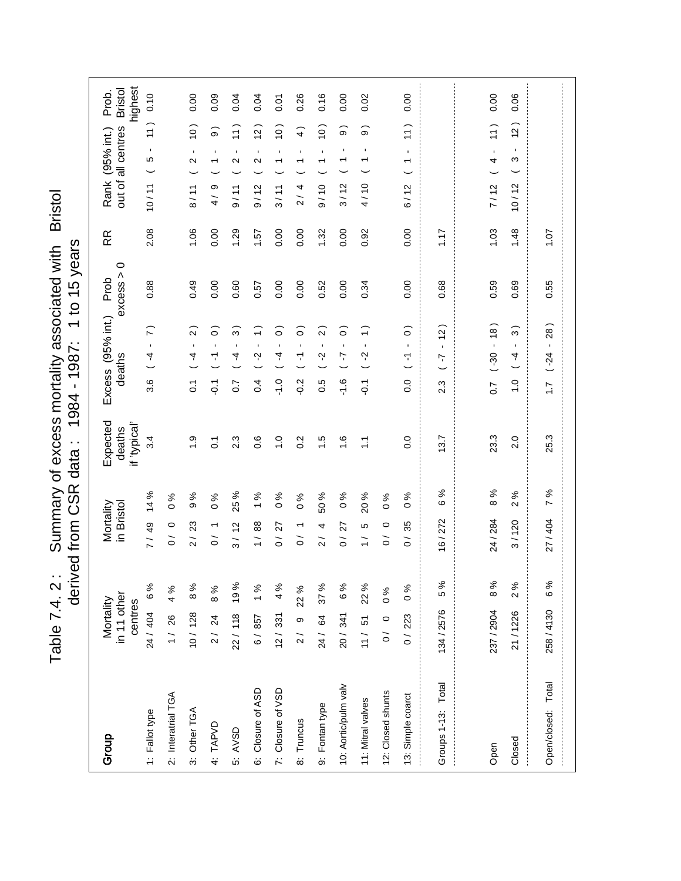# Table 7.4. 2 : Summary of excess mortality associated with Bristol derived from CSR data : 1984 - 1987: 1 to 15 years

| Group | Mortality in 11 other centres | | Mortality in Bristol | | Expected deaths if 'typical' | Excess (95% int.) deaths | Prob excess > 0 | RR | Rank (95% int.) out of all centres | Prob. Bristol highest |
|---|---|---|---|---|---|---|---|---|---|---|
| 1: Fallot type | 24 / 404 | 6 % | 7 / 49 | 14 % | 3.4 | 3.6 ( -4 - 7 ) | 0.88 | 2.08 | 10 / 11 ( 5 - 11 ) | 0.10 |
| 2: Interatrial TGA | 1 / 26 | 4 % | 0 / 0 | 0 % | | | | | | |
| 3: Other TGA | 10 / 128 | 8 % | 2 / 23 | 9 % | 1.9 | 0.1 ( -4 - 2 ) | 0.49 | 1.06 | 8 / 11 ( 2 - 10 ) | 0.00 |
| 4: TAPVD | 2 / 24 | 8 % | 0 / 1 | 0 % | 0.1 | -0.1 ( -1 - 0 ) | 0.00 | 0.00 | 4 / 9 ( 1 - 9 ) | 0.09 |
| 5: AVSD | 22 / 118 | 19 % | 3 / 12 | 25 % | 2.3 | 0.7 ( -4 - 3 ) | 0.60 | 1.29 | 9 / 11 ( 2 - 11 ) | 0.04 |
| 6: Closure of ASD | 6 / 857 | 1 % | 1 / 88 | 1 % | 0.6 | 0.4 ( -2 - 1 ) | 0.57 | 1.57 | 9 / 12 ( 2 - 12 ) | 0.04 |
| 7: Closure of VSD | 12 / 331 | 4 % | 0 / 27 | 0 % | 1.0 | -1.0 ( -4 - 0 ) | 0.00 | 0.00 | 3 / 11 ( 1 - 10 ) | 0.01 |
| 8: Truncus | 2 / 9 | 22 % | 0 / 1 | 0 % | 0.2 | -0.2 ( -1 - 0 ) | 0.00 | 0.00 | 2 / 4 ( 1 - 4 ) | 0.26 |
| 9: Fontan type | 24 / 64 | 37 % | 2 / 4 | 50 % | 1.5 | 0.5 ( -2 - 2 ) | 0.52 | 1.32 | 9 / 10 ( 1 - 10 ) | 0.16 |
| 10: Aortic/pulm valv | 20 / 341 | 6 % | 0 / 27 | 0 % | 1.6 | -1.6 ( -7 - 0 ) | 0.00 | 0.00 | 3 / 12 ( 1 - 9 ) | 0.00 |
| 11: Mitral valves | 11 / 51 | 22 % | 1 / 5 | 20 % | 1.1 | -0.1 ( -2 - 1 ) | 0.34 | 0.92 | 4 / 10 ( 1 - 9 ) | 0.02 |
| 12: Closed shunts | 0 / 0 | 0 % | 0 / 0 | 0 % | | | | | | |
| 13: Simple coarct | 0 / 223 | 0 % | 0 / 35 | 0 % | 0.0 | 0.0 ( -1 - 0 ) | 0.00 | 0.00 | 6 / 12 ( 1 - 11 ) | 0.00 |
| Groups 1-13: Total | 134 / 2576 | 5 % | 16 / 272 | 6 % | 13.7 | 2.3 ( -7 - 12 ) | 0.68 | 1.17 | | |
| Open | 237 / 2904 | 8 % | 24 / 284 | 8 % | 23.3 | 0.7 ( -30 - 18 ) | 0.59 | 1.03 | 7 / 12 ( 4 - 11 ) | 0.00 |
| Closed | 21 / 1226 | 2 % | 3 / 120 | 2 % | 2.0 | 1.0 ( -4 - 3 ) | 0.69 | 1.48 | 10 / 12 ( 3 - 12 ) | 0.06 |
| Open/closed: Total | 258 / 4130 | 6 % | 27 / 404 | 7 % | 25.3 | 1.7 ( -24 - 28 ) | 0.55 | 1.07 | | |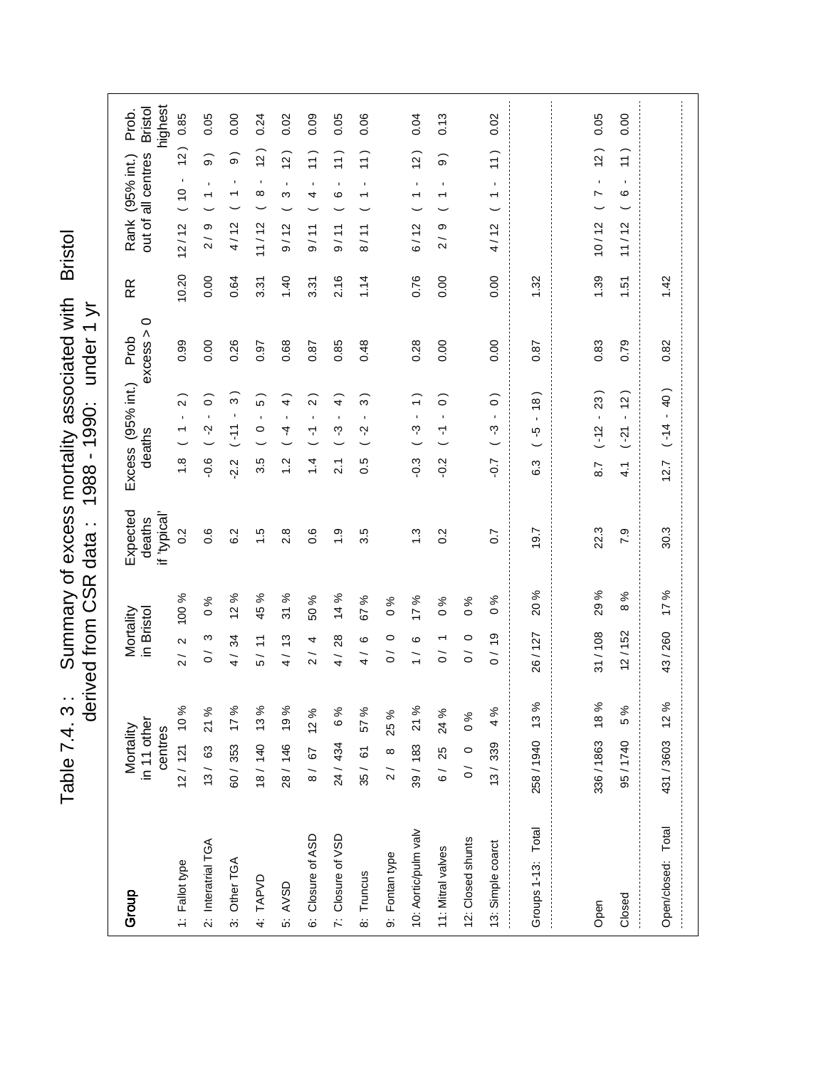# Table 7.4. 3 : Summary of excess mortality associated with Bristol derived from CSR data : 1988 - 1990: under 1 yr

| Group | Mortality in 11 other centres | | Mortality in Bristol | | Expected deaths if 'typical' | Excess (95% int.) deaths | Prob excess > 0 | RR | Rank (95% int.) out of all centres | | Prob. Bristol highest |
|---|---|---|---|---|---|---|---|---|---|---|---|
| 1: Fallot type | 12 / 121 | 10 % | 2 / 2 | 100 % | 0.2 | 1.8 ( 1 - 2 ) | 0.99 | 10.20 | 12 / 12 | ( 10 - 12 ) | 0.85 |
| 2: Interatrial TGA | 13 / 63 | 21 % | 0 / 3 | 0 % | 0.6 | -0.6 ( -2 - 0 ) | 0.00 | 0.00 | 2 / 9 | ( 1 - 9 ) | 0.05 |
| 3: Other TGA | 60 / 353 | 17 % | 4 / 34 | 12 % | 6.2 | -2.2 ( -11 - 3 ) | 0.26 | 0.64 | 4 / 12 | ( 1 - 9 ) | 0.00 |
| 4: TAPVD | 18 / 140 | 13 % | 5 / 11 | 45 % | 1.5 | 3.5 ( 0 - 5 ) | 0.97 | 3.31 | 11 / 12 | ( 8 - 12 ) | 0.24 |
| 5: AVSD | 28 / 146 | 19 % | 4 / 13 | 31 % | 2.8 | 1.2 ( -4 - 4 ) | 0.68 | 1.40 | 9 / 12 | ( 3 - 12 ) | 0.02 |
| 6: Closure of ASD | 8 / 67 | 12 % | 2 / 4 | 50 % | 0.6 | 1.4 ( -1 - 2 ) | 0.87 | 3.31 | 9 / 11 | ( 4 - 11 ) | 0.09 |
| 7: Closure of VSD | 24 / 434 | 6 % | 4 / 28 | 14 % | 1.9 | 2.1 ( -3 - 4 ) | 0.85 | 2.16 | 9 / 11 | ( 6 - 11 ) | 0.05 |
| 8: Truncus | 35 / 61 | 57 % | 4 / 6 | 67 % | 3.5 | 0.5 ( -2 - 3 ) | 0.48 | 1.14 | 8 / 11 | ( 1 - 11 ) | 0.06 |
| 9: Fontan type | 2 / 8 | 25 % | 0 / 0 | 0 % | | | | | | | |
| 10: Aortic/pulm valv | 39 / 183 | 21 % | 1 / 6 | 17 % | 1.3 | -0.3 ( -3 - 1 ) | 0.28 | 0.76 | 6 / 12 | ( 1 - 12 ) | 0.04 |
| 11: Mitral valves | 6 / 25 | 24 % | 0 / 1 | 0 % | 0.2 | -0.2 ( -1 - 0 ) | 0.00 | 0.00 | 2 / 9 | ( 1 - 9 ) | 0.13 |
| 12: Closed shunts | 0 / 0 | 0 % | 0 / 0 | 0 % | | | | | | | |
| 13: Simple coarct | 13 / 339 | 4 % | 0 / 19 | 0 % | 0.7 | -0.7 ( -3 - 0 ) | 0.00 | 0.00 | 4 / 12 | ( 1 - 11 ) | 0.02 |
| Groups 1-13: Total | 258 / 1940 | 13 % | 26 / 127 | 20 % | 19.7 | 6.3 ( -5 - 18 ) | 0.87 | 1.32 | | | |
| Open | 336 / 1863 | 18 % | 31 / 108 | 29 % | 22.3 | 8.7 ( -12 - 23 ) | 0.83 | 1.39 | 10 / 12 | ( 7 - 12 ) | 0.05 |
| Closed | 95 / 1740 | 5 % | 12 / 152 | 8 % | 7.9 | 4.1 ( -21 - 12 ) | 0.79 | 1.51 | 11 / 12 | ( 6 - 11 ) | 0.00 |
| Open/closed: Total | 431 / 3603 | 12 % | 43 / 260 | 17 % | 30.3 | 12.7 ( -14 - 40 ) | 0.82 | 1.42 | | | |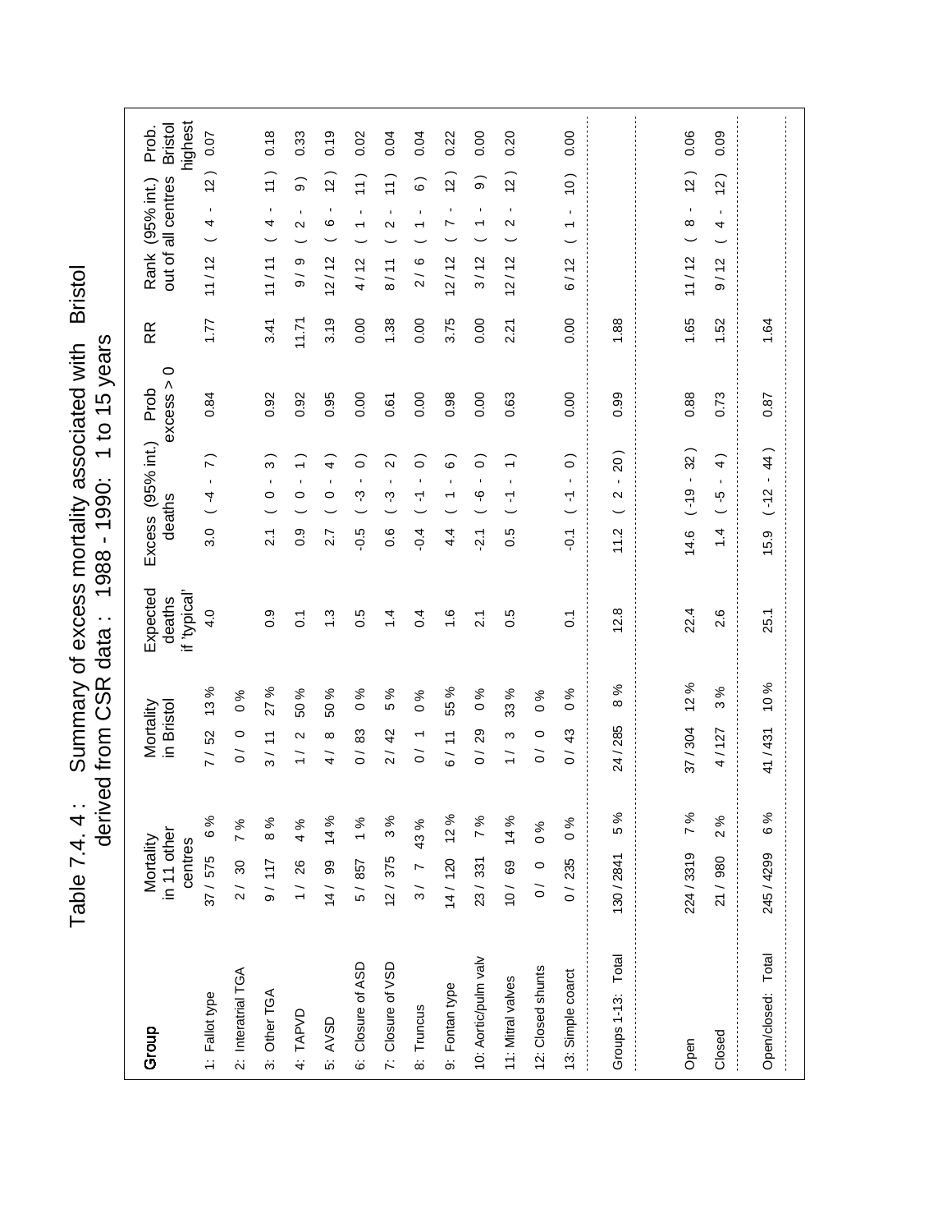# Table 7.4. 4 : Summary of excess mortality associated with Bristol derived from CSR data : 1988 - 1990: 1 to 15 years

| Group | Mortality in 11 other centres | | Mortality in Bristol | | Expected deaths if 'typical' | Excess (95% int.) deaths | Prob excess > 0 | RR | Rank (95% int.) out of all centres | Prob. Bristol highest |
|---|---|---|---|---|---|---|---|---|---|---|
| 1: Fallot type | 37 / 575 | 6 % | 7 / 52 | 13 % | 4.0 | 3.0 ( -4 - 7 ) | 0.84 | 1.77 | 11 / 12 ( 4 - 12 ) | 0.07 |
| 2: Interatrial TGA | 2 / 30 | 7 % | 0 / 0 | 0 % | | | | | | |
| 3: Other TGA | 9 / 117 | 8 % | 3 / 11 | 27 % | 0.9 | 2.1 ( 0 - 3 ) | 0.92 | 3.41 | 11 / 11 ( 4 - 11 ) | 0.18 |
| 4: TAPVD | 1 / 26 | 4 % | 1 / 2 | 50 % | 0.1 | 0.9 ( 0 - 1 ) | 0.92 | 11.71 | 9 / 9 ( 2 - 9 ) | 0.33 |
| 5: AVSD | 14 / 99 | 14 % | 4 / 8 | 50 % | 1.3 | 2.7 ( 0 - 4 ) | 0.95 | 3.19 | 12 / 12 ( 6 - 12 ) | 0.19 |
| 6: Closure of ASD | 5 / 857 | 1 % | 0 / 83 | 0 % | 0.5 | -0.5 ( -3 - 0 ) | 0.00 | 0.00 | 4 / 12 ( 1 - 11 ) | 0.02 |
| 7: Closure of VSD | 12 / 375 | 3 % | 2 / 42 | 5 % | 1.4 | 0.6 ( -3 - 2 ) | 0.61 | 1.38 | 8 / 11 ( 2 - 11 ) | 0.04 |
| 8: Truncus | 3 / 7 | 43 % | 0 / 1 | 0 % | 0.4 | -0.4 ( -1 - 0 ) | 0.00 | 0.00 | 2 / 6 ( 1 - 6 ) | 0.04 |
| 9: Fontan type | 14 / 120 | 12 % | 6 / 11 | 55 % | 1.6 | 4.4 ( 1 - 6 ) | 0.98 | 3.75 | 12 / 12 ( 7 - 12 ) | 0.22 |
| 10: Aortic/pulm valv | 23 / 331 | 7 % | 0 / 29 | 0 % | 2.1 | -2.1 ( -6 - 0 ) | 0.00 | 0.00 | 3 / 12 ( 1 - 9 ) | 0.00 |
| 11: Mitral valves | 10 / 69 | 14 % | 1 / 3 | 33 % | 0.5 | 0.5 ( -1 - 1 ) | 0.63 | 2.21 | 12 / 12 ( 2 - 12 ) | 0.20 |
| 12: Closed shunts | 0 / 0 | 0 % | 0 / 0 | 0 % | | | | | | |
| 13: Simple coarct | 0 / 235 | 0 % | 0 / 43 | 0 % | 0.1 | -0.1 ( -1 - 0 ) | 0.00 | 0.00 | 6 / 12 ( 1 - 10 ) | 0.00 |
| Groups 1-13: Total | 130 / 2841 | 5 % | 24 / 285 | 8 % | 12.8 | 11.2 ( 2 - 20 ) | 0.99 | 1.88 | | |
| Open | 224 / 3319 | 7 % | 37 / 304 | 12 % | 22.4 | 14.6 ( -19 - 32 ) | 0.88 | 1.65 | 11 / 12 ( 8 - 12 ) | 0.06 |
| Closed | 21 / 980 | 2 % | 4 / 127 | 3 % | 2.6 | 1.4 ( -5 - 4 ) | 0.73 | 1.52 | 9 / 12 ( 4 - 12 ) | 0.09 |
| Open/closed: Total | 245 / 4299 | 6 % | 41 / 431 | 10 % | 25.1 | 15.9 ( -12 - 44 ) | 0.87 | 1.64 | | |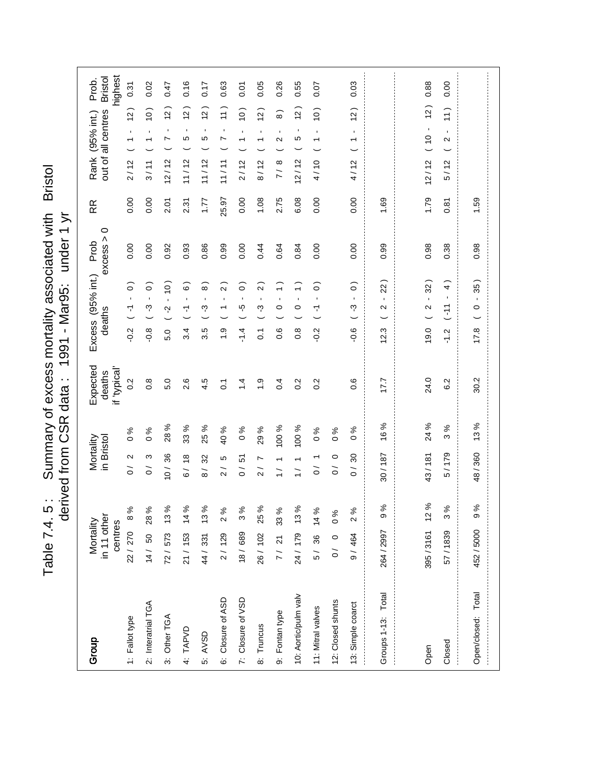# Table 7.4. 5 : Summary of excess mortality associated with Bristol derived from CSR data : 1991 - Mar95: under 1 yr

| Group | Mortality in 11 other centres | | Mortality in Bristol | | Expected deaths if 'typical' | Excess deaths | (95% int.) | Prob excess > 0 | RR | Rank out of all centres | (95% int.) | Prob. Bristol highest |
|---|---|---|---|---|---|---|---|---|---|---|---|---|
| 1: Fallot type | 22 / 270 | 8 % | 0 / 2 | 0 % | 0.2 | -0.2 | ( -1 - 0 ) | 0.00 | 0.00 | 2 / 12 | ( 1 - 12 ) | 0.31 |
| 2: Interatrial TGA | 14 / 50 | 28 % | 0 / 3 | 0 % | 0.8 | -0.8 | ( -3 - 0 ) | 0.00 | 0.00 | 3 / 11 | ( 1 - 10 ) | 0.02 |
| 3: Other TGA | 72 / 573 | 13 % | 10 / 36 | 28 % | 5.0 | 5.0 | ( -2 - 10 ) | 0.92 | 2.01 | 12 / 12 | ( 7 - 12 ) | 0.47 |
| 4: TAPVD | 21 / 153 | 14 % | 6 / 18 | 33 % | 2.6 | 3.4 | ( -1 - 6 ) | 0.93 | 2.31 | 11 / 12 | ( 5 - 12 ) | 0.16 |
| 5: AVSD | 44 / 331 | 13 % | 8 / 32 | 25 % | 4.5 | 3.5 | ( -3 - 8 ) | 0.86 | 1.77 | 11 / 12 | ( 5 - 12 ) | 0.17 |
| 6: Closure of ASD | 2 / 129 | 2 % | 2 / 5 | 40 % | 0.1 | 1.9 | ( 1 - 2 ) | 0.99 | 25.97 | 11 / 11 | ( 7 - 11 ) | 0.63 |
| 7: Closure of VSD | 18 / 689 | 3 % | 0 / 51 | 0 % | 1.4 | -1.4 | ( -5 - 0 ) | 0.00 | 0.00 | 2 / 12 | ( 1 - 10 ) | 0.01 |
| 8: Truncus | 26 / 102 | 25 % | 2 / 7 | 29 % | 1.9 | 0.1 | ( -3 - 2 ) | 0.44 | 1.08 | 8 / 12 | ( 1 - 12 ) | 0.05 |
| 9: Fontan type | 7 / 21 | 33 % | 1 / 1 | 100 % | 0.4 | 0.6 | ( 0 - 1 ) | 0.64 | 2.75 | 7 / 8 | ( 2 - 8 ) | 0.26 |
| 10: Aortic/pulm valv | 24 / 179 | 13 % | 1 / 1 | 100 % | 0.2 | 0.8 | ( 0 - 1 ) | 0.84 | 6.08 | 12 / 12 | ( 5 - 12 ) | 0.55 |
| 11: Mitral valves | 5 / 36 | 14 % | 0 / 1 | 0 % | 0.2 | -0.2 | ( -1 - 0 ) | 0.00 | 0.00 | 4 / 10 | ( 1 - 10 ) | 0.07 |
| 12: Closed shunts | 0 / 0 | 0 % | 0 / 0 | 0 % | | | | | | | | |
| 13: Simple coarct | 9 / 464 | 2 % | 0 / 30 | 0 % | 0.6 | -0.6 | ( -3 - 0 ) | 0.00 | 0.00 | 4 / 12 | ( 1 - 12 ) | 0.03 |
| Groups 1-13: Total | 264 / 2997 | 9 % | 30 / 187 | 16 % | 17.7 | 12.3 | ( 2 - 22 ) | 0.99 | 1.69 | | | |
| Open | 395 / 3161 | 12 % | 43 / 181 | 24 % | 24.0 | 19.0 | ( 2 - 32 ) | 0.98 | 1.79 | 12 / 12 | ( 10 - 12 ) | 0.88 |
| Closed | 57 / 1839 | 3 % | 5 / 179 | 3 % | 6.2 | -1.2 | ( -11 - 4 ) | 0.38 | 0.81 | 5 / 12 | ( 2 - 11 ) | 0.00 |
| Open/closed: Total | 452 / 5000 | 9 % | 48 / 360 | 13 % | 30.2 | 17.8 | ( 0 - 35 ) | 0.98 | 1.59 | | | |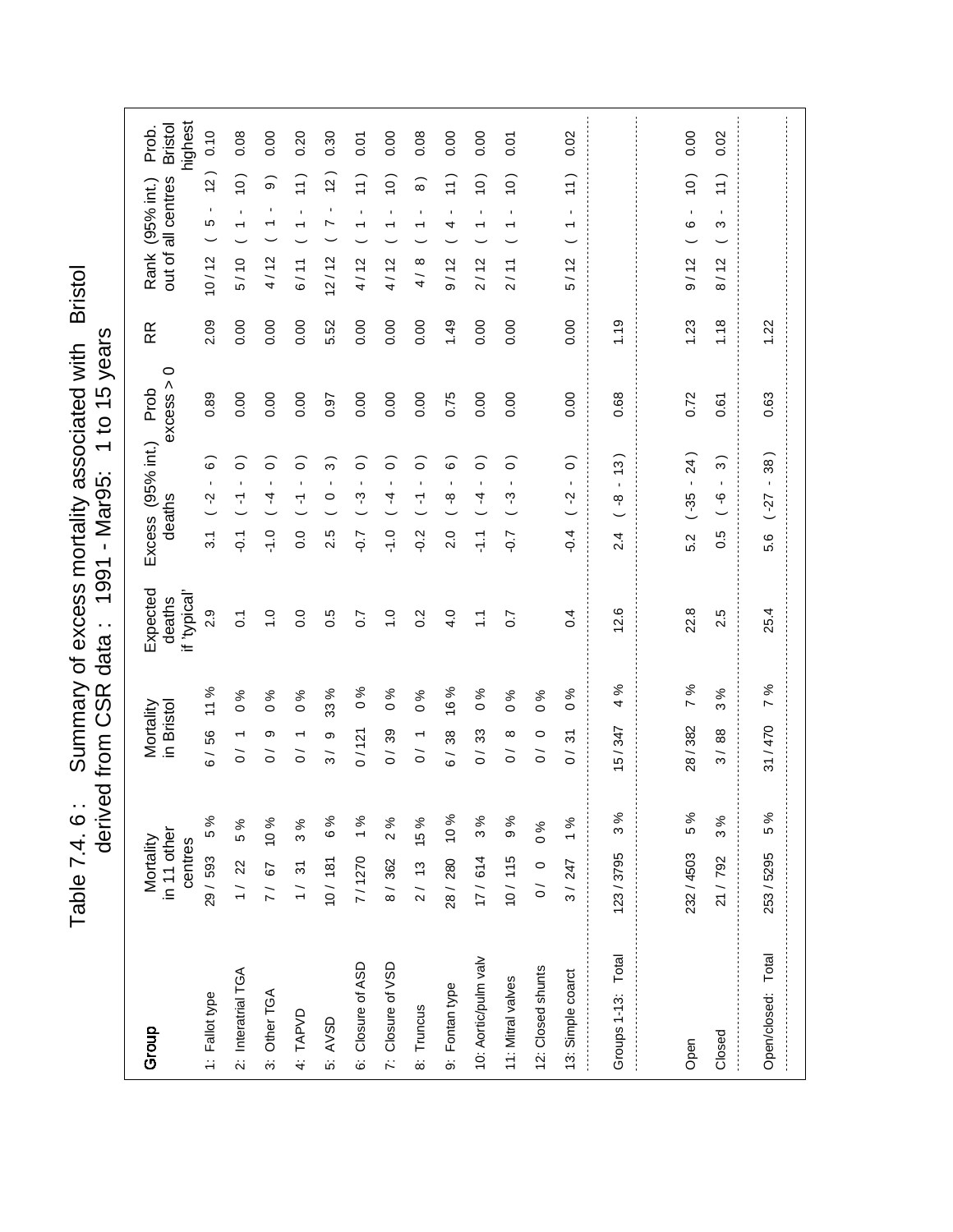# Table 7.4. 6 : Summary of excess mortality associated with Bristol derived from CSR data : 1991 - Mar95: 1 to 15 years

| Group | Mortality in 11 other centres | | Mortality in Bristol | | Expected deaths if 'typical' | Excess (95% int.) deaths | Prob excess > 0 | RR | Rank (95% int.) out of all centres | Prob. Bristol highest |
|---|---|---|---|---|---|---|---|---|---|---|
| 1: Fallot type | 29 / 593 | 5 % | 6 / 56 | 11 % | 2.9 | 3.1 ( -2 - 6 ) | 0.89 | 2.09 | 10 / 12 ( 5 - 12 ) | 0.10 |
| 2: Interatrial TGA | 1 / 22 | 5 % | 0 / 1 | 0 % | 0.1 | -0.1 ( -1 - 0 ) | 0.00 | 0.00 | 5 / 10 ( 1 - 10 ) | 0.08 |
| 3: Other TGA | 7 / 67 | 10 % | 0 / 9 | 0 % | 1.0 | -1.0 ( -4 - 0 ) | 0.00 | 0.00 | 4 / 12 ( 1 - 9 ) | 0.00 |
| 4: TAPVD | 1 / 31 | 3 % | 0 / 1 | 0 % | 0.0 | 0.0 ( -1 - 0 ) | 0.00 | 0.00 | 6 / 11 ( 1 - 11 ) | 0.20 |
| 5: AVSD | 10 / 181 | 6 % | 3 / 9 | 33 % | 0.5 | 2.5 ( 0 - 3 ) | 0.97 | 5.52 | 12 / 12 ( 7 - 12 ) | 0.30 |
| 6: Closure of ASD | 7 / 1270 | 1 % | 0 / 121 | 0 % | 0.7 | -0.7 ( -3 - 0 ) | 0.00 | 0.00 | 4 / 12 ( 1 - 11 ) | 0.01 |
| 7: Closure of VSD | 8 / 362 | 2 % | 0 / 39 | 0 % | 1.0 | -1.0 ( -4 - 0 ) | 0.00 | 0.00 | 4 / 12 ( 1 - 10 ) | 0.00 |
| 8: Truncus | 2 / 13 | 15 % | 0 / 1 | 0 % | 0.2 | -0.2 ( -1 - 0 ) | 0.00 | 0.00 | 4 / 8 ( 1 - 8 ) | 0.08 |
| 9: Fontan type | 28 / 280 | 10 % | 6 / 38 | 16 % | 4.0 | 2.0 ( -8 - 6 ) | 0.75 | 1.49 | 9 / 12 ( 4 - 11 ) | 0.00 |
| 10: Aortic/pulm valv | 17 / 614 | 3 % | 0 / 33 | 0 % | 1.1 | -1.1 ( -4 - 0 ) | 0.00 | 0.00 | 2 / 12 ( 1 - 10 ) | 0.00 |
| 11: Mitral valves | 10 / 115 | 9 % | 0 / 8 | 0 % | 0.7 | -0.7 ( -3 - 0 ) | 0.00 | 0.00 | 2 / 11 ( 1 - 10 ) | 0.01 |
| 12: Closed shunts | 0 / 0 | 0 % | 0 / 0 | 0 % | | | | | | |
| 13: Simple coarct | 3 / 247 | 1 % | 0 / 31 | 0 % | 0.4 | -0.4 ( -2 - 0 ) | 0.00 | 0.00 | 5 / 12 ( 1 - 11 ) | 0.02 |
| Groups 1-13: Total | 123 / 3795 | 3 % | 15 / 347 | 4 % | 12.6 | 2.4 ( -8 - 13 ) | 0.68 | 1.19 | | |
| Open | 232 / 4503 | 5 % | 28 / 382 | 7 % | 22.8 | 5.2 ( -35 - 24 ) | 0.72 | 1.23 | 9 / 12 ( 6 - 10 ) | 0.00 |
| Closed | 21 / 792 | 3 % | 3 / 88 | 3 % | 2.5 | 0.5 ( -6 - 3 ) | 0.61 | 1.18 | 8 / 12 ( 3 - 11 ) | 0.02 |
| Open/closed: Total | 253 / 5295 | 5 % | 31 / 470 | 7 % | 25.4 | 5.6 ( -27 - 38 ) | 0.63 | 1.22 | | |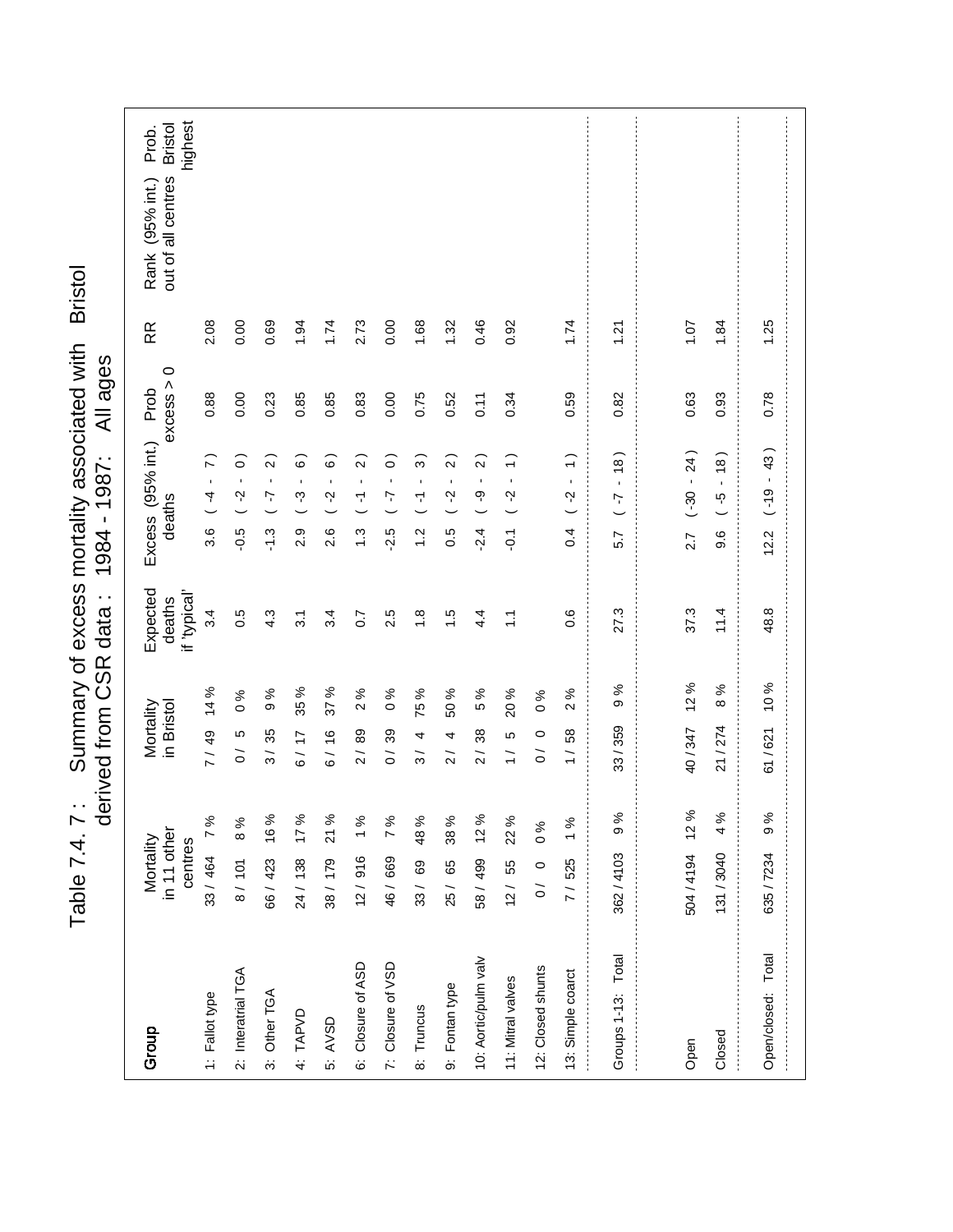# Table 7.4. 7 : Summary of excess mortality associated with Bristol derived from CSR data : 1984 - 1987: All ages

| Group | Mortality in 11 other centres | | Mortality in Bristol | | Expected deaths if 'typical' | Excess (95% int.) deaths | Prob excess > 0 | RR | Rank (95% int.) out of all centres | Prob. Bristol highest |
|---|---|---|---|---|---|---|---|---|---|---|
| 1: Fallot type | 33 / 464 | 7 % | 7 / 49 | 14 % | 3.4 | 3.6 ( -4 - 7 ) | 0.88 | 2.08 | | |
| 2: Interatrial TGA | 8 / 101 | 8 % | 0 / 5 | 0 % | 0.5 | -0.5 ( -2 - 0 ) | 0.00 | 0.00 | | |
| 3: Other TGA | 66 / 423 | 16 % | 3 / 35 | 9 % | 4.3 | -1.3 ( -7 - 2 ) | 0.23 | 0.69 | | |
| 4: TAPVD | 24 / 138 | 17 % | 6 / 17 | 35 % | 3.1 | 2.9 ( -3 - 6 ) | 0.85 | 1.94 | | |
| 5: AVSD | 38 / 179 | 21 % | 6 / 16 | 37 % | 3.4 | 2.6 ( -2 - 6 ) | 0.85 | 1.74 | | |
| 6: Closure of ASD | 12 / 916 | 1 % | 2 / 89 | 2 % | 0.7 | 1.3 ( -1 - 2 ) | 0.83 | 2.73 | | |
| 7: Closure of VSD | 46 / 669 | 7 % | 0 / 39 | 0 % | 2.5 | -2.5 ( -7 - 0 ) | 0.00 | 0.00 | | |
| 8: Truncus | 33 / 69 | 48 % | 3 / 4 | 75 % | 1.8 | 1.2 ( -1 - 3 ) | 0.75 | 1.68 | | |
| 9: Fontan type | 25 / 65 | 38 % | 2 / 4 | 50 % | 1.5 | 0.5 ( -2 - 2 ) | 0.52 | 1.32 | | |
| 10: Aortic/pulm valv | 58 / 499 | 12 % | 2 / 38 | 5 % | 4.4 | -2.4 ( -9 - 2 ) | 0.11 | 0.46 | | |
| 11: Mitral valves | 12 / 55 | 22 % | 1 / 5 | 20 % | 1.1 | -0.1 ( -2 - 1 ) | 0.34 | 0.92 | | |
| 12: Closed shunts | 0 / 0 | 0 % | 0 / 0 | 0 % | | | | | | |
| 13: Simple coarct | 7 / 525 | 1 % | 1 / 58 | 2 % | 0.6 | 0.4 ( -2 - 1 ) | 0.59 | 1.74 | | |
| Groups 1-13: Total | 362 / 4103 | 9 % | 33 / 359 | 9 % | 27.3 | 5.7 ( -7 - 18 ) | 0.82 | 1.21 | | |
| Open | 504 / 4194 | 12 % | 40 / 347 | 12 % | 37.3 | 2.7 ( -30 - 24 ) | 0.63 | 1.07 | | |
| Closed | 131 / 3040 | 4 % | 21 / 274 | 8 % | 11.4 | 9.6 ( -5 - 18 ) | 0.93 | 1.84 | | |
| Open/closed: Total | 635 / 7234 | 9 % | 61 / 621 | 10 % | 48.8 | 12.2 ( -19 - 43 ) | 0.78 | 1.25 | | |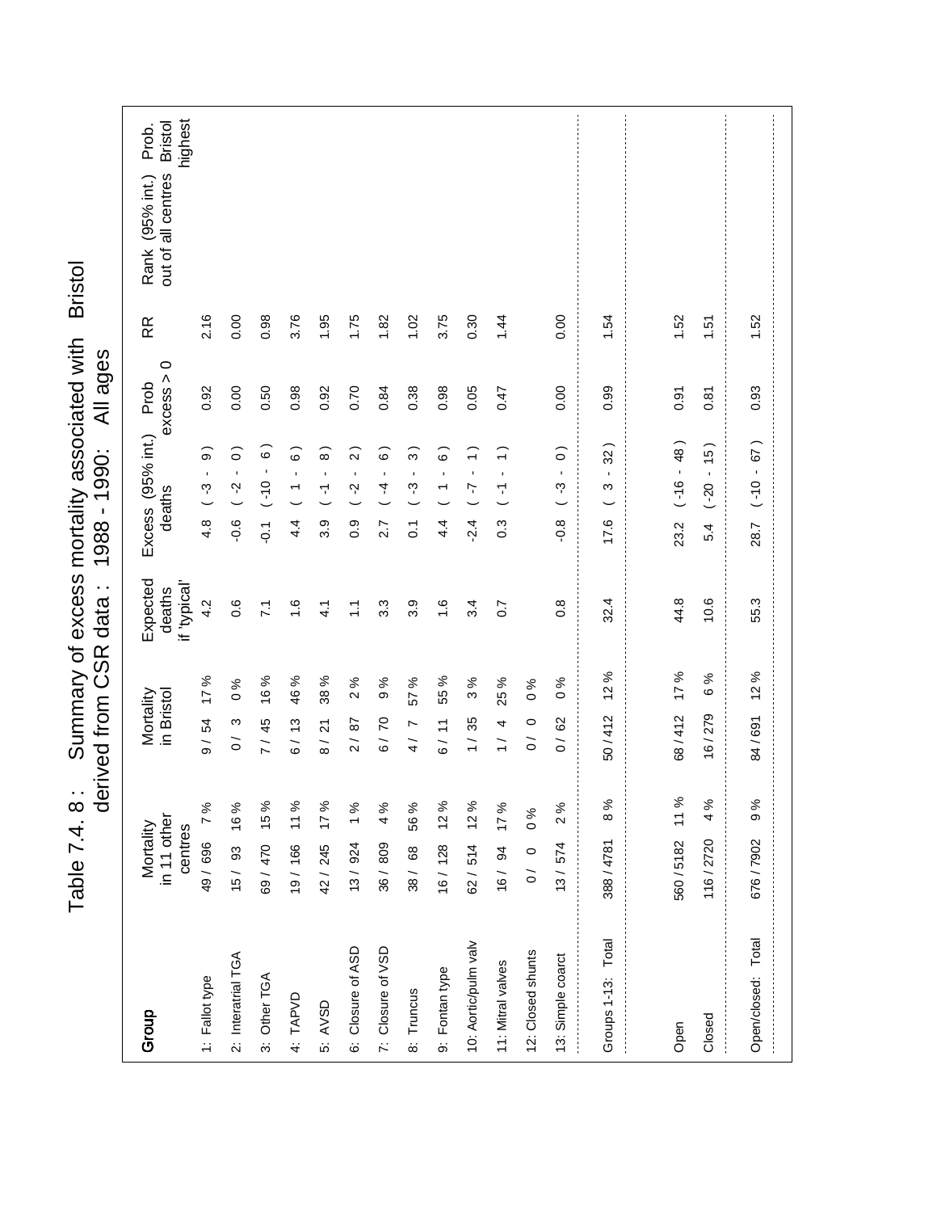# Table 7.4. 8 : Summary of excess mortality associated with Bristol derived from CSR data : 1988 - 1990: All ages

| Group | Mortality in 11 other centres | | Mortality in Bristol | | Expected deaths if 'typical' | Excess (95% int.) deaths | Prob excess > 0 | RR | Rank (95% int.) out of all centres | Prob. Bristol highest |
|---|---|---|---|---|---|---|---|---|---|---|
| 1: Fallot type | 49 / 696 | 7 % | 9 / 54 | 17 % | 4.2 | 4.8 ( -3 - 9 ) | 0.92 | 2.16 | | |
| 2: Interatrial TGA | 15 / 93 | 16 % | 0 / 3 | 0 % | 0.6 | -0.6 ( -2 - 0 ) | 0.00 | 0.00 | | |
| 3: Other TGA | 69 / 470 | 15 % | 7 / 45 | 16 % | 7.1 | -0.1 ( -10 - 6 ) | 0.50 | 0.98 | | |
| 4: TAPVD | 19 / 166 | 11 % | 6 / 13 | 46 % | 1.6 | 4.4 ( 1 - 6 ) | 0.98 | 3.76 | | |
| 5: AVSD | 42 / 245 | 17 % | 8 / 21 | 38 % | 4.1 | 3.9 ( -1 - 8 ) | 0.92 | 1.95 | | |
| 6: Closure of ASD | 13 / 924 | 1 % | 2 / 87 | 2 % | 1.1 | 0.9 ( -2 - 2 ) | 0.70 | 1.75 | | |
| 7: Closure of VSD | 36 / 809 | 4 % | 6 / 70 | 9 % | 3.3 | 2.7 ( -4 - 6 ) | 0.84 | 1.82 | | |
| 8: Truncus | 38 / 68 | 56 % | 4 / 7 | 57 % | 3.9 | 0.1 ( -3 - 3 ) | 0.38 | 1.02 | | |
| 9: Fontan type | 16 / 128 | 12 % | 6 / 11 | 55 % | 1.6 | 4.4 ( 1 - 6 ) | 0.98 | 3.75 | | |
| 10: Aortic/pulm valv | 62 / 514 | 12 % | 1 / 35 | 3 % | 3.4 | -2.4 ( -7 - 1 ) | 0.05 | 0.30 | | |
| 11: Mitral valves | 16 / 94 | 17 % | 1 / 4 | 25 % | 0.7 | 0.3 ( -1 - 1 ) | 0.47 | 1.44 | | |
| 12: Closed shunts | 0 / 0 | 0 % | 0 / 0 | 0 % | | | | | | |
| 13: Simple coarct | 13 / 574 | 2 % | 0 / 62 | 0 % | 0.8 | -0.8 ( -3 - 0 ) | 0.00 | 0.00 | | |
| Groups 1-13: Total | 388 / 4781 | 8 % | 50 / 412 | 12 % | 32.4 | 17.6 ( 3 - 32 ) | 0.99 | 1.54 | | |
| Open | 560 / 5182 | 11 % | 68 / 412 | 17 % | 44.8 | 23.2 ( -16 - 48 ) | 0.91 | 1.52 | | |
| Closed | 116 / 2720 | 4 % | 16 / 279 | 6 % | 10.6 | 5.4 ( -20 - 15 ) | 0.81 | 1.51 | | |
| Open/closed: Total | 676 / 7902 | 9 % | 84 / 691 | 12 % | 55.3 | 28.7 ( -10 - 67 ) | 0.93 | 1.52 | | |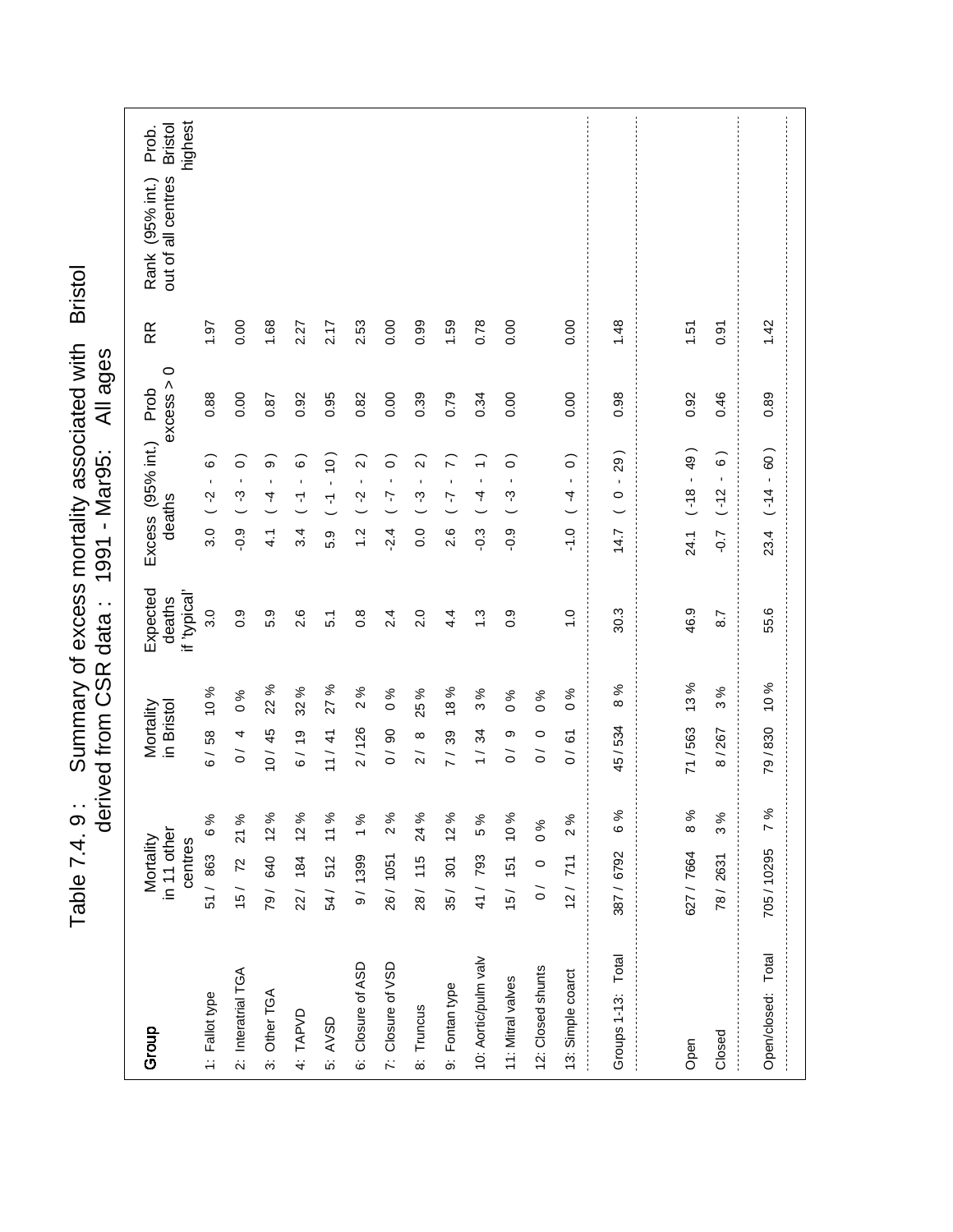# Table 7.4. 9 : Summary of excess mortality associated with Bristol derived from CSR data : 1991 - Mar95: All ages

| Group | Mortality in 11 other centres | | Mortality in Bristol | | Expected deaths if 'typical' | Excess (95% int.) deaths | Prob excess > 0 | RR | Rank (95% int.) out of all centres | Prob. Bristol highest |
|---|---|---|---|---|---|---|---|---|---|---|
| 1: Fallot type | 51 / 863 | 6 % | 6 / 58 | 10 % | 3.0 | 3.0 ( -2 - 6 ) | 0.88 | 1.97 | | |
| 2: Interatrial TGA | 15 / 72 | 21 % | 0 / 4 | 0 % | 0.9 | -0.9 ( -3 - 0 ) | 0.00 | 0.00 | | |
| 3: Other TGA | 79 / 640 | 12 % | 10 / 45 | 22 % | 5.9 | 4.1 ( -4 - 9 ) | 0.87 | 1.68 | | |
| 4: TAPVD | 22 / 184 | 12 % | 6 / 19 | 32 % | 2.6 | 3.4 ( -1 - 6 ) | 0.92 | 2.27 | | |
| 5: AVSD | 54 / 512 | 11 % | 11 / 41 | 27 % | 5.1 | 5.9 ( -1 - 10 ) | 0.95 | 2.17 | | |
| 6: Closure of ASD | 9 / 1399 | 1 % | 2 / 126 | 2 % | 0.8 | 1.2 ( -2 - 2 ) | 0.82 | 2.53 | | |
| 7: Closure of VSD | 26 / 1051 | 2 % | 0 / 90 | 0 % | 2.4 | -2.4 ( -7 - 0 ) | 0.00 | 0.00 | | |
| 8: Truncus | 28 / 115 | 24 % | 2 / 8 | 25 % | 2.0 | 0.0 ( -3 - 2 ) | 0.39 | 0.99 | | |
| 9: Fontan type | 35 / 301 | 12 % | 7 / 39 | 18 % | 4.4 | 2.6 ( -7 - 7 ) | 0.79 | 1.59 | | |
| 10: Aortic/pulm valv | 41 / 793 | 5 % | 1 / 34 | 3 % | 1.3 | -0.3 ( -4 - 1 ) | 0.34 | 0.78 | | |
| 11: Mitral valves | 15 / 151 | 10 % | 0 / 9 | 0 % | 0.9 | -0.9 ( -3 - 0 ) | 0.00 | 0.00 | | |
| 12: Closed shunts | 0 / 0 | 0 % | 0 / 0 | 0 % | | | | | | |
| 13: Simple coarct | 12 / 711 | 2 % | 0 / 61 | 0 % | 1.0 | -1.0 ( -4 - 0 ) | 0.00 | 0.00 | | |
| Groups 1-13: Total | 387 / 6792 | 6 % | 45 / 534 | 8 % | 30.3 | 14.7 ( 0 - 29 ) | 0.98 | 1.48 | | |
| Open | 627 / 7664 | 8 % | 71 / 563 | 13 % | 46.9 | 24.1 ( -18 - 49 ) | 0.92 | 1.51 | | |
| Closed | 78 / 2631 | 3 % | 8 / 267 | 3 % | 8.7 | -0.7 ( -12 - 6 ) | 0.46 | 0.91 | | |
| Open/closed: Total | 705 / 10295 | 7 % | 79 / 830 | 10 % | 55.6 | 23.4 ( -14 - 60 ) | 0.89 | 1.42 | | |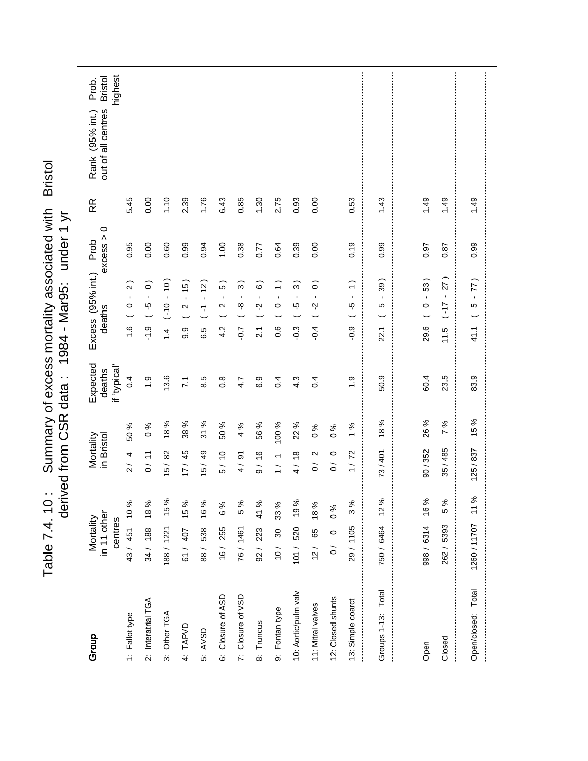# Table 7.4. 10 : Summary of excess mortality associated with Bristol derived from CSR data : 1984 - Mar95: under 1 yr

| Group | Mortality in 11 other centres | | Mortality in Bristol | | Expected deaths if 'typical' | Excess (95% int.) deaths | Prob excess > 0 | RR | Rank (95% int.) out of all centres | Prob. Bristol highest |
|---|---|---|---|---|---|---|---|---|---|---|
| 1: Fallot type | 43 / 451 | 10 % | 2 / 4 | 50 % | 0.4 | 1.6 ( 0 - 2 ) | 0.95 | 5.45 | | |
| 2: Interatrial TGA | 34 / 188 | 18 % | 0 / 11 | 0 % | 1.9 | -1.9 ( -5 - 0 ) | 0.00 | 0.00 | | |
| 3: Other TGA | 188 / 1221 | 15 % | 15 / 82 | 18 % | 13.6 | 1.4 ( -10 - 10 ) | 0.60 | 1.10 | | |
| 4: TAPVD | 61 / 407 | 15 % | 17 / 45 | 38 % | 7.1 | 9.9 ( 2 - 15 ) | 0.99 | 2.39 | | |
| 5: AVSD | 88 / 538 | 16 % | 15 / 49 | 31 % | 8.5 | 6.5 ( -1 - 12 ) | 0.94 | 1.76 | | |
| 6: Closure of ASD | 16 / 255 | 6 % | 5 / 10 | 50 % | 0.8 | 4.2 ( 2 - 5 ) | 1.00 | 6.43 | | |
| 7: Closure of VSD | 76 / 1461 | 5 % | 4 / 91 | 4 % | 4.7 | -0.7 ( -8 - 3 ) | 0.38 | 0.85 | | |
| 8: Truncus | 92 / 223 | 41 % | 9 / 16 | 56 % | 6.9 | 2.1 ( -2 - 6 ) | 0.77 | 1.30 | | |
| 9: Fontan type | 10 / 30 | 33 % | 1 / 1 | 100 % | 0.4 | 0.6 ( 0 - 1 ) | 0.64 | 2.75 | | |
| 10: Aortic/pulm valv | 101 / 520 | 19 % | 4 / 18 | 22 % | 4.3 | -0.3 ( -5 - 3 ) | 0.39 | 0.93 | | |
| 11: Mitral valves | 12 / 65 | 18 % | 0 / 2 | 0 % | 0.4 | -0.4 ( -2 - 0 ) | 0.00 | 0.00 | | |
| 12: Closed shunts | 0 / 0 | 0 % | 0 / 0 | 0 % | | | | | | |
| 13: Simple coarct | 29 / 1105 | 3 % | 1 / 72 | 1 % | 1.9 | -0.9 ( -5 - 1 ) | 0.19 | 0.53 | | |
| Groups 1-13: Total | 750 / 6464 | 12 % | 73 / 401 | 18 % | 50.9 | 22.1 ( 5 - 39 ) | 0.99 | 1.43 | | |
| Open | 998 / 6314 | 16 % | 90 / 352 | 26 % | 60.4 | 29.6 ( 0 - 53 ) | 0.97 | 1.49 | | |
| Closed | 262 / 5393 | 5 % | 35 / 485 | 7 % | 23.5 | 11.5 ( -17 - 27 ) | 0.87 | 1.49 | | |
| Open/closed: Total | 1260 / 11707 | 11 % | 125 / 837 | 15 % | 83.9 | 41.1 ( 5 - 77 ) | 0.99 | 1.49 | | |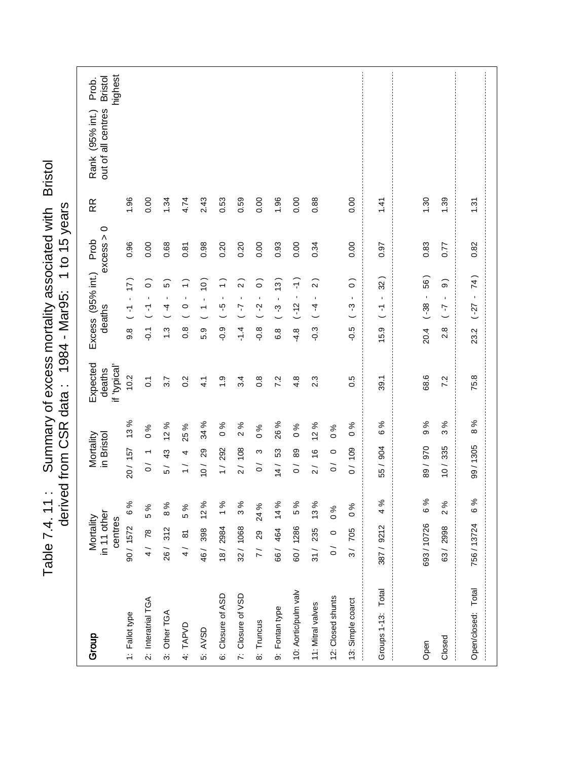# Table 7.4.11 : Summary of excess mortality associated with Bristol derived from CSR data : 1984 - Mar95: 1 to 15 years

| Group | Mortality in 11 other centres | | Mortality in Bristol | | Expected deaths if 'typical' | Excess (95% int.) deaths | Prob excess > 0 | RR | Rank (95% int.) out of all centres | Prob. Bristol highest |
|---|---|---|---|---|---|---|---|---|---|---|
| 1: Fallot type | 90 / 1572 | 6 % | 20 / 157 | 13 % | 10.2 | 9.8 ( -1 - 17 ) | 0.96 | 1.96 | | |
| 2: Interatrial TGA | 4 / 78 | 5 % | 0 / 1 | 0 % | 0.1 | -0.1 ( -1 - 0 ) | 0.00 | 0.00 | | |
| 3: Other TGA | 26 / 312 | 8 % | 5 / 43 | 12 % | 3.7 | 1.3 ( -4 - 5 ) | 0.68 | 1.34 | | |
| 4: TAPVD | 4 / 81 | 5 % | 1 / 4 | 25 % | 0.2 | 0.8 ( 0 - 1 ) | 0.81 | 4.74 | | |
| 5: AVSD | 46 / 398 | 12 % | 10 / 29 | 34 % | 4.1 | 5.9 ( 1 - 10 ) | 0.98 | 2.43 | | |
| 6: Closure of ASD | 18 / 2984 | 1 % | 1 / 292 | 0 % | 1.9 | -0.9 ( -5 - 1 ) | 0.20 | 0.53 | | |
| 7: Closure of VSD | 32 / 1068 | 3 % | 2 / 108 | 2 % | 3.4 | -1.4 ( -7 - 2 ) | 0.20 | 0.59 | | |
| 8: Truncus | 7 / 29 | 24 % | 0 / 3 | 0 % | 0.8 | -0.8 ( -2 - 0 ) | 0.00 | 0.00 | | |
| 9: Fontan type | 66 / 464 | 14 % | 14 / 53 | 26 % | 7.2 | 6.8 ( -3 - 13 ) | 0.93 | 1.96 | | |
| 10: Aortic/pulm valv | 60 / 1286 | 5 % | 0 / 89 | 0 % | 4.8 | -4.8 ( -12 - -1 ) | 0.00 | 0.00 | | |
| 11: Mitral valves | 31 / 235 | 13 % | 2 / 16 | 12 % | 2.3 | -0.3 ( -4 - 2 ) | 0.34 | 0.88 | | |
| 12: Closed shunts | 0 / 0 | 0 % | 0 / 0 | 0 % | | | | | | |
| 13: Simple coarct | 3 / 705 | 0 % | 0 / 109 | 0 % | 0.5 | -0.5 ( -3 - 0 ) | 0.00 | 0.00 | | |
| Groups 1-13: Total | 387 / 9212 | 4 % | 55 / 904 | 6 % | 39.1 | 15.9 ( -1 - 32 ) | 0.97 | 1.41 | | |
| Open | 693 / 10726 | 6 % | 89 / 970 | 9 % | 68.6 | 20.4 ( -38 - 56 ) | 0.83 | 1.30 | | |
| Closed | 63 / 2998 | 2 % | 10 / 335 | 3 % | 7.2 | 2.8 ( -7 - 9 ) | 0.77 | 1.39 | | |
| Open/closed: Total | 756 / 13724 | 6 % | 99 / 1305 | 8 % | 75.8 | 23.2 ( -27 - 74 ) | 0.82 | 1.31 | | |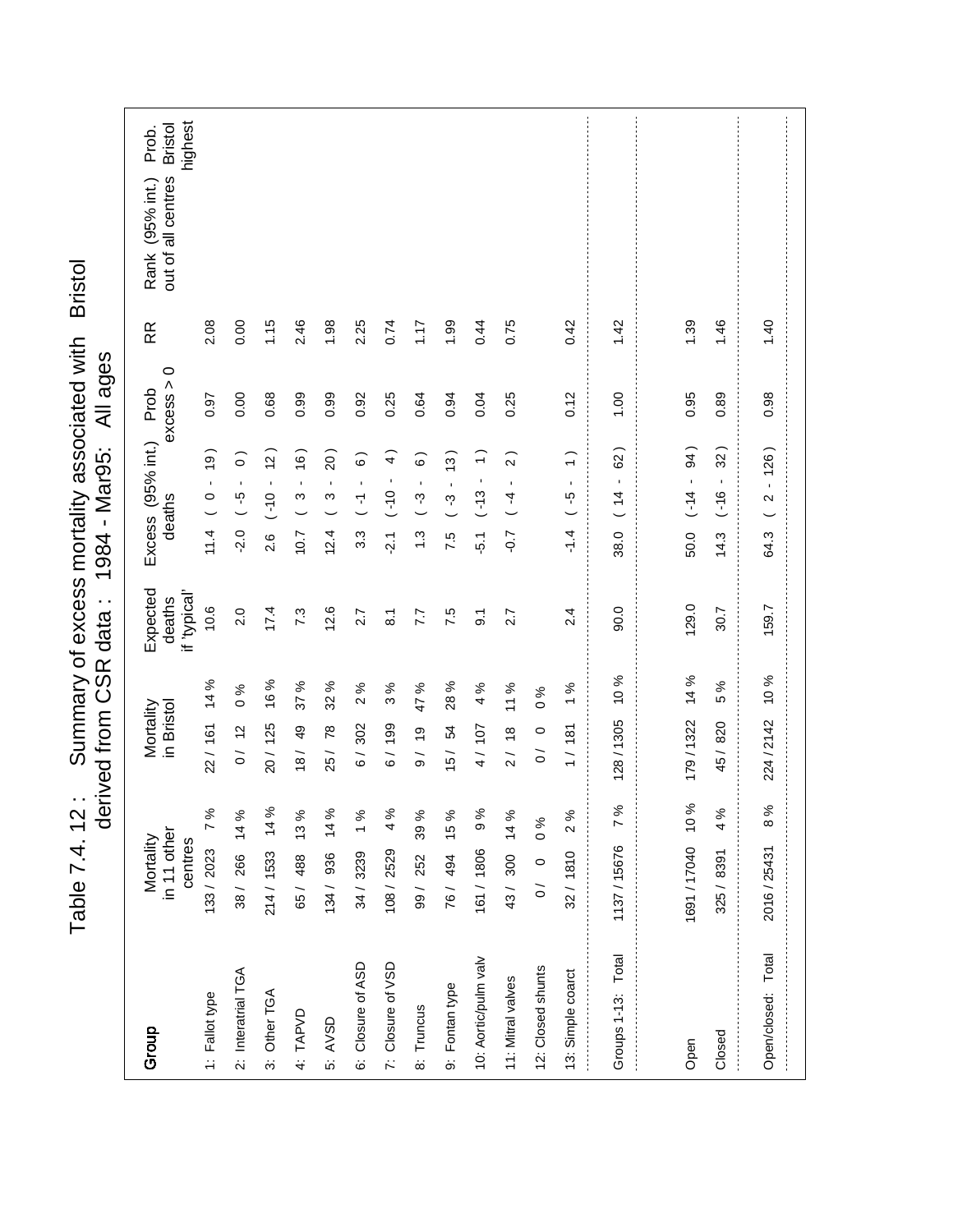# Table 7.4. 12 : Summary of excess mortality associated with Bristol derived from CSR data : 1984 - Mar95: All ages

| Group | Mortality in 11 other centres | | Mortality in Bristol | | Expected deaths if 'typical' | Excess (95% int.) deaths | Prob excess > 0 | RR | Rank (95% int.) out of all centres | Prob. Bristol highest |
|---|---|---|---|---|---|---|---|---|---|---|
| 1: Fallot type | 133 / 2023 | 7 % | 22 / 161 | 14 % | 10.6 | 11.4 ( 0 - 19 ) | 0.97 | 2.08 | | |
| 2: Interatrial TGA | 38 / 266 | 14 % | 0 / 12 | 0 % | 2.0 | -2.0 ( -5 - 0 ) | 0.00 | 0.00 | | |
| 3: Other TGA | 214 / 1533 | 14 % | 20 / 125 | 16 % | 17.4 | 2.6 ( -10 - 12 ) | 0.68 | 1.15 | | |
| 4: TAPVD | 65 / 488 | 13 % | 18 / 49 | 37 % | 7.3 | 10.7 ( 3 - 16 ) | 0.99 | 2.46 | | |
| 5: AVSD | 134 / 936 | 14 % | 25 / 78 | 32 % | 12.6 | 12.4 ( 3 - 20 ) | 0.99 | 1.98 | | |
| 6: Closure of ASD | 34 / 3239 | 1 % | 6 / 302 | 2 % | 2.7 | 3.3 ( -1 - 6 ) | 0.92 | 2.25 | | |
| 7: Closure of VSD | 108 / 2529 | 4 % | 6 / 199 | 3 % | 8.1 | -2.1 ( -10 - 4 ) | 0.25 | 0.74 | | |
| 8: Truncus | 99 / 252 | 39 % | 9 / 19 | 47 % | 7.7 | 1.3 ( -3 - 6 ) | 0.64 | 1.17 | | |
| 9: Fontan type | 76 / 494 | 15 % | 15 / 54 | 28 % | 7.5 | 7.5 ( -3 - 13 ) | 0.94 | 1.99 | | |
| 10: Aortic/pulm valv | 161 / 1806 | 9 % | 4 / 107 | 4 % | 9.1 | -5.1 ( -13 - 1 ) | 0.04 | 0.44 | | |
| 11: Mitral valves | 43 / 300 | 14 % | 2 / 18 | 11 % | 2.7 | -0.7 ( -4 - 2 ) | 0.25 | 0.75 | | |
| 12: Closed shunts | 0 / 0 | 0 % | 0 / 0 | 0 % | | | | | | |
| 13: Simple coarct | 32 / 1810 | 2 % | 1 / 181 | 1 % | 2.4 | -1.4 ( -5 - 1 ) | 0.12 | 0.42 | | |
| Groups 1-13: Total | 1137 / 15676 | 7 % | 128 / 1305 | 10 % | 90.0 | 38.0 ( 14 - 62 ) | 1.00 | 1.42 | | |
| Open | 1691 / 17040 | 10 % | 179 / 1322 | 14 % | 129.0 | 50.0 ( -14 - 94 ) | 0.95 | 1.39 | | |
| Closed | 325 / 8391 | 4 % | 45 / 820 | 5 % | 30.7 | 14.3 ( -16 - 32 ) | 0.89 | 1.46 | | |
| Open/closed: Total | 2016 / 25431 | 8 % | 224 / 2142 | 10 % | 159.7 | 64.3 ( 2 - 126 ) | 0.98 | 1.40 | | |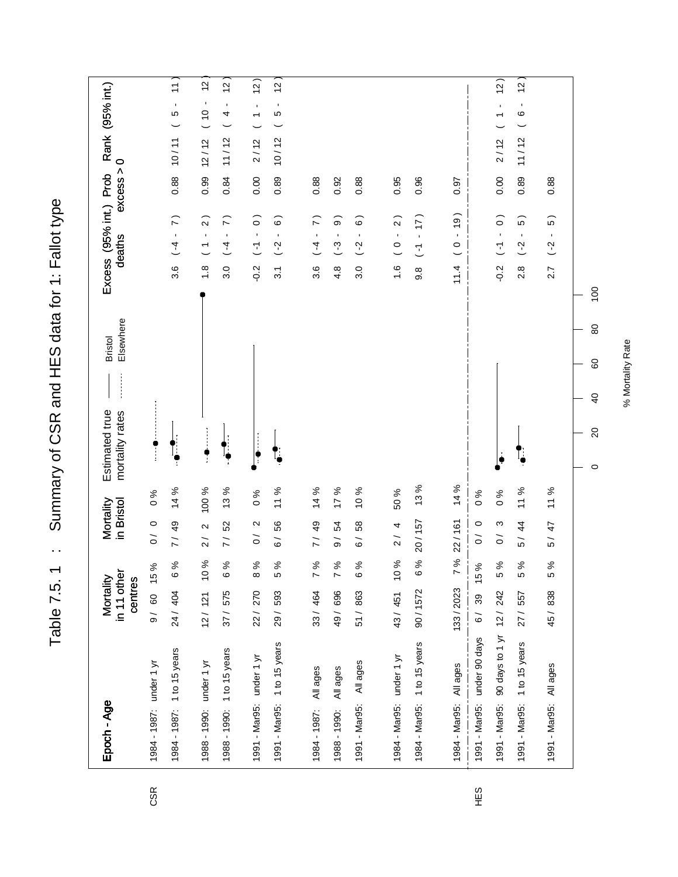# Table 7.5. 1 : Summary of CSR and HES data for 1: Fallot type

| | Epoch - Age | Mortality in 11 other centres | | Mortality in Bristol | | Excess deaths | (95% int.) | Prob excess > 0 | Rank | (95% int.) |
|---|---|---|---|---|---|---|---|---|---|---|
| CSR | 1984 - 1987: under 1 yr | 9 / 60 | 15 % | 0 / 0 | 0 % | | | | | |
| | 1984 - 1987: 1 to 15 years | 24 / 404 | 6 % | 7 / 49 | 14 % | 3.6 | ( -4 - 7 ) | 0.88 | 10 / 11 | ( 5 - 11 ) |
| | 1988 - 1990: under 1 yr | 12 / 121 | 10 % | 2 / 2 | 100 % | 1.8 | ( 1 - 2 ) | 0.99 | 12 / 12 | ( 10 - 12 ) |
| | 1988 - 1990: 1 to 15 years | 37 / 575 | 6 % | 7 / 52 | 13 % | 3.0 | ( -4 - 7 ) | 0.84 | 11 / 12 | ( 4 - 12 ) |
| | 1991 - Mar95: under 1 yr | 22 / 270 | 8 % | 0 / 2 | 0 % | -0.2 | ( -1 - 0 ) | 0.00 | 2 / 12 | ( 1 - 12 ) |
| | 1991 - Mar95: 1 to 15 years | 29 / 593 | 5 % | 6 / 56 | 11 % | 3.1 | ( -2 - 6 ) | 0.89 | 10 / 12 | ( 5 - 12 ) |
| | 1984 - 1987: All ages | 33 / 464 | 7 % | 7 / 49 | 14 % | 3.6 | ( -4 - 7 ) | 0.88 | | |
| | 1988 - 1990: All ages | 49 / 696 | 7 % | 9 / 54 | 17 % | 4.8 | ( -3 - 9 ) | 0.92 | | |
| | 1991 - Mar95: All ages | 51 / 863 | 6 % | 6 / 58 | 10 % | 3.0 | ( -2 - 6 ) | 0.88 | | |
| | 1984 - Mar95: under 1 yr | 43 / 451 | 10 % | 2 / 4 | 50 % | 1.6 | ( 0 - 2 ) | 0.95 | | |
| | 1984 - Mar95: 1 to 15 years | 90 / 1572 | 6 % | 20 / 157 | 13 % | 9.8 | ( -1 - 17 ) | 0.96 | | |
| | 1984 - Mar95: All ages | 133 / 2023 | 7 % | 22 / 161 | 14 % | 11.4 | ( 0 - 19 ) | 0.97 | | |
| HES | 1991 - Mar95: under 90 days | 6 / 39 | 15 % | 0 / 0 | 0 % | | | | | |
| | 1991 - Mar95: 90 days to 1 yr | 12 / 242 | 5 % | 0 / 3 | 0 % | -0.2 | ( -1 - 0 ) | 0.00 | 2 / 12 | ( 1 - 12 ) |
| | 1991 - Mar95: 1 to 15 years | 27 / 557 | 5 % | 5 / 44 | 11 % | 2.8 | ( -2 - 5 ) | 0.89 | 11 / 12 | ( 6 - 12 ) |
| | 1991 - Mar95: All ages | 45 / 838 | 5 % | 5 / 47 | 11 % | 2.7 | ( -2 - 5 ) | 0.88 | | |

Estimated true mortality rates (Bristol ——, Elsewhere ·······); axis: % Mortality Rate (0, 20, 40, 60, 80, 100)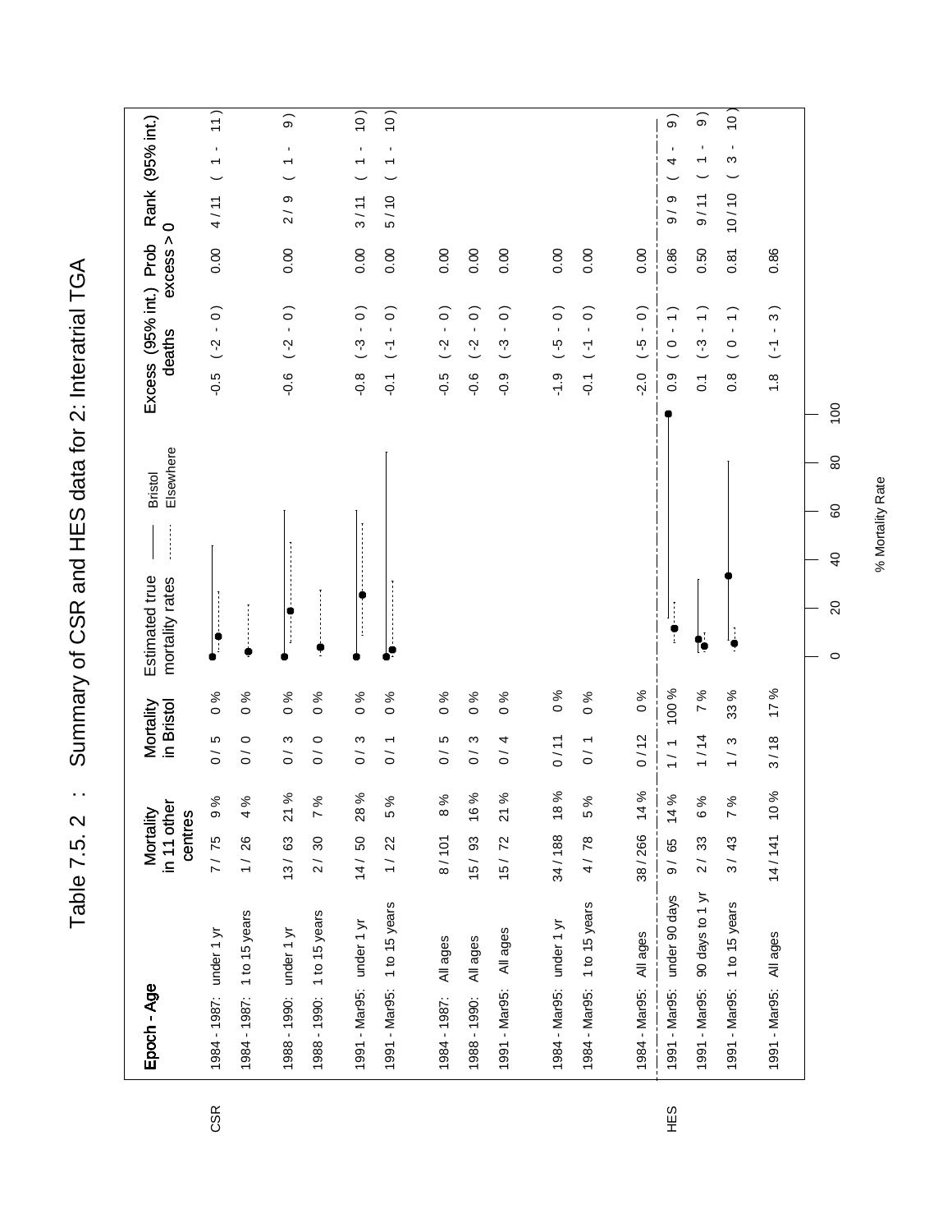# Table 7.5. 2 : Summary of CSR and HES data for 2: Interatrial TGA

| | Epoch - Age | Mortality in 11 other centres | | Mortality in Bristol | | Excess deaths | (95% int.) | Prob excess > 0 | Rank | (95% int.) |
|---|---|---|---|---|---|---|---|---|---|---|
| CSR | 1984 - 1987: under 1 yr | 7 / 75 | 9 % | 0 / 5 | 0 % | -0.5 | ( -2 - 0 ) | 0.00 | 4 / 11 | ( 1 - 11 ) |
| | 1984 - 1987: 1 to 15 years | 1 / 26 | 4 % | 0 / 0 | 0 % | | | | | |
| | 1988 - 1990: under 1 yr | 13 / 63 | 21 % | 0 / 3 | 0 % | -0.6 | ( -2 - 0 ) | 0.00 | 2 / 9 | ( 1 - 9 ) |
| | 1988 - 1990: 1 to 15 years | 2 / 30 | 7 % | 0 / 0 | 0 % | | | | | |
| | 1991 - Mar95: under 1 yr | 14 / 50 | 28 % | 0 / 3 | 0 % | -0.8 | ( -3 - 0 ) | 0.00 | 3 / 11 | ( 1 - 10 ) |
| | 1991 - Mar95: 1 to 15 years | 1 / 22 | 5 % | 0 / 1 | 0 % | -0.1 | ( -1 - 0 ) | 0.00 | 5 / 10 | ( 1 - 10 ) |
| | 1984 - 1987: All ages | 8 / 101 | 8 % | 0 / 5 | 0 % | -0.5 | ( -2 - 0 ) | 0.00 | | |
| | 1988 - 1990: All ages | 15 / 93 | 16 % | 0 / 3 | 0 % | -0.6 | ( -2 - 0 ) | 0.00 | | |
| | 1991 - Mar95: All ages | 15 / 72 | 21 % | 0 / 4 | 0 % | -0.9 | ( -3 - 0 ) | 0.00 | | |
| | 1984 - Mar95: under 1 yr | 34 / 188 | 18 % | 0 / 11 | 0 % | -1.9 | ( -5 - 0 ) | 0.00 | | |
| | 1984 - Mar95: 1 to 15 years | 4 / 78 | 5 % | 0 / 1 | 0 % | -0.1 | ( -1 - 0 ) | 0.00 | | |
| | 1984 - Mar95: All ages | 38 / 266 | 14 % | 0 / 12 | 0 % | -2.0 | ( -5 - 0 ) | 0.00 | | |
| HES | 1991 - Mar95: under 90 days | 9 / 65 | 14 % | 1 / 1 | 100 % | 0.9 | ( 0 - 1 ) | 0.86 | 9 / 9 | ( 4 - 9 ) |
| | 1991 - Mar95: 90 days to 1 yr | 2 / 33 | 6 % | 1 / 14 | 7 % | 0.1 | ( -3 - 1 ) | 0.50 | 9 / 11 | ( 1 - 9 ) |
| | 1991 - Mar95: 1 to 15 years | 3 / 43 | 7 % | 1 / 3 | 33 % | 0.8 | ( 0 - 1 ) | 0.81 | 10 / 10 | ( 3 - 10 ) |
| | 1991 - Mar95: All ages | 14 / 141 | 10 % | 3 / 18 | 17 % | 1.8 | ( -1 - 3 ) | 0.86 | | |

Estimated true mortality rates: Bristol (solid line), Elsewhere (dotted line). Axis: % Mortality Rate (0–100).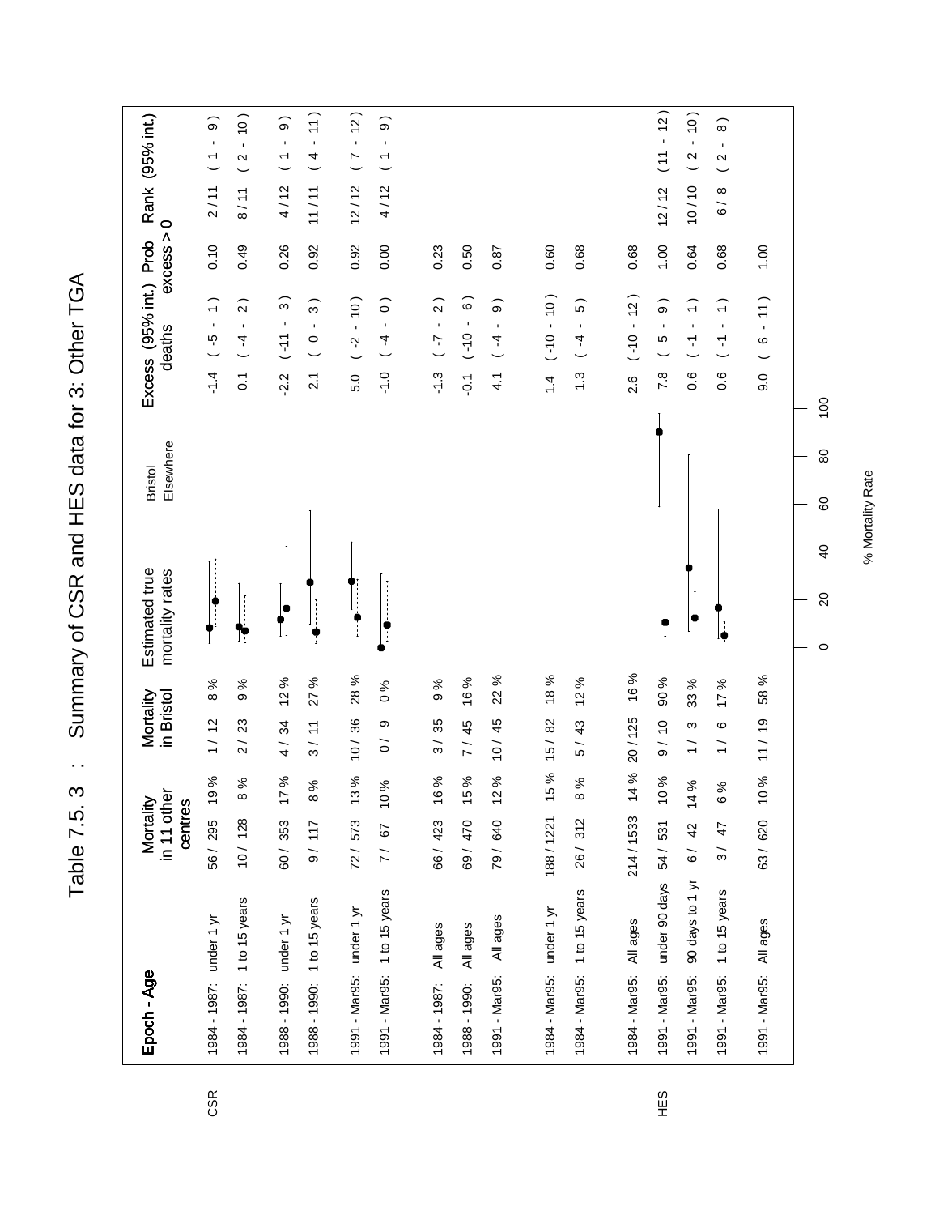# Table 7.5. 3 : Summary of CSR and HES data for 3: Other TGA

| Source | Epoch - Age | Mortality in 11 other centres | | Mortality in Bristol | | Excess deaths | (95% int.) | Prob excess > 0 | Rank | (95% int.) |
|---|---|---|---|---|---|---|---|---|---|---|
| CSR | 1984 - 1987: under 1 yr | 56 / 295 | 19 % | 1 / 12 | 8 % | -1.4 | ( -5 - 1 ) | 0.10 | 2 / 11 | ( 1 - 9 ) |
| | 1984 - 1987: 1 to 15 years | 10 / 128 | 8 % | 2 / 23 | 9 % | 0.1 | ( -4 - 2 ) | 0.49 | 8 / 11 | ( 2 - 10 ) |
| | 1988 - 1990: under 1 yr | 60 / 353 | 17 % | 4 / 34 | 12 % | -2.2 | ( -11 - 3 ) | 0.26 | 4 / 12 | ( 1 - 9 ) |
| | 1988 - 1990: 1 to 15 years | 9 / 117 | 8 % | 3 / 11 | 27 % | 2.1 | ( 0 - 3 ) | 0.92 | 11 / 11 | ( 4 - 11 ) |
| | 1991 - Mar95: under 1 yr | 72 / 573 | 13 % | 10 / 36 | 28 % | 5.0 | ( -2 - 10 ) | 0.92 | 12 / 12 | ( 7 - 12 ) |
| | 1991 - Mar95: 1 to 15 years | 7 / 67 | 10 % | 0 / 9 | 0 % | -1.0 | ( -4 - 0 ) | 0.00 | 4 / 12 | ( 1 - 9 ) |
| | 1984 - 1987: All ages | 66 / 423 | 16 % | 3 / 35 | 9 % | -1.3 | ( -7 - 2 ) | 0.23 | | |
| | 1988 - 1990: All ages | 69 / 470 | 15 % | 7 / 45 | 16 % | -0.1 | ( -10 - 6 ) | 0.50 | | |
| | 1991 - Mar95: All ages | 79 / 640 | 12 % | 10 / 45 | 22 % | 4.1 | ( -4 - 9 ) | 0.87 | | |
| | 1984 - Mar95: under 1 yr | 188 / 1221 | 15 % | 15 / 82 | 18 % | 1.4 | ( -10 - 10 ) | 0.60 | | |
| | 1984 - Mar95: 1 to 15 years | 26 / 312 | 8 % | 5 / 43 | 12 % | 1.3 | ( -4 - 5 ) | 0.68 | | |
| | 1984 - Mar95: All ages | 214 / 1533 | 14 % | 20 / 125 | 16 % | 2.6 | ( -10 - 12 ) | 0.68 | | |
| HES | 1991 - Mar95: under 90 days | 54 / 531 | 10 % | 9 / 10 | 90 % | 7.8 | ( 5 - 9 ) | 1.00 | 12 / 12 | ( 11 - 12 ) |
| | 1991 - Mar95: 90 days to 1 yr | 6 / 42 | 14 % | 1 / 3 | 33 % | 0.6 | ( -1 - 1 ) | 0.64 | 10 / 10 | ( 2 - 10 ) |
| | 1991 - Mar95: 1 to 15 years | 3 / 47 | 6 % | 1 / 6 | 17 % | 0.6 | ( -1 - 1 ) | 0.68 | 6 / 8 | ( 2 - 8 ) |
| | 1991 - Mar95: All ages | 63 / 620 | 10 % | 11 / 19 | 58 % | 9.0 | ( 6 - 11 ) | 1.00 | | |

Estimated true mortality rates: —— Bristol; ........ Elsewhere

% Mortality Rate (0, 20, 40, 60, 80, 100)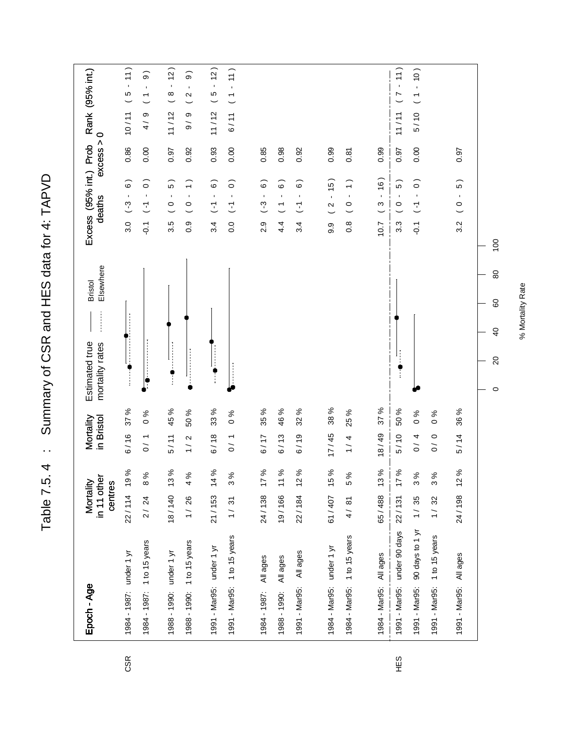# Table 7.5. 4 : Summary of CSR and HES data for 4: TAPVD

| | Epoch - Age | Mortality in 11 other centres | | Mortality in Bristol | | Excess deaths | (95% int.) | Prob excess > 0 | Rank | (95% int.) |
|---|---|---|---|---|---|---|---|---|---|---|
| CSR | 1984 - 1987: under 1 yr | 22 / 114 | 19 % | 6 / 16 | 37 % | 3.0 | ( -3 - 6 ) | 0.86 | 10 / 11 | ( 5 - 11 ) |
| | 1984 - 1987: 1 to 15 years | 2 / 24 | 8 % | 0 / 1 | 0 % | -0.1 | ( -1 - 0 ) | 0.00 | 4 / 9 | ( 1 - 9 ) |
| | 1988 - 1990: under 1 yr | 18 / 140 | 13 % | 5 / 11 | 45 % | 3.5 | ( 0 - 5 ) | 0.97 | 11 / 12 | ( 8 - 12 ) |
| | 1988 - 1990: 1 to 15 years | 1 / 26 | 4 % | 1 / 2 | 50 % | 0.9 | ( 0 - 1 ) | 0.92 | 9 / 9 | ( 2 - 9 ) |
| | 1991 - Mar95: under 1 yr | 21 / 153 | 14 % | 6 / 18 | 33 % | 3.4 | ( -1 - 6 ) | 0.93 | 11 / 12 | ( 5 - 12 ) |
| | 1991 - Mar95: 1 to 15 years | 1 / 31 | 3 % | 0 / 1 | 0 % | 0.0 | ( -1 - 0 ) | 0.00 | 6 / 11 | ( 1 - 11 ) |
| | 1984 - 1987: All ages | 24 / 138 | 17 % | 6 / 17 | 35 % | 2.9 | ( -3 - 6 ) | 0.85 | | |
| | 1988 - 1990: All ages | 19 / 166 | 11 % | 6 / 13 | 46 % | 4.4 | ( 1 - 6 ) | 0.98 | | |
| | 1991 - Mar95: All ages | 22 / 184 | 12 % | 6 / 19 | 32 % | 3.4 | ( -1 - 6 ) | 0.92 | | |
| | 1984 - Mar95: under 1 yr | 61 / 407 | 15 % | 17 / 45 | 38 % | 9.9 | ( 2 - 15 ) | 0.99 | | |
| | 1984 - Mar95: 1 to 15 years | 4 / 81 | 5 % | 1 / 4 | 25 % | 0.8 | ( 0 - 1 ) | 0.81 | | |
| | 1984 - Mar95: All ages | 65 / 488 | 13 % | 18 / 49 | 37 % | 10.7 | ( 3 - 16 ) | 0.99 | | |
| HES | 1991 - Mar95: under 90 days | 22 / 131 | 17 % | 5 / 10 | 50 % | 3.3 | ( 0 - 5 ) | 0.97 | 11 / 11 | ( 7 - 11 ) |
| | 1991 - Mar95: 90 days to 1 yr | 1 / 35 | 3 % | 0 / 4 | 0 % | -0.1 | ( -1 - 0 ) | 0.00 | 5 / 10 | ( 1 - 10 ) |
| | 1991 - Mar95: 1 to 15 years | 1 / 32 | 3 % | 0 / 0 | 0 % | | | | | |
| | 1991 - Mar95: All ages | 24 / 198 | 12 % | 5 / 14 | 36 % | 3.2 | ( 0 - 5 ) | 0.97 | | |

Estimated true mortality rates: Bristol (solid line), Elsewhere (dotted line)

% Mortality Rate (0, 20, 40, 60, 80, 100)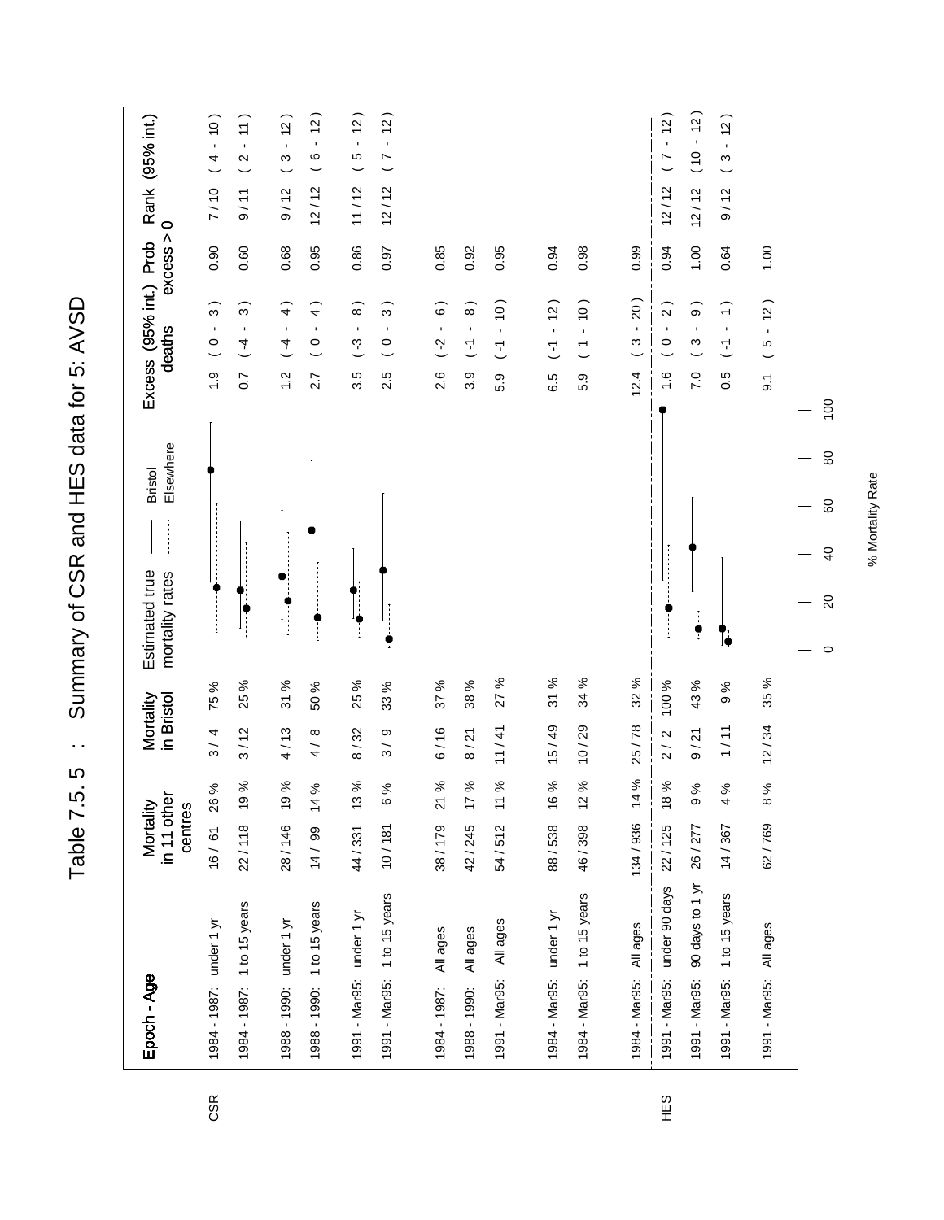# Table 7.5.5 : Summary of CSR and HES data for 5: AVSD

| | Epoch - Age | Mortality in 11 other centres | | Mortality in Bristol | | Excess deaths | (95% int.) | Prob excess > 0 | Rank | (95% int.) |
|---|---|---|---|---|---|---|---|---|---|---|
| CSR | 1984 - 1987: under 1 yr | 16 / 61 | 26 % | 3 / 4 | 75 % | 1.9 | ( 0 - 3 ) | 0.90 | 7 / 10 | ( 4 - 10 ) |
| | 1984 - 1987: 1 to 15 years | 22 / 118 | 19 % | 3 / 12 | 25 % | 0.7 | ( -4 - 3 ) | 0.60 | 9 / 11 | ( 2 - 11 ) |
| | 1988 - 1990: under 1 yr | 28 / 146 | 19 % | 4 / 13 | 31 % | 1.2 | ( -4 - 4 ) | 0.68 | 9 / 12 | ( 3 - 12 ) |
| | 1988 - 1990: 1 to 15 years | 14 / 99 | 14 % | 4 / 8 | 50 % | 2.7 | ( 0 - 4 ) | 0.95 | 12 / 12 | ( 6 - 12 ) |
| | 1991 - Mar95: under 1 yr | 44 / 331 | 13 % | 8 / 32 | 25 % | 3.5 | ( -3 - 8 ) | 0.86 | 11 / 12 | ( 5 - 12 ) |
| | 1991 - Mar95: 1 to 15 years | 10 / 181 | 6 % | 3 / 9 | 33 % | 2.5 | ( 0 - 3 ) | 0.97 | 12 / 12 | ( 7 - 12 ) |
| | 1984 - 1987: All ages | 38 / 179 | 21 % | 6 / 16 | 37 % | 2.6 | ( -2 - 6 ) | 0.85 | | |
| | 1988 - 1990: All ages | 42 / 245 | 17 % | 8 / 21 | 38 % | 3.9 | ( -1 - 8 ) | 0.92 | | |
| | 1991 - Mar95: All ages | 54 / 512 | 11 % | 11 / 41 | 27 % | 5.9 | ( -1 - 10 ) | 0.95 | | |
| | 1984 - Mar95: under 1 yr | 88 / 538 | 16 % | 15 / 49 | 31 % | 6.5 | ( -1 - 12 ) | 0.94 | | |
| | 1984 - Mar95: 1 to 15 years | 46 / 398 | 12 % | 10 / 29 | 34 % | 5.9 | ( 1 - 10 ) | 0.98 | | |
| | 1984 - Mar95: All ages | 134 / 936 | 14 % | 25 / 78 | 32 % | 12.4 | ( 3 - 20 ) | 0.99 | | |
| HES | 1991 - Mar95: under 90 days | 22 / 125 | 18 % | 2 / 2 | 100 % | 1.6 | ( 0 - 2 ) | 0.94 | 12 / 12 | ( 7 - 12 ) |
| | 1991 - Mar95: 90 days to 1 yr | 26 / 277 | 9 % | 9 / 21 | 43 % | 7.0 | ( 3 - 9 ) | 1.00 | 12 / 12 | ( 10 - 12 ) |
| | 1991 - Mar95: 1 to 15 years | 14 / 367 | 4 % | 1 / 11 | 9 % | 0.5 | ( -1 - 1 ) | 0.64 | 9 / 12 | ( 3 - 12 ) |
| | 1991 - Mar95: All ages | 62 / 769 | 8 % | 12 / 34 | 35 % | 9.1 | ( 5 - 12 ) | 1.00 | | |

Estimated true mortality rates: Bristol (solid line), Elsewhere (dotted line). Axis: % Mortality Rate (0, 20, 40, 60, 80, 100)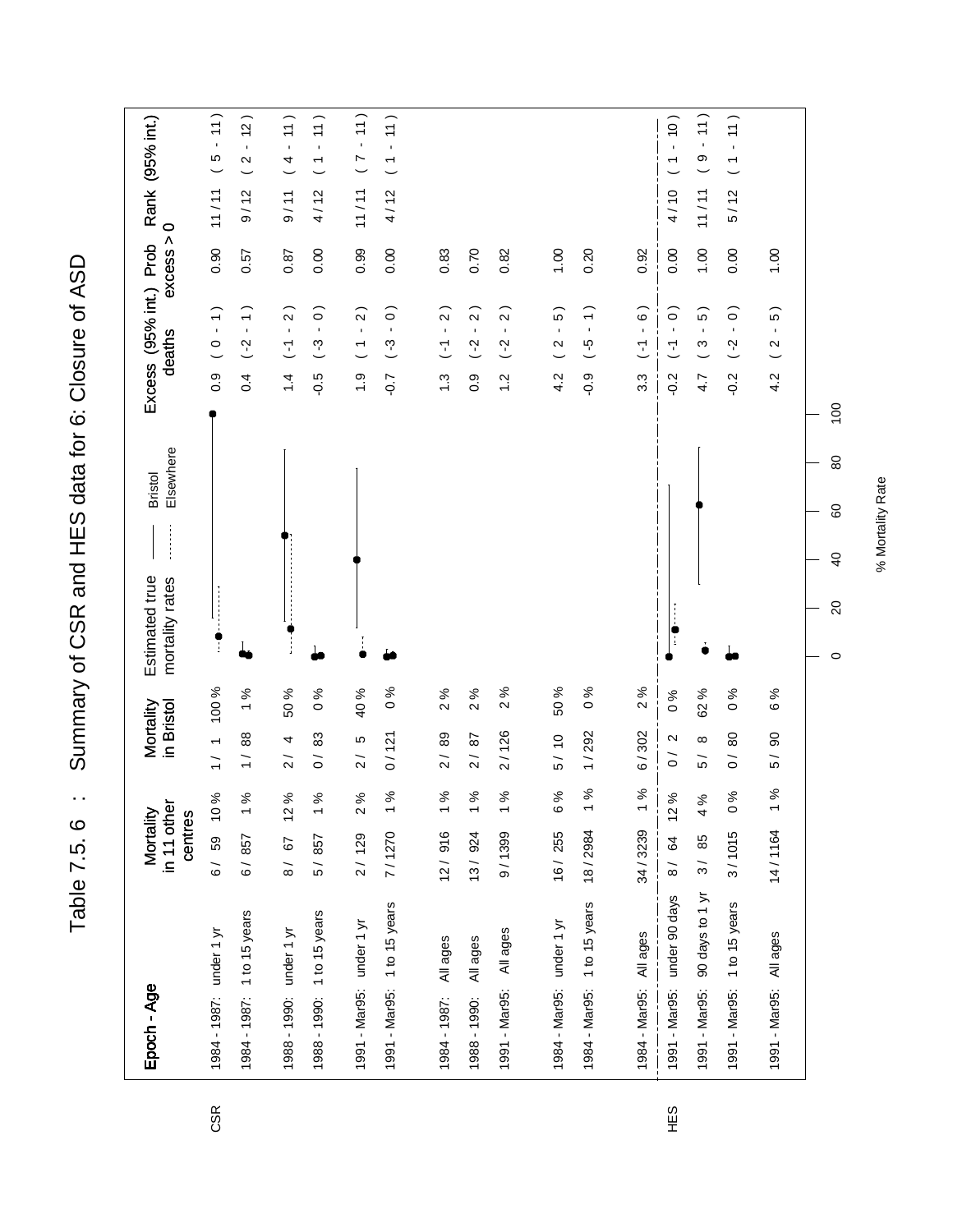# Table 7.5.6 : Summary of CSR and HES data for 6: Closure of ASD

| | Epoch - Age | Mortality in 11 other centres | | Mortality in Bristol | | Estimated true mortality rates (Bristol ——, Elsewhere -------) | Excess deaths | (95% int.) | Prob excess > 0 | Rank | (95% int.) |
|---|---|---|---|---|---|---|---|---|---|---|---|
| CSR | 1984 - 1987: under 1 yr | 6 / 59 | 10 % | 1 / 1 | 100 % | | 0.9 | ( 0 - 1 ) | 0.90 | 11 / 11 | ( 5 - 11 ) |
| | 1984 - 1987: 1 to 15 years | 6 / 857 | 1 % | 1 / 88 | 1 % | | 0.4 | ( -2 - 1 ) | 0.57 | 9 / 12 | ( 2 - 12 ) |
| | 1988 - 1990: under 1 yr | 8 / 67 | 12 % | 2 / 4 | 50 % | | 1.4 | ( -1 - 2 ) | 0.87 | 9 / 11 | ( 4 - 11 ) |
| | 1988 - 1990: 1 to 15 years | 5 / 857 | 1 % | 0 / 83 | 0 % | | -0.5 | ( -3 - 0 ) | 0.00 | 4 / 12 | ( 1 - 11 ) |
| | 1991 - Mar95: under 1 yr | 2 / 129 | 2 % | 2 / 5 | 40 % | | 1.9 | ( 1 - 2 ) | 0.99 | 11 / 11 | ( 7 - 11 ) |
| | 1991 - Mar95: 1 to 15 years | 7 / 1270 | 1 % | 0 / 121 | 0 % | | -0.7 | ( -3 - 0 ) | 0.00 | 4 / 12 | ( 1 - 11 ) |
| | 1984 - 1987: All ages | 12 / 916 | 1 % | 2 / 89 | 2 % | | 1.3 | ( -1 - 2 ) | 0.83 | | |
| | 1988 - 1990: All ages | 13 / 924 | 1 % | 2 / 87 | 2 % | | 0.9 | ( -2 - 2 ) | 0.70 | | |
| | 1991 - Mar95: All ages | 9 / 1399 | 1 % | 2 / 126 | 2 % | | 1.2 | ( -2 - 2 ) | 0.82 | | |
| | 1984 - Mar95: under 1 yr | 16 / 255 | 6 % | 5 / 10 | 50 % | | 4.2 | ( 2 - 5 ) | 1.00 | | |
| | 1984 - Mar95: 1 to 15 years | 18 / 2984 | 1 % | 1 / 292 | 0 % | | -0.9 | ( -5 - 1 ) | 0.20 | | |
| | 1984 - Mar95: All ages | 34 / 3239 | 1 % | 6 / 302 | 2 % | | 3.3 | ( -1 - 6 ) | 0.92 | | |
| HES | 1991 - Mar95: under 90 days | 8 / 64 | 12 % | 0 / 2 | 0 % | | -0.2 | ( -1 - 0 ) | 0.00 | 4 / 10 | ( 1 - 10 ) |
| | 1991 - Mar95: 90 days to 1 yr | 3 / 85 | 4 % | 5 / 8 | 62 % | | 4.7 | ( 3 - 5 ) | 1.00 | 11 / 11 | ( 9 - 11 ) |
| | 1991 - Mar95: 1 to 15 years | 3 / 1015 | 0 % | 0 / 80 | 0 % | | -0.2 | ( -2 - 0 ) | 0.00 | 5 / 12 | ( 1 - 11 ) |
| | 1991 - Mar95: All ages | 14 / 1164 | 1 % | 5 / 90 | 6 % | | 4.2 | ( 2 - 5 ) | 1.00 | | |

% Mortality Rate (axis: 0, 20, 40, 60, 80, 100)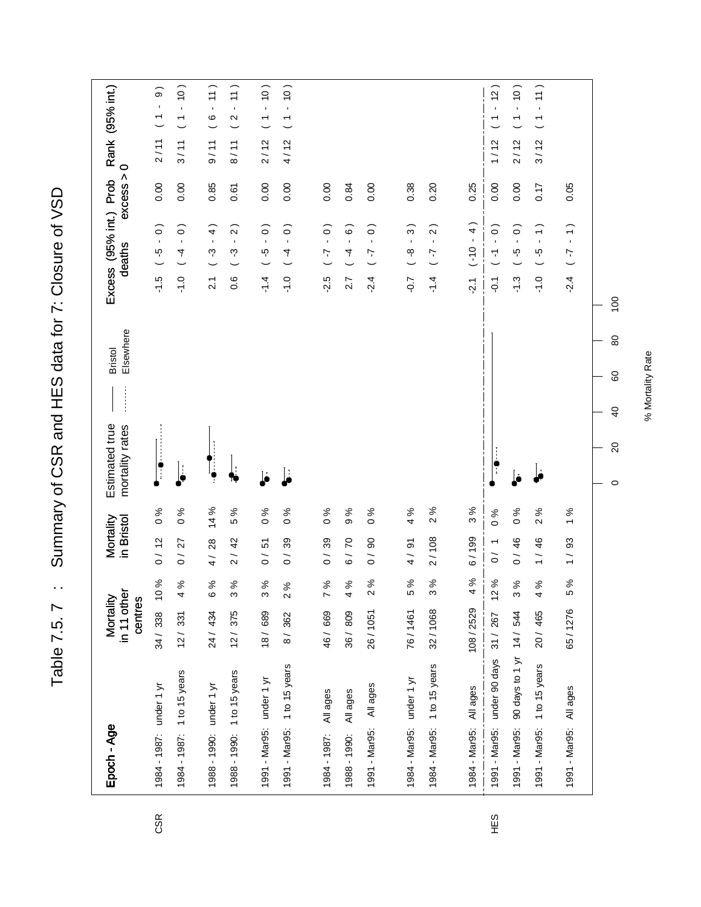# Table 7.5. 7 : Summary of CSR and HES data for 7: Closure of VSD

| | Epoch - Age | | Mortality in 11 other centres | | Mortality in Bristol | | Excess deaths | (95% int.) | Prob excess > 0 | Rank | (95% int.) |
|---|---|---|---|---|---|---|---|---|---|---|---|
| CSR | 1984 - 1987: | under 1 yr | 34 / 338 | 10 % | 0 / 12 | 0 % | -1.5 | ( -5 - 0 ) | 0.00 | 2 / 11 | ( 1 - 9 ) |
| | 1984 - 1987: | 1 to 15 years | 12 / 331 | 4 % | 0 / 27 | 0 % | -1.0 | ( -4 - 0 ) | 0.00 | 3 / 11 | ( 1 - 10 ) |
| | 1988 - 1990: | under 1 yr | 24 / 434 | 6 % | 4 / 28 | 14 % | 2.1 | ( -3 - 4 ) | 0.85 | 9 / 11 | ( 6 - 11 ) |
| | 1988 - 1990: | 1 to 15 years | 12 / 375 | 3 % | 2 / 42 | 5 % | 0.6 | ( -3 - 2 ) | 0.61 | 8 / 11 | ( 2 - 11 ) |
| | 1991 - Mar95: | under 1 yr | 18 / 689 | 3 % | 0 / 51 | 0 % | -1.4 | ( -5 - 0 ) | 0.00 | 2 / 12 | ( 1 - 10 ) |
| | 1991 - Mar95: | 1 to 15 years | 8 / 362 | 2 % | 0 / 39 | 0 % | -1.0 | ( -4 - 0 ) | 0.00 | 4 / 12 | ( 1 - 10 ) |
| | 1984 - 1987: | All ages | 46 / 669 | 7 % | 0 / 39 | 0 % | -2.5 | ( -7 - 0 ) | 0.00 | | |
| | 1988 - 1990: | All ages | 36 / 809 | 4 % | 6 / 70 | 9 % | 2.7 | ( -4 - 6 ) | 0.84 | | |
| | 1991 - Mar95: | All ages | 26 / 1051 | 2 % | 0 / 90 | 0 % | -2.4 | ( -7 - 0 ) | 0.00 | | |
| | 1984 - Mar95: | under 1 yr | 76 / 1461 | 5 % | 4 / 91 | 4 % | -0.7 | ( -8 - 3 ) | 0.38 | | |
| | 1984 - Mar95: | 1 to 15 years | 32 / 1068 | 3 % | 2 / 108 | 2 % | -1.4 | ( -7 - 2 ) | 0.20 | | |
| | 1984 - Mar95: | All ages | 108 / 2529 | 4 % | 6 / 199 | 3 % | -2.1 | ( -10 - 4 ) | 0.25 | | |
| HES | 1991 - Mar95: | under 90 days | 31 / 267 | 12 % | 0 / 1 | 0 % | -0.1 | ( -1 - 0 ) | 0.00 | 1 / 12 | ( 1 - 12 ) |
| | 1991 - Mar95: | 90 days to 1 yr | 14 / 544 | 3 % | 0 / 46 | 0 % | -1.3 | ( -5 - 0 ) | 0.00 | 2 / 12 | ( 1 - 10 ) |
| | 1991 - Mar95: | 1 to 15 years | 20 / 465 | 4 % | 1 / 46 | 2 % | -1.0 | ( -5 - 1 ) | 0.17 | 3 / 12 | ( 1 - 11 ) |
| | 1991 - Mar95: | All ages | 65 / 1276 | 5 % | 1 / 93 | 1 % | -2.4 | ( -7 - 1 ) | 0.05 | | |

Estimated true mortality rates: Bristol (solid line), Elsewhere (dotted line). Axis: % Mortality Rate (0, 20, 40, 60, 80, 100).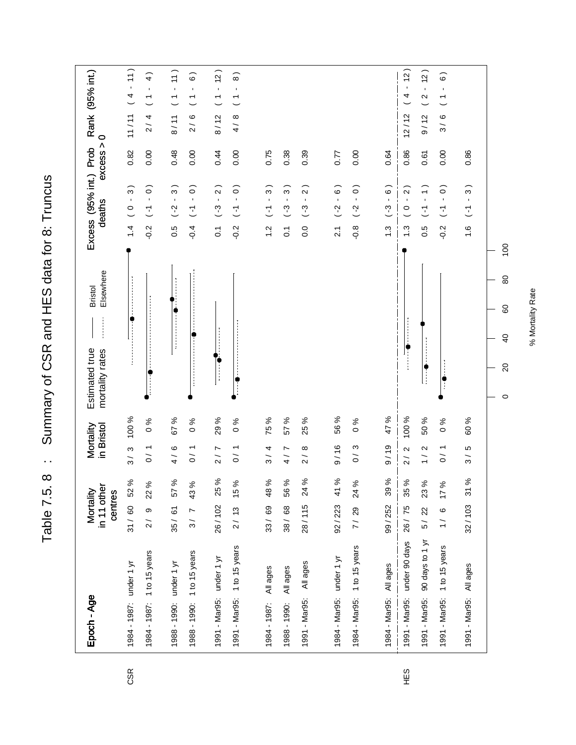# Table 7.5. 8 : Summary of CSR and HES data for 8: Truncus

| | Epoch - Age | Mortality in 11 other centres | | Mortality in Bristol | | Excess deaths | (95% int.) | Prob excess > 0 | Rank | (95% int.) |
|---|---|---|---|---|---|---|---|---|---|---|
| CSR | 1984 - 1987: under 1 yr | 31 / 60 | 52 % | 3 / 3 | 100 % | 1.4 | ( 0 - 3 ) | 0.82 | 11 / 11 | ( 4 - 11 ) |
| | 1984 - 1987: 1 to 15 years | 2 / 9 | 22 % | 0 / 1 | 0 % | -0.2 | ( -1 - 0 ) | 0.00 | 2 / 4 | ( 1 - 4 ) |
| | 1988 - 1990: under 1 yr | 35 / 61 | 57 % | 4 / 6 | 67 % | 0.5 | ( -2 - 3 ) | 0.48 | 8 / 11 | ( 1 - 11 ) |
| | 1988 - 1990: 1 to 15 years | 3 / 7 | 43 % | 0 / 1 | 0 % | -0.4 | ( -1 - 0 ) | 0.00 | 2 / 6 | ( 1 - 6 ) |
| | 1991 - Mar95: under 1 yr | 26 / 102 | 25 % | 2 / 7 | 29 % | 0.1 | ( -3 - 2 ) | 0.44 | 8 / 12 | ( 1 - 12 ) |
| | 1991 - Mar95: 1 to 15 years | 2 / 13 | 15 % | 0 / 1 | 0 % | -0.2 | ( -1 - 0 ) | 0.00 | 4 / 8 | ( 1 - 8 ) |
| | 1984 - 1987: All ages | 33 / 69 | 48 % | 3 / 4 | 75 % | 1.2 | ( -1 - 3 ) | 0.75 | | |
| | 1988 - 1990: All ages | 38 / 68 | 56 % | 4 / 7 | 57 % | 0.1 | ( -3 - 3 ) | 0.38 | | |
| | 1991 - Mar95: All ages | 28 / 115 | 24 % | 2 / 8 | 25 % | 0.0 | ( -3 - 2 ) | 0.39 | | |
| | 1984 - Mar95: under 1 yr | 92 / 223 | 41 % | 9 / 16 | 56 % | 2.1 | ( -2 - 6 ) | 0.77 | | |
| | 1984 - Mar95: 1 to 15 years | 7 / 29 | 24 % | 0 / 3 | 0 % | -0.8 | ( -2 - 0 ) | 0.00 | | |
| | 1984 - Mar95: All ages | 99 / 252 | 39 % | 9 / 19 | 47 % | 1.3 | ( -3 - 6 ) | 0.64 | | |
| HES | 1991 - Mar95: under 90 days | 26 / 75 | 35 % | 2 / 2 | 100 % | 1.3 | ( 0 - 2 ) | 0.86 | 12 / 12 | ( 4 - 12 ) |
| | 1991 - Mar95: 90 days to 1 yr | 5 / 22 | 23 % | 1 / 2 | 50 % | 0.5 | ( -1 - 1 ) | 0.61 | 9 / 12 | ( 2 - 12 ) |
| | 1991 - Mar95: 1 to 15 years | 1 / 6 | 17 % | 0 / 1 | 0 % | -0.2 | ( -1 - 0 ) | 0.00 | 3 / 6 | ( 1 - 6 ) |
| | 1991 - Mar95: All ages | 32 / 103 | 31 % | 3 / 5 | 60 % | 1.6 | ( -1 - 3 ) | 0.86 | | |

Estimated true mortality rates: Bristol (solid line), Elsewhere (dotted line)

% Mortality Rate: 0, 20, 40, 60, 80, 100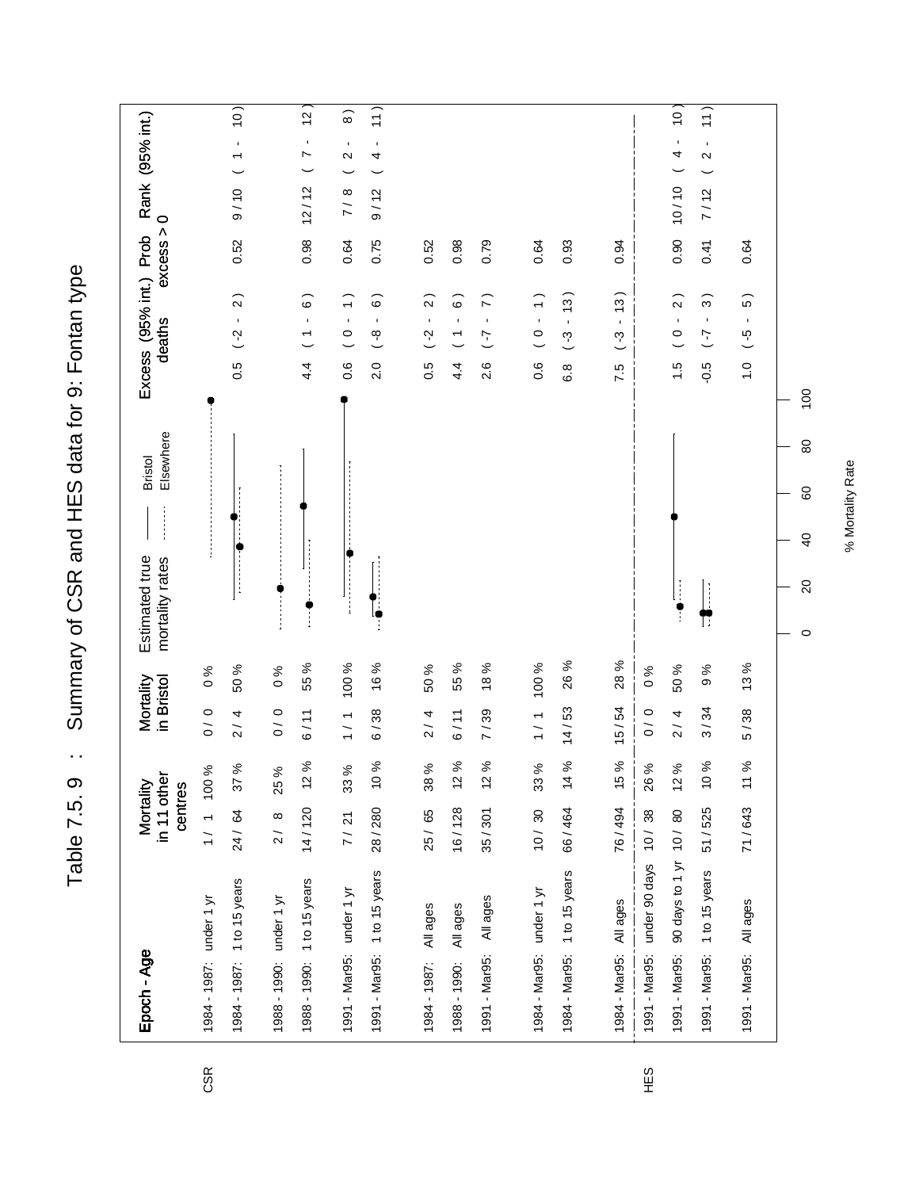# Table 7.5. 9 : Summary of CSR and HES data for 9: Fontan type

| | Epoch - Age | Mortality in 11 other centres | | Mortality in Bristol | | Excess deaths | (95% int.) | Prob excess > 0 | Rank | (95% int.) |
|---|---|---|---|---|---|---|---|---|---|---|
| CSR | 1984 - 1987: under 1 yr | 1 / 1 | 100 % | 0 / 0 | 0 % | | | | | |
| | 1984 - 1987: 1 to 15 years | 24 / 64 | 37 % | 2 / 4 | 50 % | 0.5 | ( -2 - 2 ) | 0.52 | 9 / 10 | ( 1 - 10 ) |
| | 1988 - 1990: under 1 yr | 2 / 8 | 25 % | 0 / 0 | 0 % | | | | | |
| | 1988 - 1990: 1 to 15 years | 14 / 120 | 12 % | 6 / 11 | 55 % | 4.4 | ( 1 - 6 ) | 0.98 | 12 / 12 | ( 7 - 12 ) |
| | 1991 - Mar95: under 1 yr | 7 / 21 | 33 % | 1 / 1 | 100 % | 0.6 | ( 0 - 1 ) | 0.64 | 7 / 8 | ( 2 - 8 ) |
| | 1991 - Mar95: 1 to 15 years | 28 / 280 | 10 % | 6 / 38 | 16 % | 2.0 | ( -8 - 6 ) | 0.75 | 9 / 12 | ( 4 - 11 ) |
| | 1984 - 1987: All ages | 25 / 65 | 38 % | 2 / 4 | 50 % | 0.5 | ( -2 - 2 ) | 0.52 | | |
| | 1988 - 1990: All ages | 16 / 128 | 12 % | 6 / 11 | 55 % | 4.4 | ( 1 - 6 ) | 0.98 | | |
| | 1991 - Mar95: All ages | 35 / 301 | 12 % | 7 / 39 | 18 % | 2.6 | ( -7 - 7 ) | 0.79 | | |
| | 1984 - Mar95: under 1 yr | 10 / 30 | 33 % | 1 / 1 | 100 % | 0.6 | ( 0 - 1 ) | 0.64 | | |
| | 1984 - Mar95: 1 to 15 years | 66 / 464 | 14 % | 14 / 53 | 26 % | 6.8 | ( -3 - 13 ) | 0.93 | | |
| | 1984 - Mar95: All ages | 76 / 494 | 15 % | 15 / 54 | 28 % | 7.5 | ( -3 - 13 ) | 0.94 | | |
| HES | 1991 - Mar95: under 90 days | 10 / 38 | 26 % | 0 / 0 | 0 % | | | | | |
| | 1991 - Mar95: 90 days to 1 yr | 10 / 80 | 12 % | 2 / 4 | 50 % | 1.5 | ( 0 - 2 ) | 0.90 | 10 / 10 | ( 4 - 10 ) |
| | 1991 - Mar95: 1 to 15 years | 51 / 525 | 10 % | 3 / 34 | 9 % | -0.5 | ( -7 - 3 ) | 0.41 | 7 / 12 | ( 2 - 11 ) |
| | 1991 - Mar95: All ages | 71 / 643 | 11 % | 5 / 38 | 13 % | 1.0 | ( -5 - 5 ) | 0.64 | | |

Estimated true mortality rates: —— Bristol; ······ Elsewhere

% Mortality Rate (0, 20, 40, 60, 80, 100)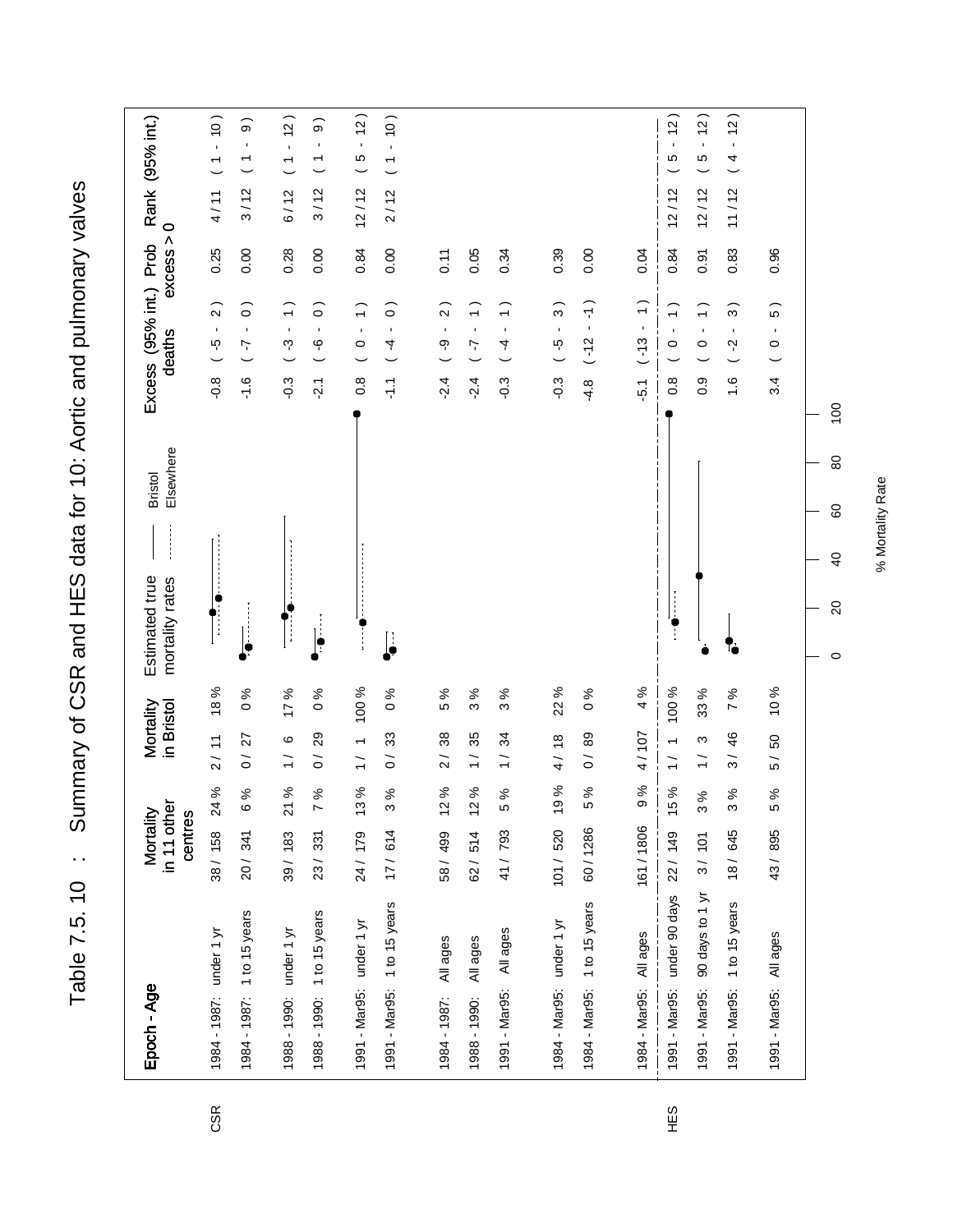# Table 7.5. 10 : Summary of CSR and HES data for 10: Aortic and pulmonary valves

| | Epoch - Age | Mortality in 11 other centres | | Mortality in Bristol | | Excess deaths | (95% int.) | Prob excess > 0 | Rank | (95% int.) |
|---|---|---|---|---|---|---|---|---|---|---|
| CSR | 1984 - 1987: under 1 yr | 38 / 158 | 24 % | 2 / 11 | 18 % | -0.8 | ( -5 - 2 ) | 0.25 | 4 / 11 | ( 1 - 10 ) |
| | 1984 - 1987: 1 to 15 years | 20 / 341 | 6 % | 0 / 27 | 0 % | -1.6 | ( -7 - 0 ) | 0.00 | 3 / 12 | ( 1 - 9 ) |
| | 1988 - 1990: under 1 yr | 39 / 183 | 21 % | 1 / 6 | 17 % | -0.3 | ( -3 - 1 ) | 0.28 | 6 / 12 | ( 1 - 12 ) |
| | 1988 - 1990: 1 to 15 years | 23 / 331 | 7 % | 0 / 29 | 0 % | -2.1 | ( -6 - 0 ) | 0.00 | 3 / 12 | ( 1 - 9 ) |
| | 1991 - Mar95: under 1 yr | 24 / 179 | 13 % | 1 / 1 | 100 % | 0.8 | ( 0 - 1 ) | 0.84 | 12 / 12 | ( 5 - 12 ) |
| | 1991 - Mar95: 1 to 15 years | 17 / 614 | 3 % | 0 / 33 | 0 % | -1.1 | ( -4 - 0 ) | 0.00 | 2 / 12 | ( 1 - 10 ) |
| | 1984 - 1987: All ages | 58 / 499 | 12 % | 2 / 38 | 5 % | -2.4 | ( -9 - 2 ) | 0.11 | | |
| | 1988 - 1990: All ages | 62 / 514 | 12 % | 1 / 35 | 3 % | -2.4 | ( -7 - 1 ) | 0.05 | | |
| | 1991 - Mar95: All ages | 41 / 793 | 5 % | 1 / 34 | 3 % | -0.3 | ( -4 - 1 ) | 0.34 | | |
| | 1984 - Mar95: under 1 yr | 101 / 520 | 19 % | 4 / 18 | 22 % | -0.3 | ( -5 - 3 ) | 0.39 | | |
| | 1984 - Mar95: 1 to 15 years | 60 / 1286 | 5 % | 0 / 89 | 0 % | -4.8 | ( -12 - -1 ) | 0.00 | | |
| | 1984 - Mar95: All ages | 161 / 1806 | 9 % | 4 / 107 | 4 % | -5.1 | ( -13 - 1 ) | 0.04 | | |
| HES | 1991 - Mar95: under 90 days | 22 / 149 | 15 % | 1 / 1 | 100 % | 0.8 | ( 0 - 1 ) | 0.84 | 12 / 12 | ( 5 - 12 ) |
| | 1991 - Mar95: 90 days to 1 yr | 3 / 101 | 3 % | 1 / 3 | 33 % | 0.9 | ( 0 - 1 ) | 0.91 | 12 / 12 | ( 5 - 12 ) |
| | 1991 - Mar95: 1 to 15 years | 18 / 645 | 3 % | 3 / 46 | 7 % | 1.6 | ( -2 - 3 ) | 0.83 | 11 / 12 | ( 4 - 12 ) |
| | 1991 - Mar95: All ages | 43 / 895 | 5 % | 5 / 50 | 10 % | 3.4 | ( 0 - 5 ) | 0.96 | | |

Estimated true mortality rates (Bristol —— ; Elsewhere ·······)

% Mortality Rate: 0, 20, 40, 60, 80, 100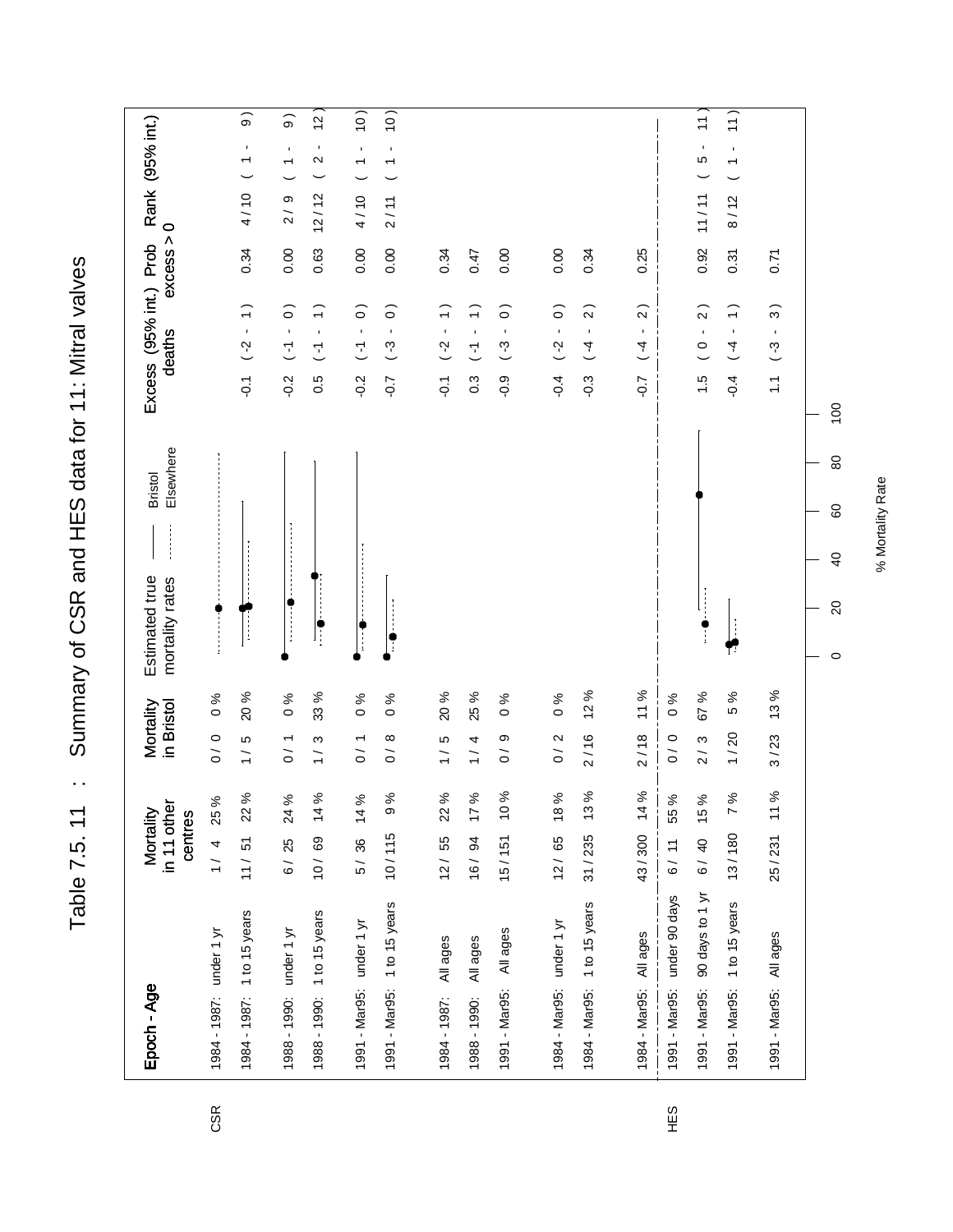# Table 7.5. 11 : Summary of CSR and HES data for 11: Mitral valves

| Source | Epoch - Age | Mortality in 11 other centres | | Mortality in Bristol | | Excess deaths | (95% int.) | Prob excess > 0 | Rank | (95% int.) |
|---|---|---|---|---|---|---|---|---|---|---|
| CSR | 1984 - 1987: under 1 yr | 1 / 4 | 25 % | 0 / 0 | 0 % | | | | | |
| CSR | 1984 - 1987: 1 to 15 years | 11 / 51 | 22 % | 1 / 5 | 20 % | -0.1 | ( -2 - 1 ) | 0.34 | 4 / 10 | ( 1 - 9 ) |
| CSR | 1988 - 1990: under 1 yr | 6 / 25 | 24 % | 0 / 1 | 0 % | -0.2 | ( -1 - 0 ) | 0.00 | 2 / 9 | ( 1 - 9 ) |
| CSR | 1988 - 1990: 1 to 15 years | 10 / 69 | 14 % | 1 / 3 | 33 % | 0.5 | ( -1 - 1 ) | 0.63 | 12 / 12 | ( 2 - 12 ) |
| CSR | 1991 - Mar95: under 1 yr | 5 / 36 | 14 % | 0 / 1 | 0 % | -0.2 | ( -1 - 0 ) | 0.00 | 4 / 10 | ( 1 - 10 ) |
| CSR | 1991 - Mar95: 1 to 15 years | 10 / 115 | 9 % | 0 / 8 | 0 % | -0.7 | ( -3 - 0 ) | 0.00 | 2 / 11 | ( 1 - 10 ) |
| CSR | 1984 - 1987: All ages | 12 / 55 | 22 % | 1 / 5 | 20 % | -0.1 | ( -2 - 1 ) | 0.34 | | |
| CSR | 1988 - 1990: All ages | 16 / 94 | 17 % | 1 / 4 | 25 % | 0.3 | ( -1 - 1 ) | 0.47 | | |
| CSR | 1991 - Mar95: All ages | 15 / 151 | 10 % | 0 / 9 | 0 % | -0.9 | ( -3 - 0 ) | 0.00 | | |
| CSR | 1984 - Mar95: under 1 yr | 12 / 65 | 18 % | 0 / 2 | 0 % | -0.4 | ( -2 - 0 ) | 0.00 | | |
| CSR | 1984 - Mar95: 1 to 15 years | 31 / 235 | 13 % | 2 / 16 | 12 % | -0.3 | ( -4 - 2 ) | 0.34 | | |
| CSR | 1984 - Mar95: All ages | 43 / 300 | 14 % | 2 / 18 | 11 % | -0.7 | ( -4 - 2 ) | 0.25 | | |
| HES | 1991 - Mar95: under 90 days | 6 / 11 | 55 % | 0 / 0 | 0 % | | | | | |
| HES | 1991 - Mar95: 90 days to 1 yr | 6 / 40 | 15 % | 2 / 3 | 67 % | 1.5 | ( 0 - 2 ) | 0.92 | 11 / 11 | ( 5 - 11 ) |
| HES | 1991 - Mar95: 1 to 15 years | 13 / 180 | 7 % | 1 / 20 | 5 % | -0.4 | ( -4 - 1 ) | 0.31 | 8 / 12 | ( 1 - 11 ) |
| HES | 1991 - Mar95: All ages | 25 / 231 | 11 % | 3 / 23 | 13 % | 1.1 | ( -3 - 3 ) | 0.71 | | |

Estimated true mortality rates: Bristol (solid line), Elsewhere (dotted line). Axis: % Mortality Rate (0–100).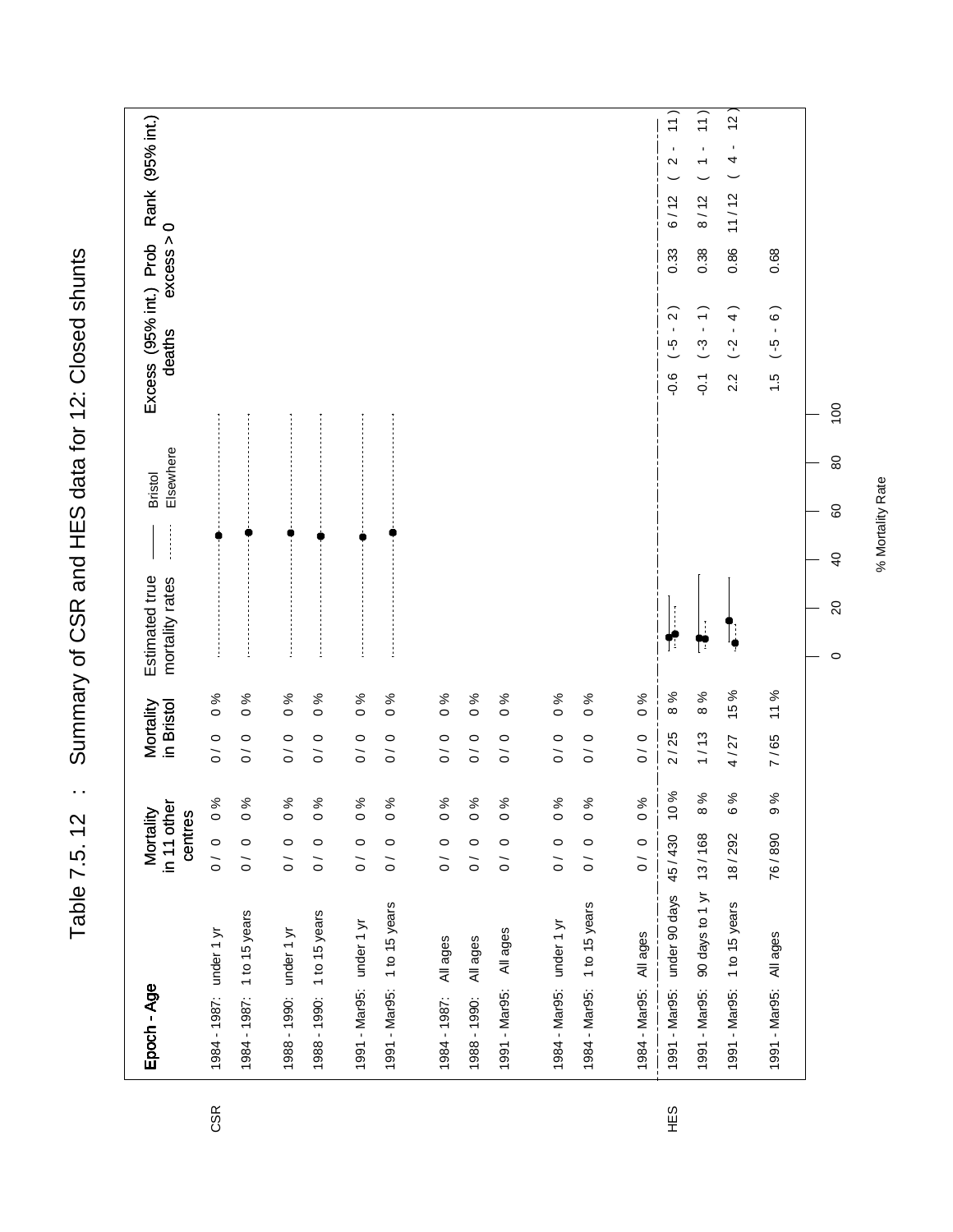# Table 7.5. 12 : Summary of CSR and HES data for 12: Closed shunts

| | Epoch - Age | Mortality in 11 other centres | | Mortality in Bristol | | Estimated true mortality rates (Bristol —— / Elsewhere ·······) | Excess deaths | (95% int.) | Prob excess > 0 | Rank | (95% int.) |
|---|---|---|---|---|---|---|---|---|---|---|---|
| CSR | 1984 - 1987: under 1 yr | 0 / 0 | 0 % | 0 / 0 | 0 % | | | | | | |
| | 1984 - 1987: 1 to 15 years | 0 / 0 | 0 % | 0 / 0 | 0 % | | | | | | |
| | 1988 - 1990: under 1 yr | 0 / 0 | 0 % | 0 / 0 | 0 % | | | | | | |
| | 1988 - 1990: 1 to 15 years | 0 / 0 | 0 % | 0 / 0 | 0 % | | | | | | |
| | 1991 - Mar95: under 1 yr | 0 / 0 | 0 % | 0 / 0 | 0 % | | | | | | |
| | 1991 - Mar95: 1 to 15 years | 0 / 0 | 0 % | 0 / 0 | 0 % | | | | | | |
| | 1984 - 1987: All ages | 0 / 0 | 0 % | 0 / 0 | 0 % | | | | | | |
| | 1988 - 1990: All ages | 0 / 0 | 0 % | 0 / 0 | 0 % | | | | | | |
| | 1991 - Mar95: All ages | 0 / 0 | 0 % | 0 / 0 | 0 % | | | | | | |
| | 1984 - Mar95: under 1 yr | 0 / 0 | 0 % | 0 / 0 | 0 % | | | | | | |
| | 1984 - Mar95: 1 to 15 years | 0 / 0 | 0 % | 0 / 0 | 0 % | | | | | | |
| | 1984 - Mar95: All ages | 0 / 0 | 0 % | 0 / 0 | 0 % | | | | | | |
| HES | 1991 - Mar95: under 90 days | 45 / 430 | 10 % | 2 / 25 | 8 % | | -0.6 | ( -5 - 2 ) | 0.33 | 6 / 12 | ( 2 - 11 ) |
| | 1991 - Mar95: 90 days to 1 yr | 13 / 168 | 8 % | 1 / 13 | 8 % | | -0.1 | ( -3 - 1 ) | 0.38 | 8 / 12 | ( 1 - 11 ) |
| | 1991 - Mar95: 1 to 15 years | 18 / 292 | 6 % | 4 / 27 | 15 % | | 2.2 | ( -2 - 4 ) | 0.86 | 11 / 12 | ( 4 - 12 ) |
| | 1991 - Mar95: All ages | 76 / 890 | 9 % | 7 / 65 | 11 % | | 1.5 | ( -5 - 6 ) | 0.68 | | |

% Mortality Rate (0, 20, 40, 60, 80, 100)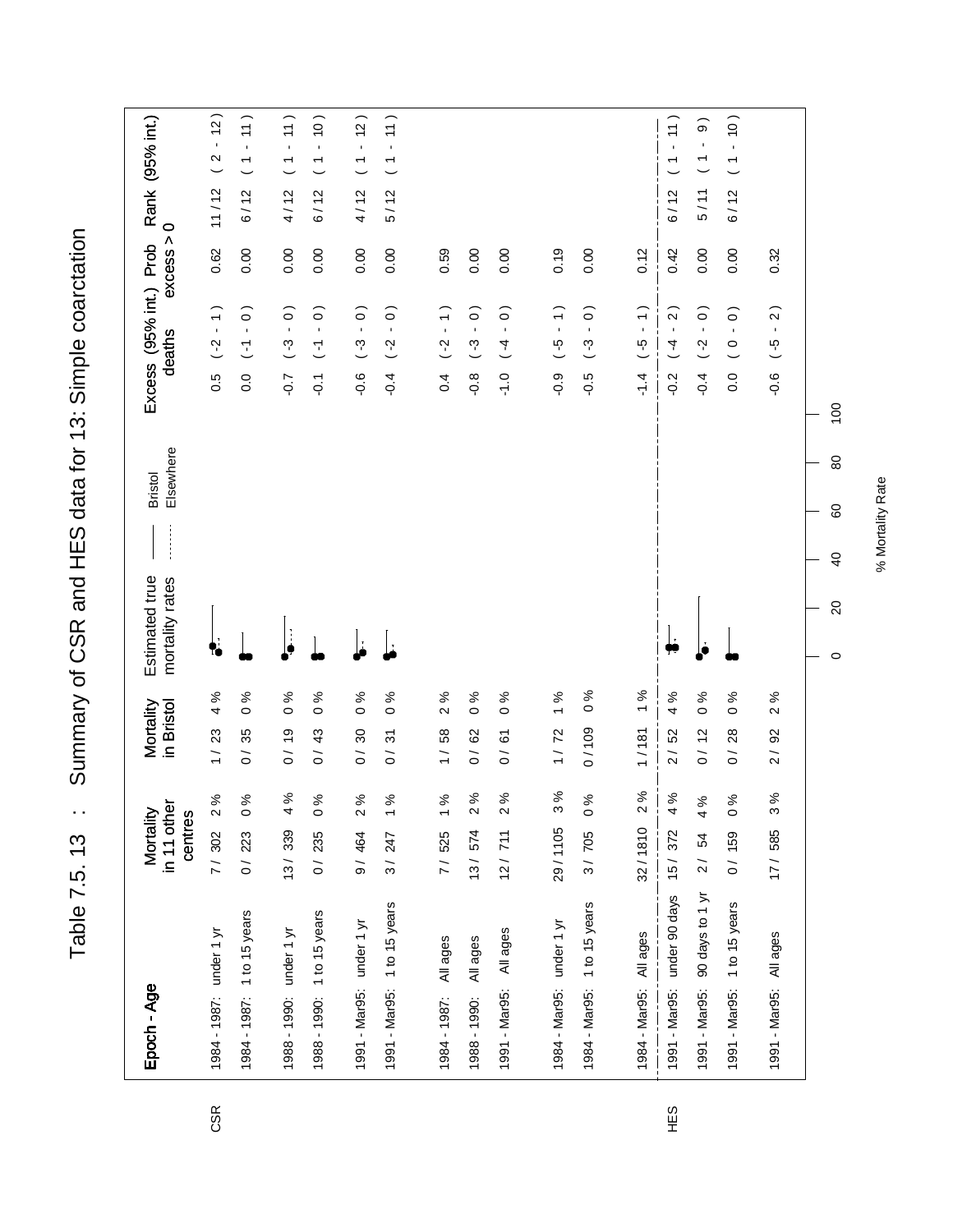# Table 7.5. 13 : Summary of CSR and HES data for 13: Simple coarctation

| | Epoch - Age | Mortality in 11 other centres | | Mortality in Bristol | | Estimated true mortality rates (— Bristol, ...... Elsewhere) | Excess deaths | (95% int.) | Prob excess > 0 | Rank | (95% int.) |
|---|---|---|---|---|---|---|---|---|---|---|---|
| CSR | 1984 - 1987: under 1 yr | 7 / 302 | 2 % | 1 / 23 | 4 % | | 0.5 | ( -2 - 1 ) | 0.62 | 11 / 12 | ( 2 - 12 ) |
| | 1984 - 1987: 1 to 15 years | 0 / 223 | 0 % | 0 / 35 | 0 % | | 0.0 | ( -1 - 0 ) | 0.00 | 6 / 12 | ( 1 - 11 ) |
| | 1988 - 1990: under 1 yr | 13 / 339 | 4 % | 0 / 19 | 0 % | | -0.7 | ( -3 - 0 ) | 0.00 | 4 / 12 | ( 1 - 11 ) |
| | 1988 - 1990: 1 to 15 years | 0 / 235 | 0 % | 0 / 43 | 0 % | | -0.1 | ( -1 - 0 ) | 0.00 | 6 / 12 | ( 1 - 10 ) |
| | 1991 - Mar95: under 1 yr | 9 / 464 | 2 % | 0 / 30 | 0 % | | -0.6 | ( -3 - 0 ) | 0.00 | 4 / 12 | ( 1 - 12 ) |
| | 1991 - Mar95: 1 to 15 years | 3 / 247 | 1 % | 0 / 31 | 0 % | | -0.4 | ( -2 - 0 ) | 0.00 | 5 / 12 | ( 1 - 11 ) |
| | 1984 - 1987: All ages | 7 / 525 | 1 % | 1 / 58 | 2 % | | 0.4 | ( -2 - 1 ) | 0.59 | | |
| | 1988 - 1990: All ages | 13 / 574 | 2 % | 0 / 62 | 0 % | | -0.8 | ( -3 - 0 ) | 0.00 | | |
| | 1991 - Mar95: All ages | 12 / 711 | 2 % | 0 / 61 | 0 % | | -1.0 | ( -4 - 0 ) | 0.00 | | |
| | 1984 - Mar95: under 1 yr | 29 / 1105 | 3 % | 1 / 72 | 1 % | | -0.9 | ( -5 - 1 ) | 0.19 | | |
| | 1984 - Mar95: 1 to 15 years | 3 / 705 | 0 % | 0 / 109 | 0 % | | -0.5 | ( -3 - 0 ) | 0.00 | | |
| | 1984 - Mar95: All ages | 32 / 1810 | 2 % | 1 / 181 | 1 % | | -1.4 | ( -5 - 1 ) | 0.12 | | |
| HES | 1991 - Mar95: under 90 days | 15 / 372 | 4 % | 2 / 52 | 4 % | | -0.2 | ( -4 - 2 ) | 0.42 | 6 / 12 | ( 1 - 11 ) |
| | 1991 - Mar95: 90 days to 1 yr | 2 / 54 | 4 % | 0 / 12 | 0 % | | -0.4 | ( -2 - 0 ) | 0.00 | 5 / 11 | ( 1 - 9 ) |
| | 1991 - Mar95: 1 to 15 years | 0 / 159 | 0 % | 0 / 28 | 0 % | | 0.0 | ( 0 - 0 ) | 0.00 | 6 / 12 | ( 1 - 10 ) |
| | 1991 - Mar95: All ages | 17 / 585 | 3 % | 2 / 92 | 2 % | | -0.6 | ( -5 - 2 ) | 0.32 | | |

% Mortality Rate (axis: 0, 20, 40, 60, 80, 100)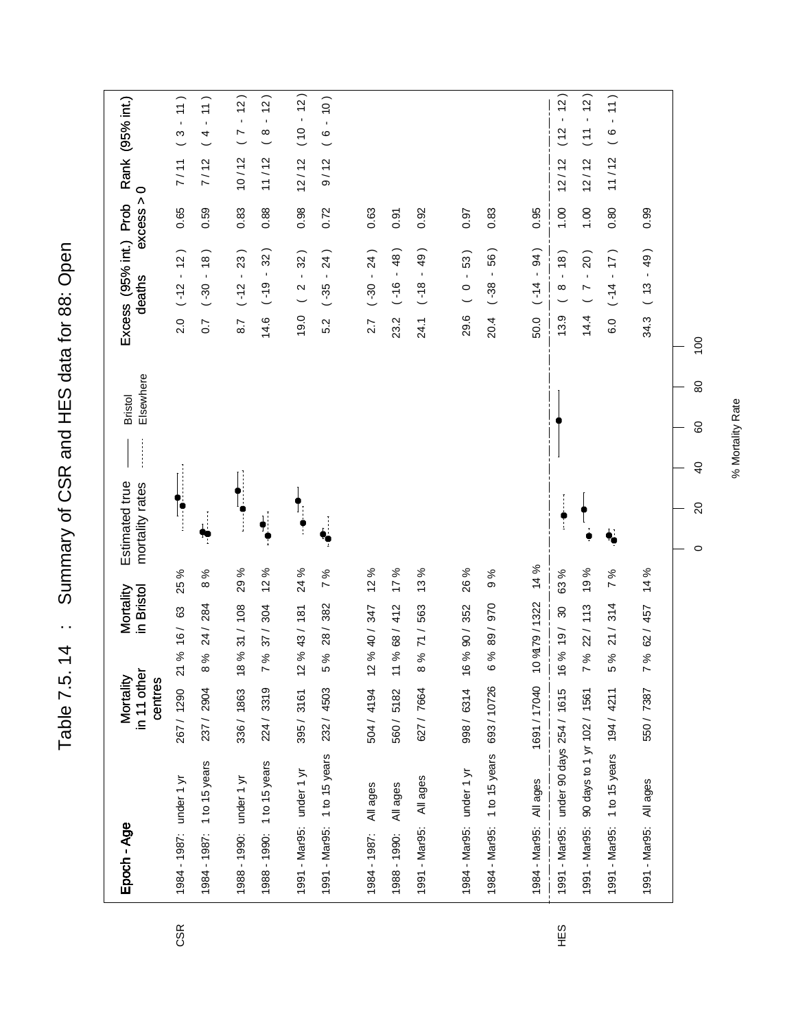# Table 7.5.14 : Summary of CSR and HES data for 88: Open

| | Epoch - Age | Mortality in 11 other centres | | Mortality in Bristol | | Estimated true mortality rates (Bristol / Elsewhere) | Excess deaths | (95% int.) | Prob excess > 0 | Rank | (95% int.) |
|---|---|---|---|---|---|---|---|---|---|---|---|
| CSR | 1984 - 1987: under 1 yr | 267 / 1290 | 21 % | 16 / 63 | 25 % | | 2.0 | ( -12 - 12 ) | 0.65 | 7 / 11 | ( 3 - 11 ) |
| | 1984 - 1987: 1 to 15 years | 237 / 2904 | 8 % | 24 / 284 | 8 % | | 0.7 | ( -30 - 18 ) | 0.59 | 7 / 12 | ( 4 - 11 ) |
| | 1988 - 1990: under 1 yr | 336 / 1863 | 18 % | 31 / 108 | 29 % | | 8.7 | ( -12 - 23 ) | 0.83 | 10 / 12 | ( 7 - 12 ) |
| | 1988 - 1990: 1 to 15 years | 224 / 3319 | 7 % | 37 / 304 | 12 % | | 14.6 | ( -19 - 32 ) | 0.88 | 11 / 12 | ( 8 - 12 ) |
| | 1991 - Mar95: under 1 yr | 395 / 3161 | 12 % | 43 / 181 | 24 % | | 19.0 | ( 2 - 32 ) | 0.98 | 12 / 12 | ( 10 - 12 ) |
| | 1991 - Mar95: 1 to 15 years | 232 / 4503 | 5 % | 28 / 382 | 7 % | | 5.2 | ( -35 - 24 ) | 0.72 | 9 / 12 | ( 6 - 10 ) |
| | 1984 - 1987: All ages | 504 / 4194 | 12 % | 40 / 347 | 12 % | | 2.7 | ( -30 - 24 ) | 0.63 | | |
| | 1988 - 1990: All ages | 560 / 5182 | 11 % | 68 / 412 | 17 % | | 23.2 | ( -16 - 48 ) | 0.91 | | |
| | 1991 - Mar95: All ages | 627 / 7664 | 8 % | 71 / 563 | 13 % | | 24.1 | ( -18 - 49 ) | 0.92 | | |
| | 1984 - Mar95: under 1 yr | 998 / 6314 | 16 % | 90 / 352 | 26 % | | 29.6 | ( 0 - 53 ) | 0.97 | | |
| | 1984 - Mar95: 1 to 15 years | 693 / 10726 | 6 % | 89 / 970 | 9 % | | 20.4 | ( -38 - 56 ) | 0.83 | | |
| | 1984 - Mar95: All ages | 1691 / 17040 | 10 % | 179 / 1322 | 14 % | | 50.0 | ( -14 - 94 ) | 0.95 | | |
| HES | 1991 - Mar95: under 90 days | 254 / 1615 | 16 % | 19 / 30 | 63 % | | 13.9 | ( 8 - 18 ) | 1.00 | 12 / 12 | ( 12 - 12 ) |
| | 1991 - Mar95: 90 days to 1 yr | 102 / 1561 | 7 % | 22 / 113 | 19 % | | 14.4 | ( 7 - 20 ) | 1.00 | 12 / 12 | ( 11 - 12 ) |
| | 1991 - Mar95: 1 to 15 years | 194 / 4211 | 5 % | 21 / 314 | 7 % | | 6.0 | ( -14 - 17 ) | 0.80 | 11 / 12 | ( 6 - 11 ) |
| | 1991 - Mar95: All ages | 550 / 7387 | 7 % | 62 / 457 | 14 % | | 34.3 | ( 13 - 49 ) | 0.99 | | |

% Mortality Rate (axis: 0, 20, 40, 60, 80, 100)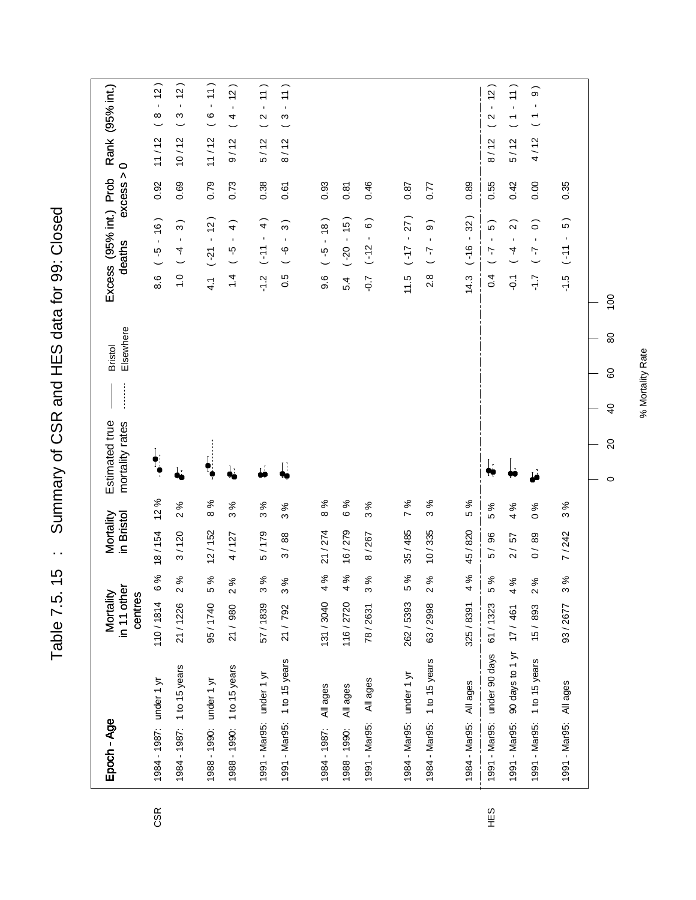# Table 7.5. 15 : Summary of CSR and HES data for 99: Closed

| | Epoch - Age | Mortality in 11 other centres | | Mortality in Bristol | | Estimated true mortality rates (Bristol —— / Elsewhere ------) | Excess deaths | (95% int.) | Prob excess > 0 | Rank | (95% int.) |
|---|---|---|---|---|---|---|---|---|---|---|---|
| CSR | 1984 - 1987: under 1 yr | 110 / 1814 | 6 % | 18 / 154 | 12 % | | 8.6 | ( -5 - 16 ) | 0.92 | 11 / 12 | ( 8 - 12 ) |
| | 1984 - 1987: 1 to 15 years | 21 / 1226 | 2 % | 3 / 120 | 2 % | | 1.0 | ( -4 - 3 ) | 0.69 | 10 / 12 | ( 3 - 12 ) |
| | 1988 - 1990: under 1 yr | 95 / 1740 | 5 % | 12 / 152 | 8 % | | 4.1 | ( -21 - 12 ) | 0.79 | 11 / 12 | ( 6 - 11 ) |
| | 1988 - 1990: 1 to 15 years | 21 / 980 | 2 % | 4 / 127 | 3 % | | 1.4 | ( -5 - 4 ) | 0.73 | 9 / 12 | ( 4 - 12 ) |
| | 1991 - Mar95: under 1 yr | 57 / 1839 | 3 % | 5 / 179 | 3 % | | -1.2 | ( -11 - 4 ) | 0.38 | 5 / 12 | ( 2 - 11 ) |
| | 1991 - Mar95: 1 to 15 years | 21 / 792 | 3 % | 3 / 88 | 3 % | | 0.5 | ( -6 - 3 ) | 0.61 | 8 / 12 | ( 3 - 11 ) |
| | 1984 - 1987: All ages | 131 / 3040 | 4 % | 21 / 274 | 8 % | | 9.6 | ( -5 - 18 ) | 0.93 | | |
| | 1988 - 1990: All ages | 116 / 2720 | 4 % | 16 / 279 | 6 % | | 5.4 | ( -20 - 15 ) | 0.81 | | |
| | 1991 - Mar95: All ages | 78 / 2631 | 3 % | 8 / 267 | 3 % | | -0.7 | ( -12 - 6 ) | 0.46 | | |
| | 1984 - Mar95: under 1 yr | 262 / 5393 | 5 % | 35 / 485 | 7 % | | 11.5 | ( -17 - 27 ) | 0.87 | | |
| | 1984 - Mar95: 1 to 15 years | 63 / 2998 | 2 % | 10 / 335 | 3 % | | 2.8 | ( -7 - 9 ) | 0.77 | | |
| | 1984 - Mar95: All ages | 325 / 8391 | 4 % | 45 / 820 | 5 % | | 14.3 | ( -16 - 32 ) | 0.89 | | |
| HES | 1991 - Mar95: under 90 days | 61 / 1323 | 5 % | 5 / 96 | 5 % | | 0.4 | ( -7 - 5 ) | 0.55 | 8 / 12 | ( 2 - 12 ) |
| | 1991 - Mar95: 90 days to 1 yr | 17 / 461 | 4 % | 2 / 57 | 4 % | | -0.1 | ( -4 - 2 ) | 0.42 | 5 / 12 | ( 1 - 11 ) |
| | 1991 - Mar95: 1 to 15 years | 15 / 893 | 2 % | 0 / 89 | 0 % | | -1.7 | ( -7 - 0 ) | 0.00 | 4 / 12 | ( 1 - 9 ) |
| | 1991 - Mar95: All ages | 93 / 2677 | 3 % | 7 / 242 | 3 % | | -1.5 | ( -11 - 5 ) | 0.35 | | |

% Mortality Rate (axis: 0, 20, 40, 60, 80, 100)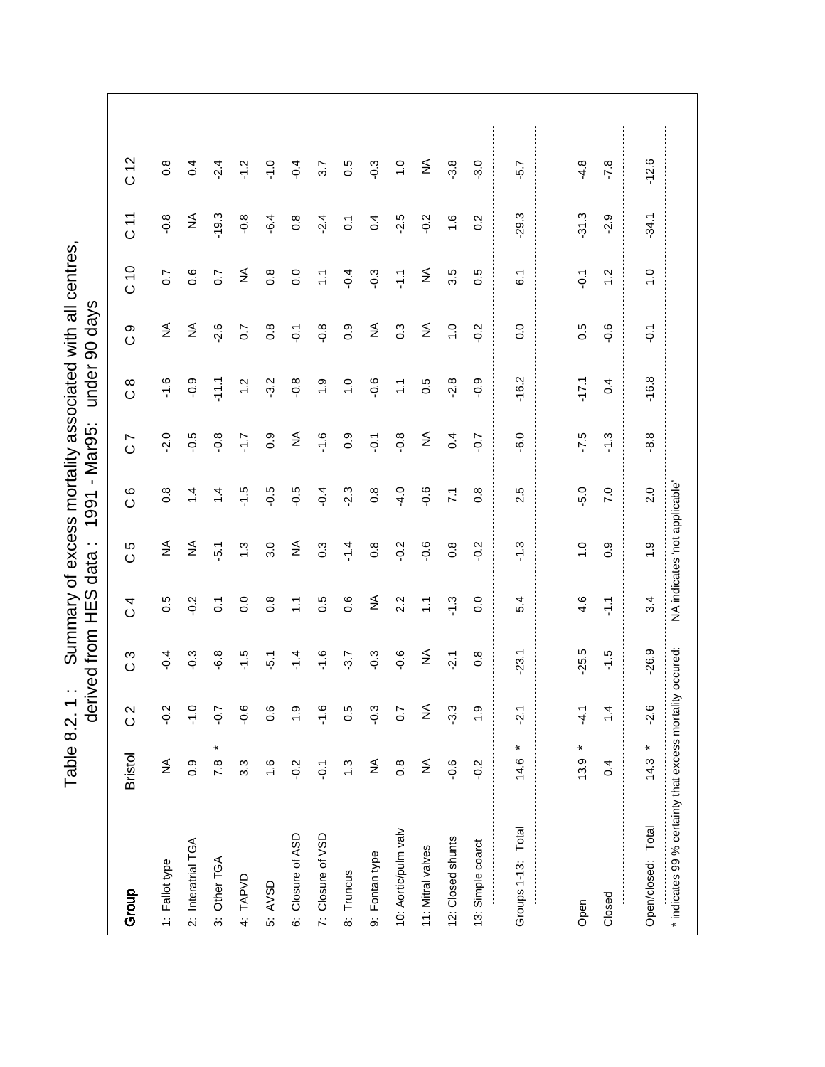# Table 8.2. 1 : Summary of excess mortality associated with all centres, derived from HES data : 1991 - Mar95: under 90 days

| Group | Bristol | C 2 | C 3 | C 4 | C 5 | C 6 | C 7 | C 8 | C 9 | C 10 | C 11 | C 12 |
|---|---|---|---|---|---|---|---|---|---|---|---|---|
| 1: Fallot type | NA | -0.2 | -0.4 | 0.5 | NA | 0.8 | -2.0 | -1.6 | NA | 0.7 | -0.8 | 0.8 |
| 2: Interatrial TGA | 0.9 | -1.0 | -0.3 | -0.2 | NA | 1.4 | -0.5 | -0.9 | NA | 0.6 | NA | 0.4 |
| 3: Other TGA | 7.8 * | -0.7 | -6.8 | 0.1 | -5.1 | 1.4 | -0.8 | -11.1 | -2.6 | 0.7 | -19.3 | -2.4 |
| 4: TAPVD | 3.3 | -0.6 | -1.5 | 0.0 | 1.3 | -1.5 | -1.7 | 1.2 | 0.7 | NA | -0.8 | -1.2 |
| 5: AVSD | 1.6 | 0.6 | -5.1 | 0.8 | 3.0 | -0.5 | 0.9 | -3.2 | 0.8 | 0.8 | -6.4 | -1.0 |
| 6: Closure of ASD | -0.2 | 1.9 | -1.4 | 1.1 | NA | -0.5 | NA | -0.8 | -0.1 | 0.0 | 0.8 | -0.4 |
| 7: Closure of VSD | -0.1 | -1.6 | -1.6 | 0.5 | 0.3 | -0.4 | -1.6 | 1.9 | -0.8 | 1.1 | -2.4 | 3.7 |
| 8: Truncus | 1.3 | 0.5 | -3.7 | 0.6 | -1.4 | -2.3 | 0.9 | 1.0 | 0.9 | -0.4 | 0.1 | 0.5 |
| 9: Fontan type | NA | -0.3 | -0.3 | NA | 0.8 | 0.8 | -0.1 | -0.6 | NA | -0.3 | 0.4 | -0.3 |
| 10: Aortic/pulm valv | 0.8 | 0.7 | -0.6 | 2.2 | -0.2 | -4.0 | -0.8 | 1.1 | 0.3 | -1.1 | -2.5 | 1.0 |
| 11: Mitral valves | NA | NA | NA | 1.1 | -0.6 | -0.6 | NA | 0.5 | NA | NA | -0.2 | NA |
| 12: Closed shunts | -0.6 | -3.3 | -2.1 | -1.3 | 0.8 | 7.1 | 0.4 | -2.8 | 1.0 | 3.5 | 1.6 | -3.8 |
| 13: Simple coarct | -0.2 | 1.9 | 0.8 | 0.0 | -0.2 | 0.8 | -0.7 | -0.9 | -0.2 | 0.5 | 0.2 | -3.0 |
| Groups 1-13: Total | 14.6 * | -2.1 | -23.1 | 5.4 | -1.3 | 2.5 | -6.0 | -16.2 | 0.0 | 6.1 | -29.3 | -5.7 |
| Open | 13.9 * | -4.1 | -25.5 | 4.6 | 1.0 | -5.0 | -7.5 | -17.1 | 0.5 | -0.1 | -31.3 | -4.8 |
| Closed | 0.4 | 1.4 | -1.5 | -1.1 | 0.9 | 7.0 | -1.3 | 0.4 | -0.6 | 1.2 | -2.9 | -7.8 |
| Open/closed: Total | 14.3 * | -2.6 | -26.9 | 3.4 | 1.9 | 2.0 | -8.8 | -16.8 | -0.1 | 1.0 | -34.1 | -12.6 |

\* indicates 99 % certainty that excess mortality occured: NA indicates 'not applicable'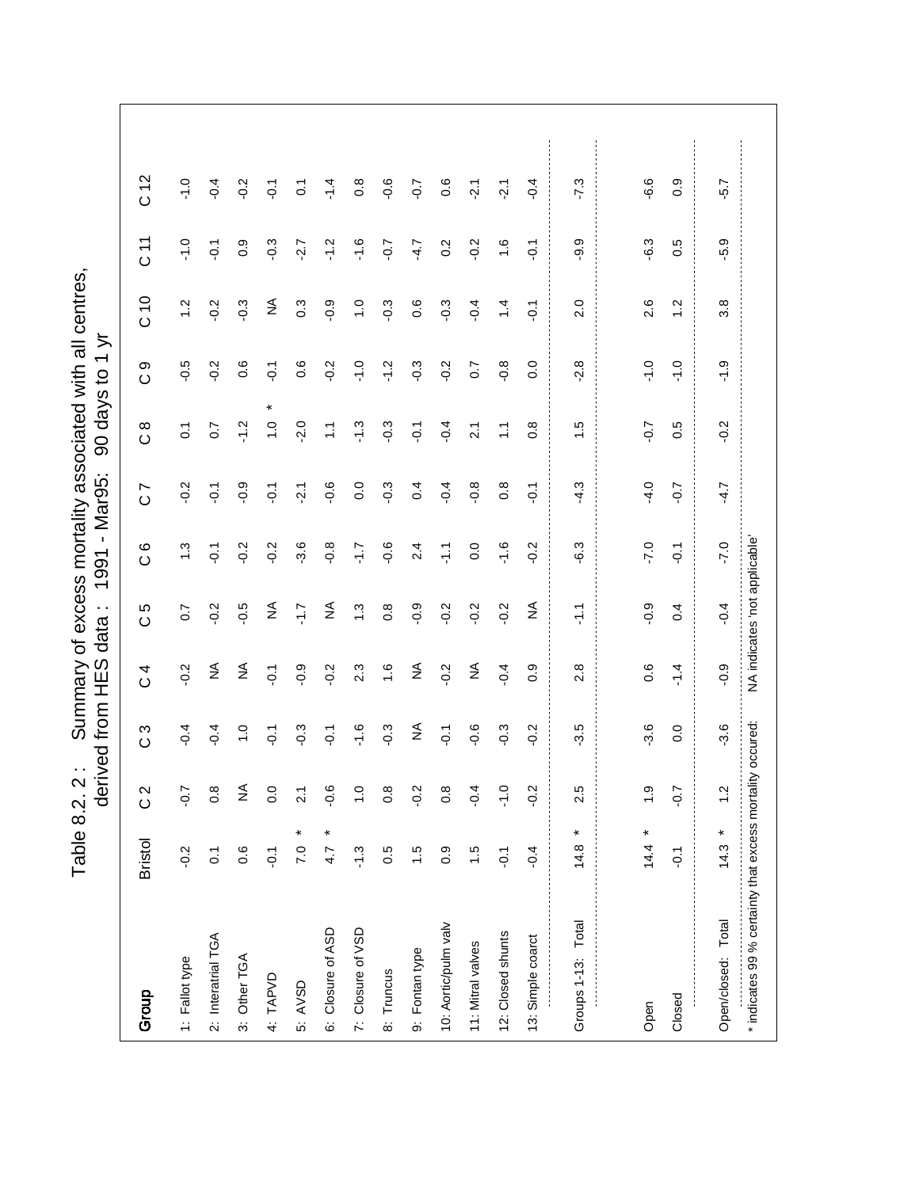# Table 8.2. 2 : Summary of excess mortality associated with all centres, derived from HES data : 1991 - Mar95: 90 days to 1 yr

| Group | Bristol | C 2 | C 3 | C 4 | C 5 | C 6 | C 7 | C 8 | C 9 | C 10 | C 11 | C 12 |
|---|---|---|---|---|---|---|---|---|---|---|---|---|
| 1: Fallot type | -0.2 | -0.7 | -0.4 | -0.2 | 0.7 | 1.3 | -0.2 | 0.1 | -0.5 | 1.2 | -1.0 | -1.0 |
| 2: Interatrial TGA | 0.1 | 0.8 | -0.4 | NA | -0.2 | -0.1 | -0.1 | 0.7 | -0.2 | -0.2 | -0.1 | -0.4 |
| 3: Other TGA | 0.6 | NA | 1.0 | NA | -0.5 | -0.2 | -0.9 | -1.2 | 0.6 | -0.3 | 0.9 | -0.2 |
| 4: TAPVD | -0.1 | 0.0 | -0.1 | -0.1 | NA | -0.2 | -0.1 | 1.0 * | -0.1 | NA | -0.3 | -0.1 |
| 5: AVSD | 7.0 * | 2.1 | -0.3 | -0.9 | -1.7 | -3.6 | -2.1 | -2.0 | 0.6 | 0.3 | -2.7 | 0.1 |
| 6: Closure of ASD | 4.7 * | -0.6 | -0.1 | -0.2 | NA | -0.8 | -0.6 | 1.1 | -0.2 | -0.9 | -1.2 | -1.4 |
| 7: Closure of VSD | -1.3 | 1.0 | -1.6 | 2.3 | 1.3 | -1.7 | 0.0 | -1.3 | -1.0 | 1.0 | -1.6 | 0.8 |
| 8: Truncus | 0.5 | 0.8 | -0.3 | 1.6 | 0.8 | -0.6 | -0.3 | -0.3 | -1.2 | -0.3 | -0.7 | -0.6 |
| 9: Fontan type | 1.5 | -0.2 | NA | NA | -0.9 | 2.4 | 0.4 | -0.1 | -0.3 | 0.6 | -4.7 | -0.7 |
| 10: Aortic/pulm valv | 0.9 | 0.8 | -0.1 | -0.2 | -0.2 | -1.1 | -0.4 | -0.4 | -0.2 | -0.3 | 0.2 | 0.6 |
| 11: Mitral valves | 1.5 | -0.4 | -0.6 | NA | -0.2 | 0.0 | -0.8 | 2.1 | 0.7 | -0.4 | -0.2 | -2.1 |
| 12: Closed shunts | -0.1 | -1.0 | -0.3 | -0.4 | -0.2 | -1.6 | 0.8 | 1.1 | -0.8 | 1.4 | 1.6 | -2.1 |
| 13: Simple coarct | -0.4 | -0.2 | -0.2 | 0.9 | NA | -0.2 | -0.1 | 0.8 | 0.0 | -0.1 | -0.1 | -0.4 |
| Groups 1-13: Total | 14.8 * | 2.5 | -3.5 | 2.8 | -1.1 | -6.3 | -4.3 | 1.5 | -2.8 | 2.0 | -9.9 | -7.3 |
| Open | 14.4 * | 1.9 | -3.6 | 0.6 | -0.9 | -7.0 | -4.0 | -0.7 | -1.0 | 2.6 | -6.3 | -6.6 |
| Closed | -0.1 | -0.7 | 0.0 | -1.4 | 0.4 | -0.1 | -0.7 | 0.5 | -1.0 | 1.2 | 0.5 | 0.9 |
| Open/closed: Total | 14.3 * | 1.2 | -3.6 | -0.9 | -0.4 | -7.0 | -4.7 | -0.2 | -1.9 | 3.8 | -5.9 | -5.7 |

* indicates 99 % certainty that excess mortality occured: NA indicates 'not applicable'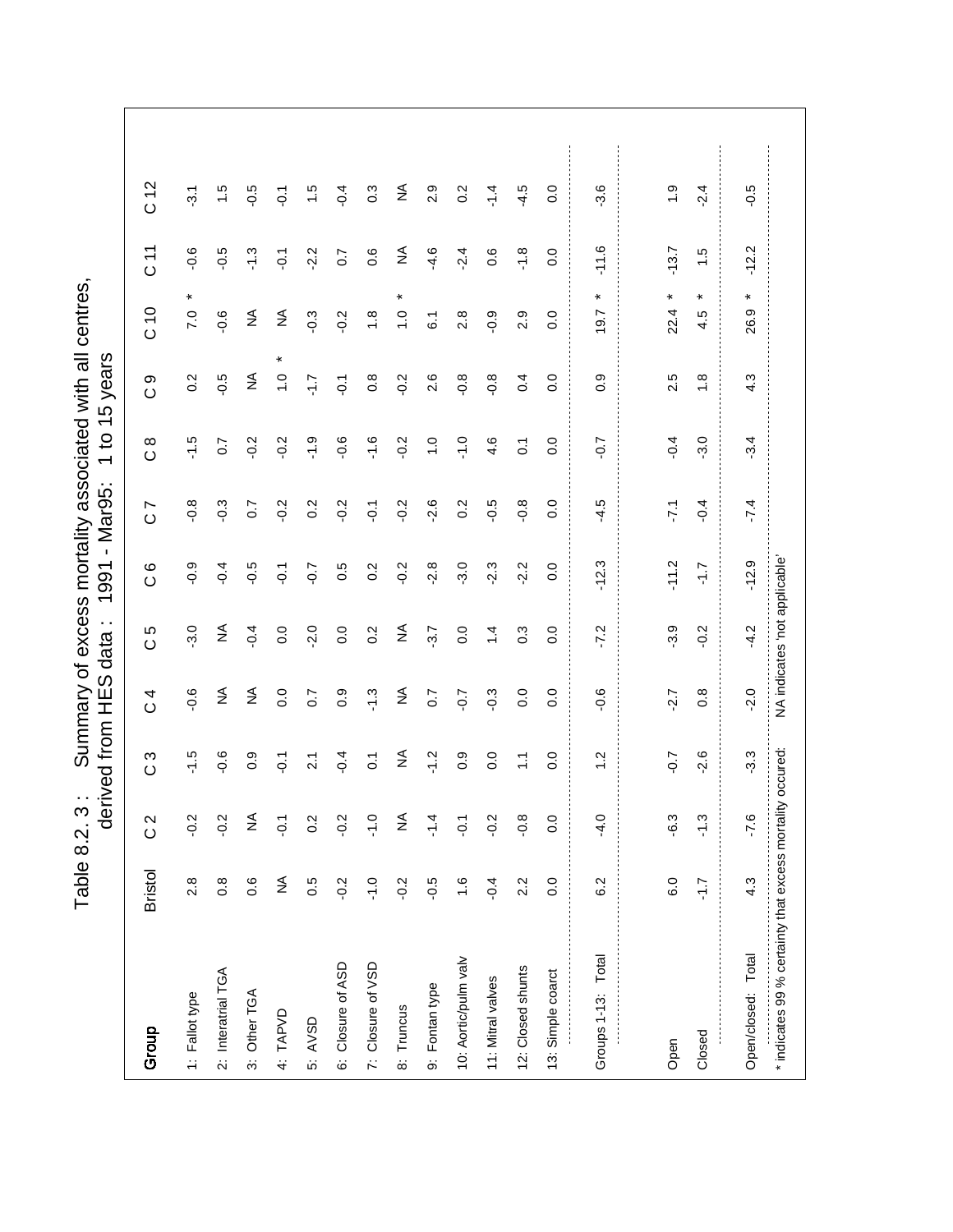# Table 8.2. 3 : Summary of excess mortality associated with all centres, derived from HES data : 1991 - Mar95: 1 to 15 years

| Group | Bristol | C 2 | C 3 | C 4 | C 5 | C 6 | C 7 | C 8 | C 9 | C 10 | C 11 | C 12 |
|---|---|---|---|---|---|---|---|---|---|---|---|---|
| 1: Fallot type | 2.8 | -0.2 | -1.5 | -0.6 | -3.0 | -0.9 | -0.8 | -1.5 | 0.2 | 7.0 * | -0.6 | -3.1 |
| 2: Interatrial TGA | 0.8 | -0.2 | -0.6 | NA | NA | -0.4 | -0.3 | 0.7 | -0.5 | -0.6 | -0.5 | 1.5 |
| 3: Other TGA | 0.6 | NA | 0.9 | NA | -0.4 | -0.5 | 0.7 | -0.2 | NA | NA | -1.3 | -0.5 |
| 4: TAPVD | NA | -0.1 | -0.1 | 0.0 | 0.0 | -0.1 | -0.2 | -0.2 | 1.0 * | NA | -0.1 | -0.1 |
| 5: AVSD | 0.5 | 0.2 | 2.1 | 0.7 | -2.0 | -0.7 | 0.2 | -1.9 | -1.7 | -0.3 | -2.2 | 1.5 |
| 6: Closure of ASD | -0.2 | -0.2 | -0.4 | 0.9 | 0.0 | 0.5 | -0.2 | -0.6 | -0.1 | -0.2 | 0.7 | -0.4 |
| 7: Closure of VSD | -1.0 | -1.0 | 0.1 | -1.3 | 0.2 | 0.2 | -0.1 | -1.6 | 0.8 | 1.8 | 0.6 | 0.3 |
| 8: Truncus | -0.2 | NA | NA | NA | NA | -0.2 | -0.2 | -0.2 | -0.2 | 1.0 * | NA | NA |
| 9: Fontan type | -0.5 | -1.4 | -1.2 | 0.7 | -3.7 | -2.8 | -2.6 | 1.0 | 2.6 | 6.1 | -4.6 | 2.9 |
| 10: Aortic/pulm valv | 1.6 | -0.1 | 0.9 | -0.7 | 0.0 | -3.0 | 0.2 | -1.0 | -0.8 | 2.8 | -2.4 | 0.2 |
| 11: Mitral valves | -0.4 | -0.2 | 0.0 | -0.3 | 1.4 | -2.3 | -0.5 | 4.6 | -0.8 | -0.9 | 0.6 | -1.4 |
| 12: Closed shunts | 2.2 | -0.8 | 1.1 | 0.0 | 0.3 | -2.2 | -0.8 | 0.1 | 0.4 | 2.9 | -1.8 | -4.5 |
| 13: Simple coarct | 0.0 | 0.0 | 0.0 | 0.0 | 0.0 | 0.0 | 0.0 | 0.0 | 0.0 | 0.0 | 0.0 | 0.0 |
| Groups 1-13: Total | 6.2 | -4.0 | 1.2 | -0.6 | -7.2 | -12.3 | -4.5 | -0.7 | 0.9 | 19.7 * | -11.6 | -3.6 |
| Open | 6.0 | -6.3 | -0.7 | -2.7 | -3.9 | -11.2 | -7.1 | -0.4 | 2.5 | 22.4 * | -13.7 | 1.9 |
| Closed | -1.7 | -1.3 | -2.6 | 0.8 | -0.2 | -1.7 | -0.4 | -3.0 | 1.8 | 4.5 * | 1.5 | -2.4 |
| Open/closed: Total | 4.3 | -7.6 | -3.3 | -2.0 | -4.2 | -12.9 | -7.4 | -3.4 | 4.3 | 26.9 * | -12.2 | -0.5 |

* indicates 99 % certainty that excess mortality occured:  NA indicates 'not applicable'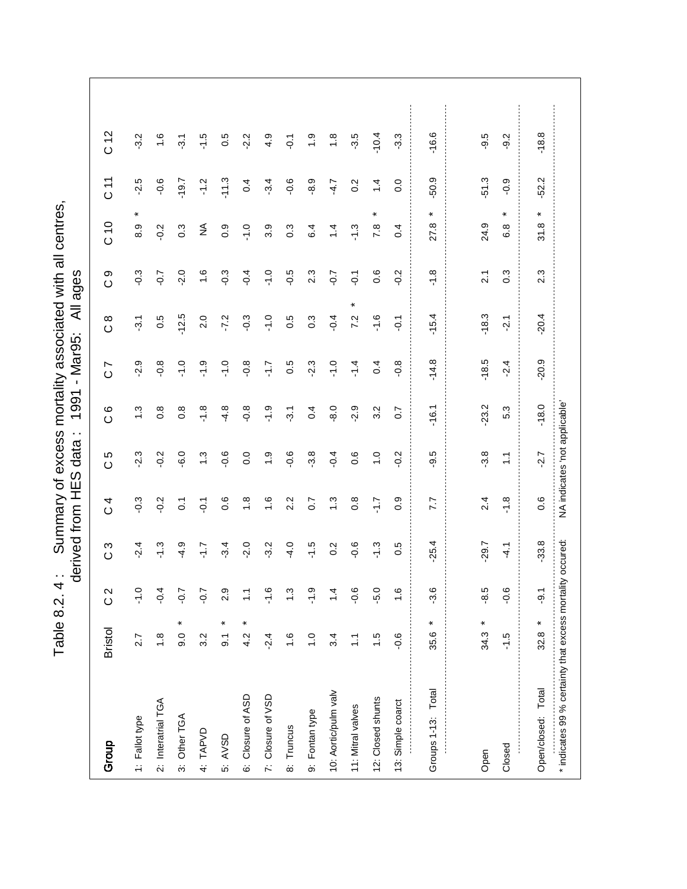# Table 8.2. 4 : Summary of excess mortality associated with all centres, derived from HES data : 1991 - Mar95: All ages

| Group | Bristol | C 2 | C 3 | C 4 | C 5 | C 6 | C 7 | C 8 | C 9 | C 10 | C 11 | C 12 |
|---|---|---|---|---|---|---|---|---|---|---|---|---|
| 1: Fallot type | 2.7 | -1.0 | -2.4 | -0.3 | -2.3 | 1.3 | -2.9 | -3.1 | -0.3 | 8.9 * | -2.5 | -3.2 |
| 2: Interatrial TGA | 1.8 | -0.4 | -1.3 | -0.2 | -0.2 | 0.8 | -0.8 | 0.5 | -0.7 | -0.2 | -0.6 | 1.6 |
| 3: Other TGA | 9.0 * | -0.7 | -4.9 | 0.1 | -6.0 | 0.8 | -1.0 | -12.5 | -2.0 | 0.3 | -19.7 | -3.1 |
| 4: TAPVD | 3.2 | -0.7 | -1.7 | -0.1 | 1.3 | -1.8 | -1.9 | 2.0 | 1.6 | NA | -1.2 | -1.5 |
| 5: AVSD | 9.1 * | 2.9 | -3.4 | 0.6 | -0.6 | -4.8 | -1.0 | -7.2 | -0.3 | 0.9 | -11.3 | 0.5 |
| 6: Closure of ASD | 4.2 * | 1.1 | -2.0 | 1.8 | 0.0 | -0.8 | -0.8 | -0.3 | -0.4 | -1.0 | 0.4 | -2.2 |
| 7: Closure of VSD | -2.4 | -1.6 | -3.2 | 1.6 | 1.9 | -1.9 | -1.7 | -1.0 | -1.0 | 3.9 | -3.4 | 4.9 |
| 8: Truncus | 1.6 | 1.3 | -4.0 | 2.2 | -0.6 | -3.1 | 0.5 | 0.5 | -0.5 | 0.3 | -0.6 | -0.1 |
| 9: Fontan type | 1.0 | -1.9 | -1.5 | 0.7 | -3.8 | 0.4 | -2.3 | 0.3 | 2.3 | 6.4 | -8.9 | 1.9 |
| 10: Aortic/pulm valv | 3.4 | 1.4 | 0.2 | 1.3 | -0.4 | -8.0 | -1.0 | -0.4 | -0.7 | 1.4 | -4.7 | 1.8 |
| 11: Mitral valves | 1.1 | -0.6 | -0.6 | 0.8 | 0.6 | -2.9 | -1.4 | 7.2 * | -0.1 | -1.3 | 0.2 | -3.5 |
| 12: Closed shunts | 1.5 | -5.0 | -1.3 | -1.7 | 1.0 | 3.2 | 0.4 | -1.6 | 0.6 | 7.8 * | 1.4 | -10.4 |
| 13: Simple coarct | -0.6 | 1.6 | 0.5 | 0.9 | -0.2 | 0.7 | -0.8 | -0.1 | -0.2 | 0.4 | 0.0 | -3.3 |
| Groups 1-13: Total | 35.6 * | -3.6 | -25.4 | 7.7 | -9.5 | -16.1 | -14.8 | -15.4 | -1.8 | 27.8 * | -50.9 | -16.6 |
| Open | 34.3 * | -8.5 | -29.7 | 2.4 | -3.8 | -23.2 | -18.5 | -18.3 | 2.1 | 24.9 | -51.3 | -9.5 |
| Closed | -1.5 | -0.6 | -4.1 | -1.8 | 1.1 | 5.3 | -2.4 | -2.1 | 0.3 | 6.8 * | -0.9 | -9.2 |
| Open/closed: Total | 32.8 * | -9.1 | -33.8 | 0.6 | -2.7 | -18.0 | -20.9 | -20.4 | 2.3 | 31.8 * | -52.2 | -18.8 |

* indicates 99 % certainty that excess mortality occured: NA indicates 'not applicable'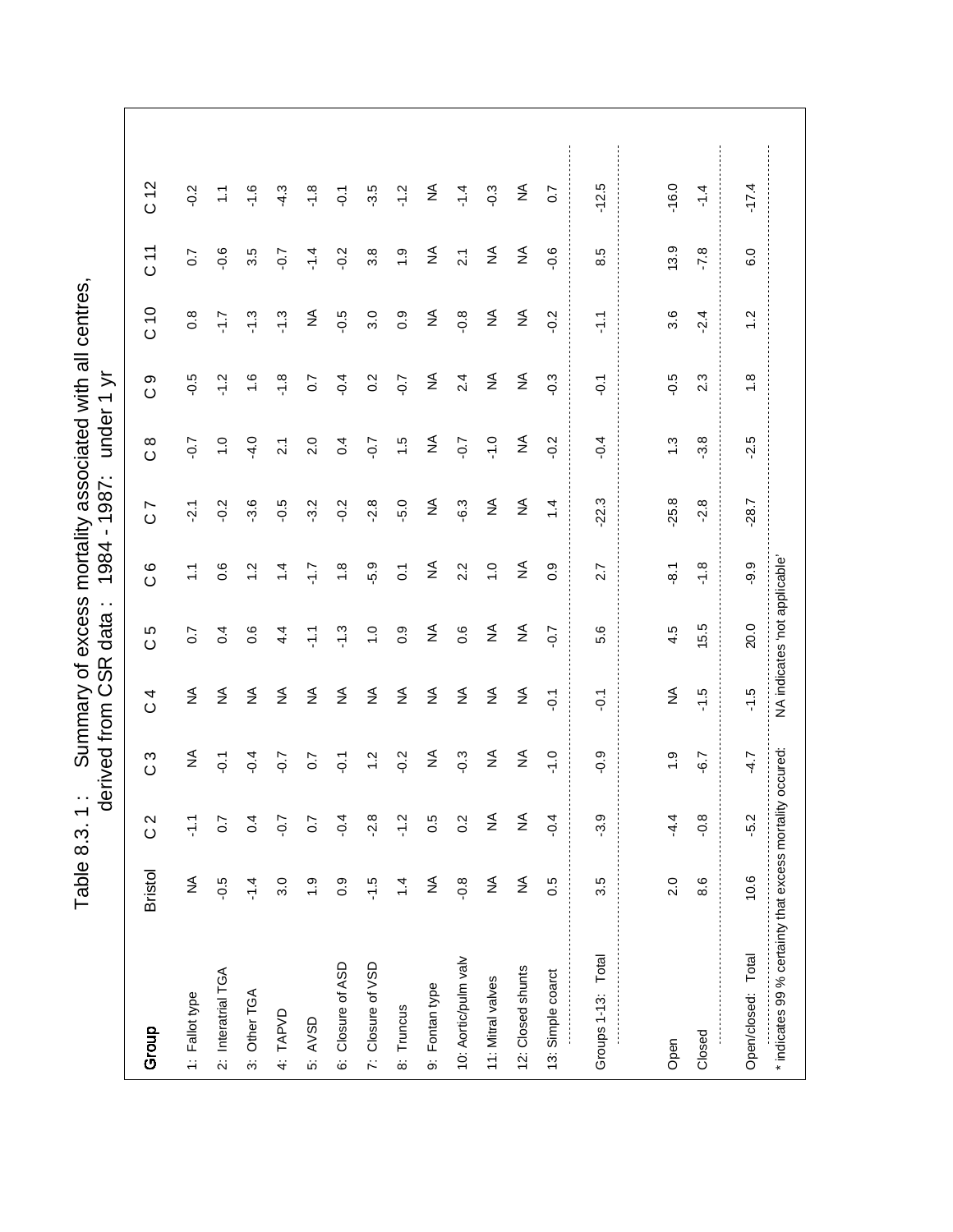# Table 8.3. 1 : Summary of excess mortality associated with all centres, derived from CSR data : 1984 - 1987: under 1 yr

| Group | Bristol | C 2 | C 3 | C 4 | C 5 | C 6 | C 7 | C 8 | C 9 | C 10 | C 11 | C 12 |
|---|---|---|---|---|---|---|---|---|---|---|---|---|
| 1: Fallot type | NA | -1.1 | NA | NA | 0.7 | 1.1 | -2.1 | -0.7 | -0.5 | 0.8 | 0.7 | -0.2 |
| 2: Interatrial TGA | -0.5 | 0.7 | -0.1 | NA | 0.4 | 0.6 | -0.2 | 1.0 | -1.2 | -1.7 | -0.6 | 1.1 |
| 3: Other TGA | -1.4 | 0.4 | -0.4 | NA | 0.6 | 1.2 | -3.6 | -4.0 | 1.6 | -1.3 | 3.5 | -1.6 |
| 4: TAPVD | 3.0 | -0.7 | -0.7 | NA | 4.4 | 1.4 | -0.5 | 2.1 | -1.8 | -1.3 | -0.7 | -4.3 |
| 5: AVSD | 1.9 | 0.7 | 0.7 | NA | -1.1 | -1.7 | -3.2 | 2.0 | 0.7 | NA | -1.4 | -1.8 |
| 6: Closure of ASD | 0.9 | -0.4 | -0.1 | NA | -1.3 | 1.8 | -0.2 | 0.4 | -0.4 | -0.5 | -0.2 | -0.1 |
| 7: Closure of VSD | -1.5 | -2.8 | 1.2 | NA | 1.0 | -5.9 | -2.8 | -0.7 | 0.2 | 3.0 | 3.8 | -3.5 |
| 8: Truncus | 1.4 | -1.2 | -0.2 | NA | 0.9 | 0.1 | -5.0 | 1.5 | -0.7 | 0.9 | 1.9 | -1.2 |
| 9: Fontan type | NA | 0.5 | NA | NA | NA | NA | NA | NA | NA | NA | NA | NA |
| 10: Aortic/pulm valv | -0.8 | 0.2 | -0.3 | NA | 0.6 | 2.2 | -6.3 | -0.7 | 2.4 | -0.8 | 2.1 | -1.4 |
| 11: Mitral valves | NA | NA | NA | NA | NA | 1.0 | NA | -1.0 | NA | NA | NA | -0.3 |
| 12: Closed shunts | NA | NA | NA | NA | NA | NA | NA | NA | NA | NA | NA | NA |
| 13: Simple coarct | 0.5 | -0.4 | -1.0 | -0.1 | -0.7 | 0.9 | 1.4 | -0.2 | -0.3 | -0.2 | -0.6 | 0.7 |
| Groups 1-13: Total | 3.5 | -3.9 | -0.9 | -0.1 | 5.6 | 2.7 | -22.3 | -0.4 | -0.1 | -1.1 | 8.5 | -12.5 |
| Open | 2.0 | -4.4 | 1.9 | NA | 4.5 | -8.1 | -25.8 | 1.3 | -0.5 | 3.6 | 13.9 | -16.0 |
| Closed | 8.6 | -0.8 | -6.7 | -1.5 | 15.5 | -1.8 | -2.8 | -3.8 | 2.3 | -2.4 | -7.8 | -1.4 |
| Open/closed: Total | 10.6 | -5.2 | -4.7 | -1.5 | 20.0 | -9.9 | -28.7 | -2.5 | 1.8 | 1.2 | 6.0 | -17.4 |

\* indicates 99 % certainty that excess mortality occured: NA indicates 'not applicable'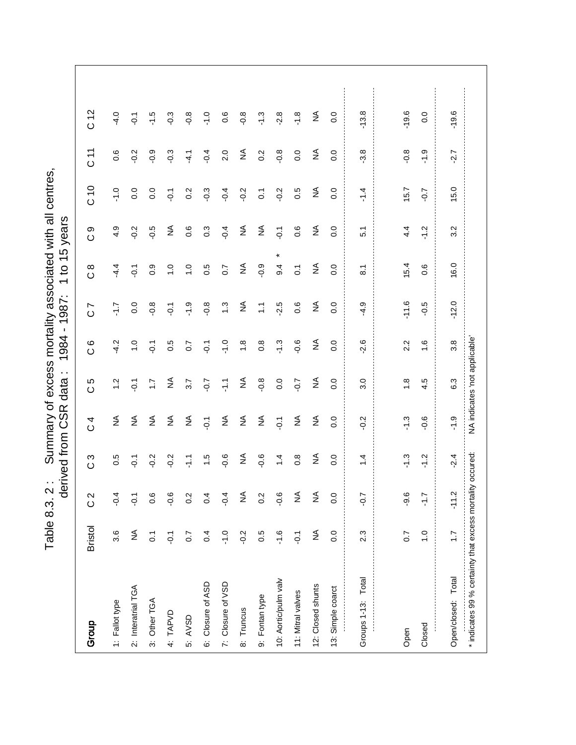# Table 8.3. 2 : Summary of excess mortality associated with all centres, derived from CSR data : 1984 - 1987: 1 to 15 years

| Group | Bristol | C 2 | C 3 | C 4 | C 5 | C 6 | C 7 | C 8 | C 9 | C 10 | C 11 | C 12 |
|---|---|---|---|---|---|---|---|---|---|---|---|---|
| 1: Fallot type | 3.6 | -0.4 | 0.5 | NA | 1.2 | -4.2 | -1.7 | -4.4 | 4.9 | -1.0 | 0.6 | -4.0 |
| 2: Interatrial TGA | NA | -0.1 | -0.1 | NA | -0.1 | 1.0 | 0.0 | -0.1 | -0.2 | 0.0 | -0.2 | -0.1 |
| 3: Other TGA | 0.1 | 0.6 | -0.2 | NA | 1.7 | -0.1 | -0.8 | 0.9 | -0.5 | 0.0 | -0.9 | -1.5 |
| 4: TAPVD | -0.1 | -0.6 | -0.2 | NA | NA | 0.5 | -0.1 | 1.0 | NA | -0.1 | -0.3 | -0.3 |
| 5: AVSD | 0.7 | 0.2 | -1.1 | NA | 3.7 | 0.7 | -1.9 | 1.0 | 0.6 | 0.2 | -4.1 | -0.8 |
| 6: Closure of ASD | 0.4 | 0.4 | 1.5 | -0.1 | -0.7 | -0.1 | -0.8 | 0.5 | 0.3 | -0.3 | -0.4 | -1.0 |
| 7: Closure of VSD | -1.0 | -0.4 | -0.6 | NA | -1.1 | -1.0 | 1.3 | 0.7 | -0.4 | -0.4 | 2.0 | 0.6 |
| 8: Truncus | -0.2 | NA | NA | NA | NA | 1.8 | NA | NA | NA | -0.2 | NA | -0.8 |
| 9: Fontan type | 0.5 | 0.2 | -0.6 | NA | -0.8 | 0.8 | 1.1 | -0.9 | NA | 0.1 | 0.2 | -1.3 |
| 10: Aortic/pulm valv | -1.6 | -0.6 | 1.4 | -0.1 | 0.0 | -1.3 | -2.5 | 9.4 * | -0.1 | -0.2 | -0.8 | -2.8 |
| 11: Mitral valves | -0.1 | NA | 0.8 | NA | -0.7 | -0.6 | 0.6 | 0.1 | 0.6 | 0.5 | 0.0 | -1.8 |
| 12: Closed shunts | NA | NA | NA | NA | NA | NA | NA | NA | NA | NA | NA | NA |
| 13: Simple coarct | 0.0 | 0.0 | 0.0 | 0.0 | 0.0 | 0.0 | 0.0 | 0.0 | 0.0 | 0.0 | 0.0 | 0.0 |
| Groups 1-13: Total | 2.3 | -0.7 | 1.4 | -0.2 | 3.0 | -2.6 | -4.9 | 8.1 | 5.1 | -1.4 | -3.8 | -13.8 |
| Open | 0.7 | -9.6 | -1.3 | -1.3 | 1.8 | 2.2 | -11.6 | 15.4 | 4.4 | 15.7 | -0.8 | -19.6 |
| Closed | 1.0 | -1.7 | -1.2 | -0.6 | 4.5 | 1.6 | -0.5 | 0.6 | -1.2 | -0.7 | -1.9 | 0.0 |
| Open/closed: Total | 1.7 | -11.2 | -2.4 | -1.9 | 6.3 | 3.8 | -12.0 | 16.0 | 3.2 | 15.0 | -2.7 | -19.6 |

\* indicates 99 % certainty that excess mortality occured: NA indicates 'not applicable'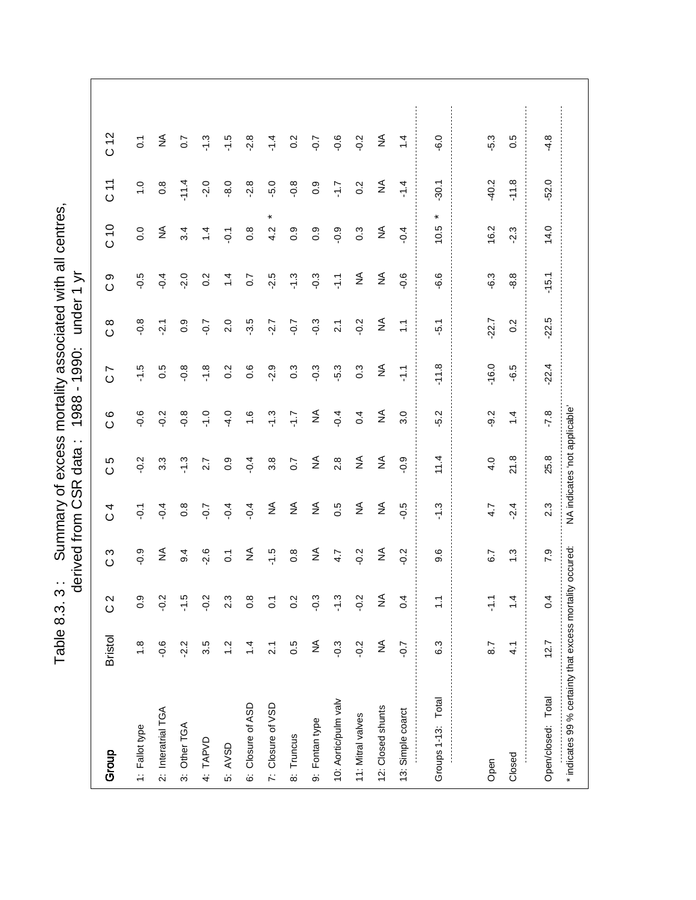# Table 8.3. 3 : Summary of excess mortality associated with all centres, derived from CSR data : 1988 - 1990: under 1 yr

| Group | Bristol | C 2 | C 3 | C 4 | C 5 | C 6 | C 7 | C 8 | C 9 | C 10 | C 11 | C 12 |
|---|---|---|---|---|---|---|---|---|---|---|---|---|
| 1: Fallot type | 1.8 | 0.9 | -0.9 | -0.1 | -0.2 | -0.6 | -1.5 | -0.8 | -0.5 | 0.0 | 1.0 | 0.1 |
| 2: Interatrial TGA | -0.6 | -0.2 | NA | -0.4 | 3.3 | -0.2 | 0.5 | -2.1 | -0.4 | NA | 0.8 | NA |
| 3: Other TGA | -2.2 | -1.5 | 9.4 | 0.8 | -1.3 | -0.8 | -0.8 | 0.9 | -2.0 | 3.4 | -11.4 | 0.7 |
| 4: TAPVD | 3.5 | -0.2 | -2.6 | -0.7 | 2.7 | -1.0 | -1.8 | -0.7 | 0.2 | 1.4 | -2.0 | -1.3 |
| 5: AVSD | 1.2 | 2.3 | 0.1 | -0.4 | 0.9 | -4.0 | 0.2 | 2.0 | 1.4 | -0.1 | -8.0 | -1.5 |
| 6: Closure of ASD | 1.4 | 0.8 | NA | -0.4 | -0.4 | 1.6 | 0.6 | -3.5 | 0.7 | 0.8 | -2.8 | -2.8 |
| 7: Closure of VSD | 2.1 | 0.1 | -1.5 | NA | 3.8 | -1.3 | -2.9 | -2.7 | -2.5 | 4.2 * | -5.0 | -1.4 |
| 8: Truncus | 0.5 | 0.2 | 0.8 | NA | 0.7 | -1.7 | 0.3 | -0.7 | -1.3 | 0.9 | -0.8 | 0.2 |
| 9: Fontan type | NA | -0.3 | NA | NA | NA | NA | -0.3 | -0.3 | -0.3 | 0.9 | 0.9 | -0.7 |
| 10: Aortic/pulm valv | -0.3 | -1.3 | 4.7 | 0.5 | 2.8 | -0.4 | -5.3 | 2.1 | -1.1 | -0.9 | -1.7 | -0.6 |
| 11: Mitral valves | -0.2 | -0.2 | -0.2 | NA | NA | 0.4 | 0.3 | -0.2 | NA | 0.3 | 0.2 | -0.2 |
| 12: Closed shunts | NA | NA | NA | NA | NA | NA | NA | NA | NA | NA | NA | NA |
| 13: Simple coarct | -0.7 | 0.4 | -0.2 | -0.5 | -0.9 | 3.0 | -1.1 | 1.1 | -0.6 | -0.4 | -1.4 | 1.4 |
| Groups 1-13: Total | 6.3 | 1.1 | 9.6 | -1.3 | 11.4 | -5.2 | -11.8 | -5.1 | -6.6 | 10.5 * | -30.1 | -6.0 |
| Open | 8.7 | -1.1 | 6.7 | 4.7 | 4.0 | -9.2 | -16.0 | -22.7 | -6.3 | 16.2 | -40.2 | -5.3 |
| Closed | 4.1 | 1.4 | 1.3 | -2.4 | 21.8 | 1.4 | -6.5 | 0.2 | -8.8 | -2.3 | -11.8 | 0.5 |
| Open/closed: Total | 12.7 | 0.4 | 7.9 | 2.3 | 25.8 | -7.8 | -22.4 | -22.5 | -15.1 | 14.0 | -52.0 | -4.8 |

* indicates 99 % certainty that excess mortality occured: NA indicates 'not applicable'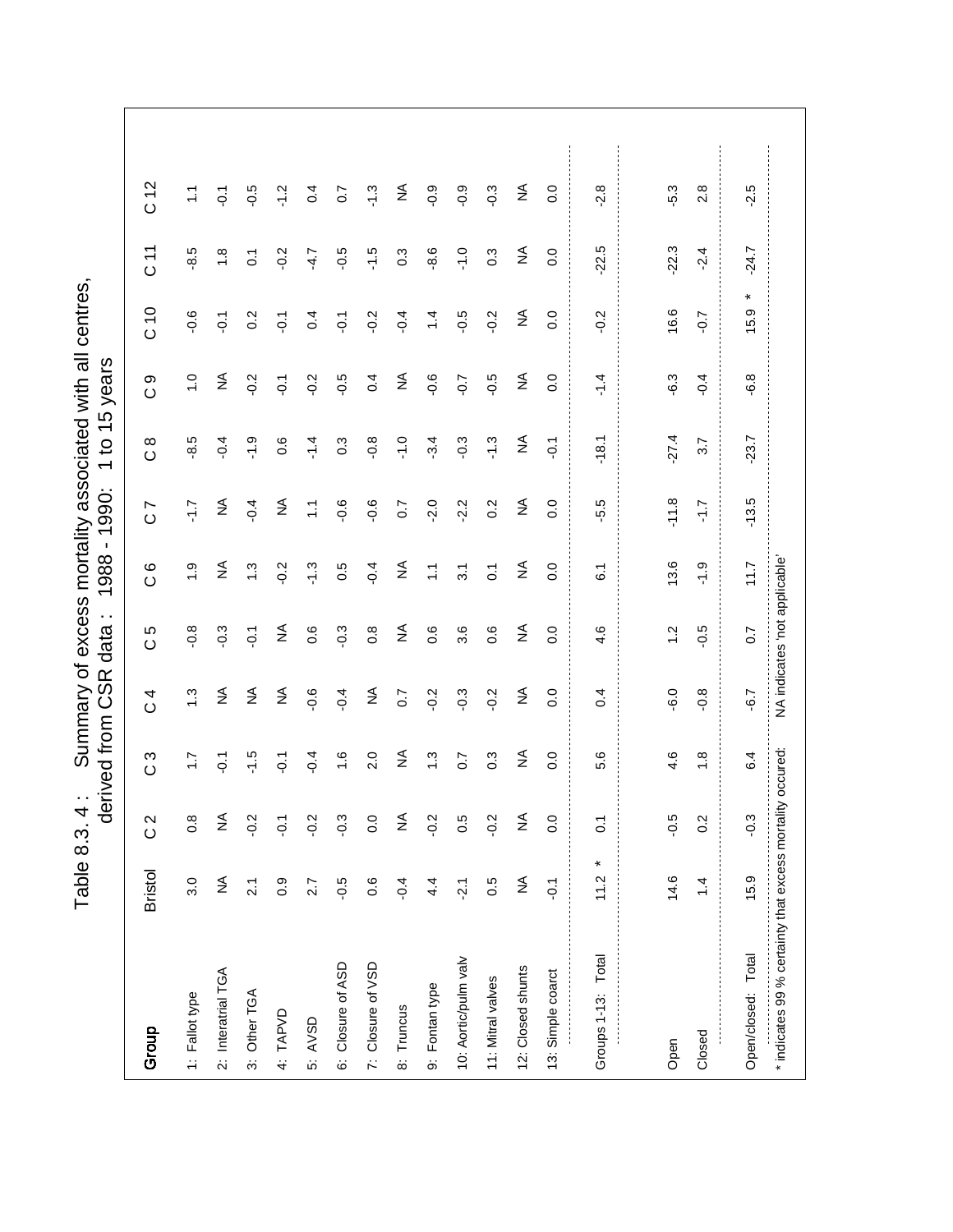# Table 8.3. 4 : Summary of excess mortality associated with all centres, derived from CSR data : 1988 - 1990: 1 to 15 years

| Group | Bristol | C 2 | C 3 | C 4 | C 5 | C 6 | C 7 | C 8 | C 9 | C 10 | C 11 | C 12 |
|---|---|---|---|---|---|---|---|---|---|---|---|---|
| 1: Fallot type | 3.0 | 0.8 | 1.7 | 1.3 | -0.8 | 1.9 | -1.7 | -8.5 | 1.0 | -0.6 | -8.5 | 1.1 |
| 2: Interatrial TGA | NA | NA | -0.1 | NA | -0.3 | NA | NA | -0.4 | NA | -0.1 | 1.8 | -0.1 |
| 3: Other TGA | 2.1 | -0.2 | -1.5 | NA | -0.1 | 1.3 | -0.4 | -1.9 | -0.2 | 0.2 | 0.1 | -0.5 |
| 4: TAPVD | 0.9 | -0.1 | -0.1 | NA | NA | -0.2 | NA | 0.6 | -0.1 | -0.1 | -0.2 | -1.2 |
| 5: AVSD | 2.7 | -0.2 | -0.4 | -0.6 | 0.6 | -1.3 | 1.1 | -1.4 | -0.2 | 0.4 | -4.7 | 0.4 |
| 6: Closure of ASD | -0.5 | -0.3 | 1.6 | -0.4 | -0.3 | 0.5 | -0.6 | 0.3 | -0.5 | -0.1 | -0.5 | 0.7 |
| 7: Closure of VSD | 0.6 | 0.0 | 2.0 | NA | 0.8 | -0.4 | -0.6 | -0.8 | 0.4 | -0.2 | -1.5 | -1.3 |
| 8: Truncus | -0.4 | NA | NA | 0.7 | NA | NA | 0.7 | -1.0 | NA | -0.4 | 0.3 | NA |
| 9: Fontan type | 4.4 | -0.2 | 1.3 | -0.2 | 0.6 | 1.1 | -2.0 | -3.4 | -0.6 | 1.4 | -8.6 | -0.9 |
| 10: Aortic/pulm valv | -2.1 | 0.5 | 0.7 | -0.3 | 3.6 | 3.1 | -2.2 | -0.3 | -0.7 | -0.5 | -1.0 | -0.9 |
| 11: Mitral valves | 0.5 | -0.2 | 0.3 | -0.2 | 0.6 | 0.1 | 0.2 | -1.3 | -0.5 | -0.2 | 0.3 | -0.3 |
| 12: Closed shunts | NA | NA | NA | NA | NA | NA | NA | NA | NA | NA | NA | NA |
| 13: Simple coarct | -0.1 | 0.0 | 0.0 | 0.0 | 0.0 | 0.0 | 0.0 | -0.1 | 0.0 | 0.0 | 0.0 | 0.0 |
| Groups 1-13: Total | 11.2 * | 0.1 | 5.6 | 0.4 | 4.6 | 6.1 | -5.5 | -18.1 | -1.4 | -0.2 | -22.5 | -2.8 |
| Open | 14.6 | -0.5 | 4.6 | -6.0 | 1.2 | 13.6 | -11.8 | -27.4 | -6.3 | 16.6 | -22.3 | -5.3 |
| Closed | 1.4 | 0.2 | 1.8 | -0.8 | -0.5 | -1.9 | -1.7 | 3.7 | -0.4 | -0.7 | -2.4 | 2.8 |
| Open/closed: Total | 15.9 | -0.3 | 6.4 | -6.7 | 0.7 | 11.7 | -13.5 | -23.7 | -6.8 | 15.9 * | -24.7 | -2.5 |

* indicates 99 % certainty that excess mortality occured: NA indicates 'not applicable'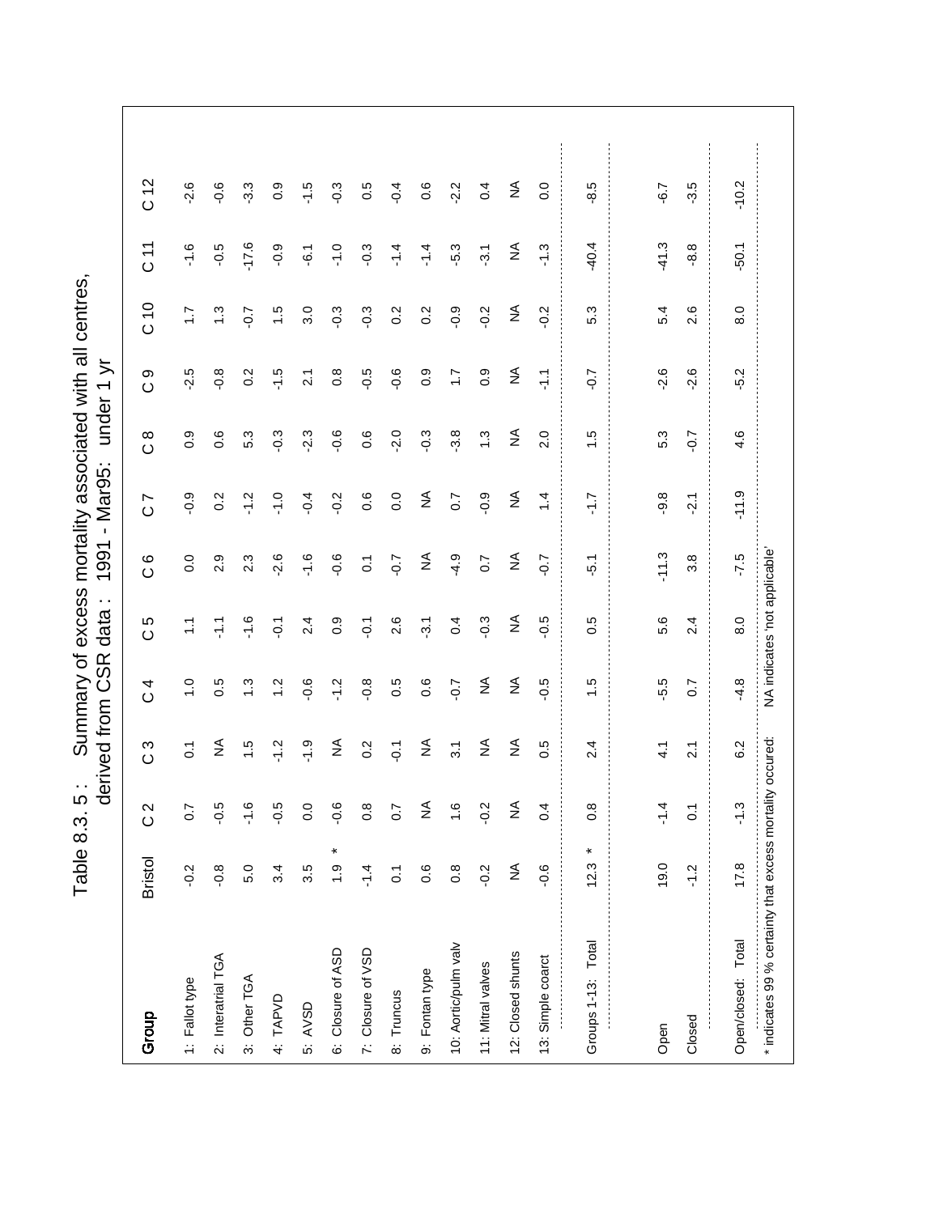# Table 8.3. 5 : Summary of excess mortality associated with all centres, derived from CSR data : 1991 - Mar95: under 1 yr

| Group | Bristol | C 2 | C 3 | C 4 | C 5 | C 6 | C 7 | C 8 | C 9 | C 10 | C 11 | C 12 |
|---|---|---|---|---|---|---|---|---|---|---|---|---|
| 1: Fallot type | -0.2 | 0.7 | 0.1 | 1.0 | 1.1 | 0.0 | -0.9 | 0.9 | -2.5 | 1.7 | -1.6 | -2.6 |
| 2: Interatrial TGA | -0.8 | -0.5 | NA | 0.5 | -1.1 | 2.9 | 0.2 | 0.6 | -0.8 | 1.3 | -0.5 | -0.6 |
| 3: Other TGA | 5.0 | -1.6 | 1.5 | 1.3 | -1.6 | 2.3 | -1.2 | 5.3 | 0.2 | -0.7 | -17.6 | -3.3 |
| 4: TAPVD | 3.4 | -0.5 | -1.2 | 1.2 | -0.1 | -2.6 | -1.0 | -0.3 | -1.5 | 1.5 | -0.9 | 0.9 |
| 5: AVSD | 3.5 | 0.0 | -1.9 | -0.6 | 2.4 | -1.6 | -0.4 | -2.3 | 2.1 | 3.0 | -6.1 | -1.5 |
| 6: Closure of ASD | 1.9 * | -0.6 | NA | -1.2 | 0.9 | -0.6 | -0.2 | -0.6 | 0.8 | -0.3 | -1.0 | -0.3 |
| 7: Closure of VSD | -1.4 | 0.8 | 0.2 | -0.8 | -0.1 | 0.1 | 0.6 | 0.6 | -0.5 | -0.3 | -0.3 | 0.5 |
| 8: Truncus | 0.1 | 0.7 | -0.1 | 0.5 | 2.6 | -0.7 | 0.0 | -2.0 | -0.6 | 0.2 | -1.4 | -0.4 |
| 9: Fontan type | 0.6 | NA | NA | 0.6 | -3.1 | NA | NA | -0.3 | 0.9 | 0.2 | -1.4 | 0.6 |
| 10: Aortic/pulm valv | 0.8 | 1.6 | 3.1 | -0.7 | 0.4 | -4.9 | 0.7 | -3.8 | 1.7 | -0.9 | -5.3 | -2.2 |
| 11: Mitral valves | -0.2 | -0.2 | NA | NA | -0.3 | 0.7 | -0.9 | 1.3 | 0.9 | -0.2 | -3.1 | 0.4 |
| 12: Closed shunts | NA | NA | NA | NA | NA | NA | NA | NA | NA | NA | NA | NA |
| 13: Simple coarct | -0.6 | 0.4 | 0.5 | -0.5 | -0.5 | -0.7 | 1.4 | 2.0 | -1.1 | -0.2 | -1.3 | 0.0 |
| Groups 1-13: Total | 12.3 * | 0.8 | 2.4 | 1.5 | 0.5 | -5.1 | -1.7 | 1.5 | -0.7 | 5.3 | -40.4 | -8.5 |
| Open | 19.0 | -1.4 | 4.1 | -5.5 | 5.6 | -11.3 | -9.8 | 5.3 | -2.6 | 5.4 | -41.3 | -6.7 |
| Closed | -1.2 | 0.1 | 2.1 | 0.7 | 2.4 | 3.8 | -2.1 | -0.7 | -2.6 | 2.6 | -8.8 | -3.5 |
| Open/closed: Total | 17.8 | -1.3 | 6.2 | -4.8 | 8.0 | -7.5 | -11.9 | 4.6 | -5.2 | 8.0 | -50.1 | -10.2 |

* indicates 99 % certainty that excess mortality occured: NA indicates 'not applicable'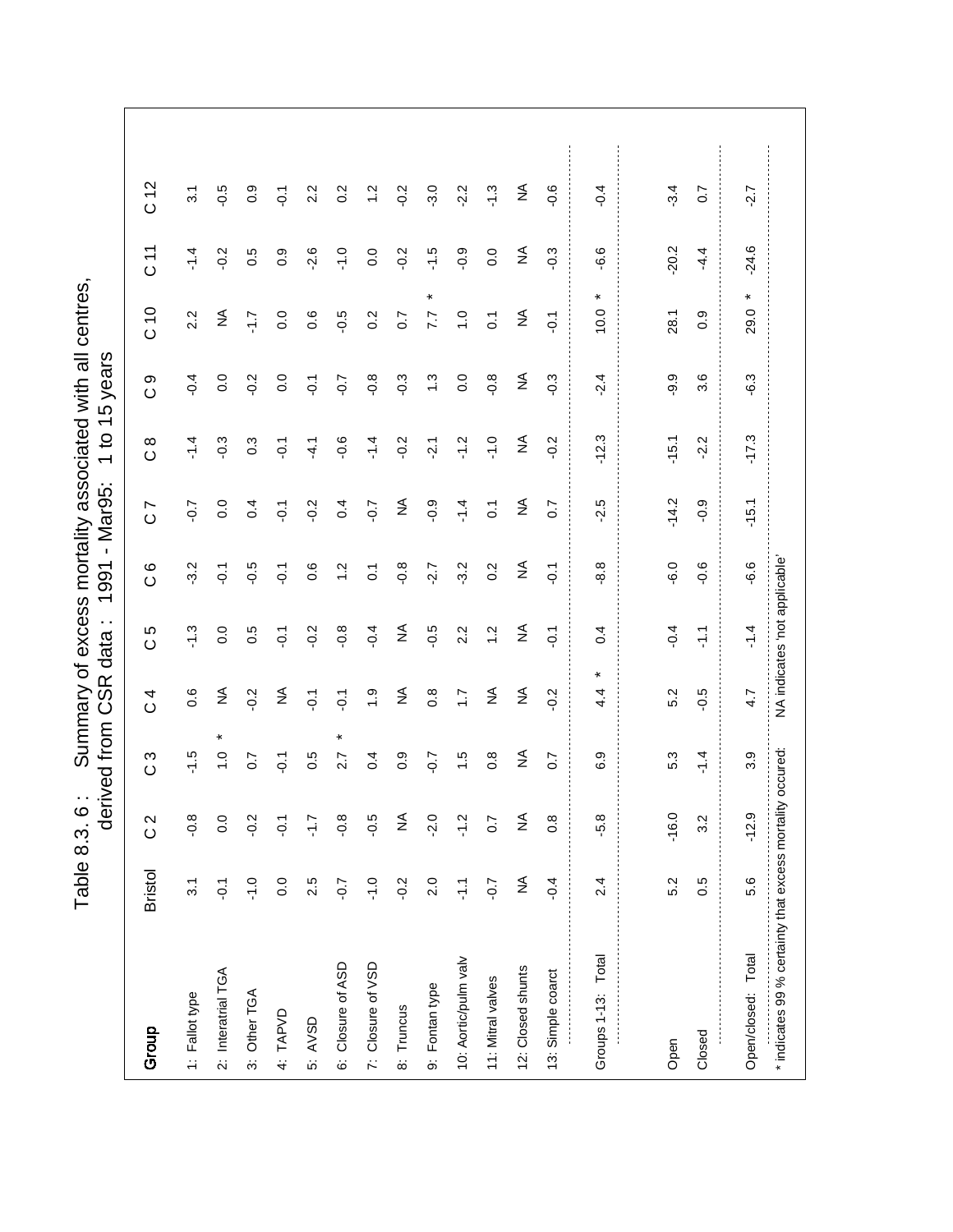# Table 8.3. 6 : Summary of excess mortality associated with all centres, derived from CSR data : 1991 - Mar95: 1 to 15 years

| Group | Bristol | C 2 | C 3 | C 4 | C 5 | C 6 | C 7 | C 8 | C 9 | C 10 | C 11 | C 12 |
|---|---|---|---|---|---|---|---|---|---|---|---|---|
| 1: Fallot type | 3.1 | -0.8 | -1.5 | 0.6 | -1.3 | -3.2 | -0.7 | -1.4 | -0.4 | 2.2 | -1.4 | 3.1 |
| 2: Interatrial TGA | -0.1 | 0.0 | 1.0 * | NA | 0.0 | -0.1 | 0.0 | -0.3 | 0.0 | NA | -0.2 | -0.5 |
| 3: Other TGA | -1.0 | -0.2 | 0.7 | -0.2 | 0.5 | -0.5 | 0.4 | 0.3 | -0.2 | -1.7 | 0.5 | 0.9 |
| 4: TAPVD | 0.0 | -0.1 | -0.1 | NA | -0.1 | -0.1 | -0.1 | -0.1 | 0.0 | 0.0 | 0.9 | -0.1 |
| 5: AVSD | 2.5 | -1.7 | 0.5 | -0.1 | -0.2 | 0.6 | -0.2 | -4.1 | -0.1 | 0.6 | -2.6 | 2.2 |
| 6: Closure of ASD | -0.7 | -0.8 | 2.7 * | -0.1 | -0.8 | 1.2 | 0.4 | -0.6 | -0.7 | -0.5 | -1.0 | 0.2 |
| 7: Closure of VSD | -1.0 | -0.5 | 0.4 | 1.9 | -0.4 | 0.1 | -0.7 | -1.4 | -0.8 | 0.2 | 0.0 | 1.2 |
| 8: Truncus | -0.2 | NA | 0.9 | NA | NA | -0.8 | NA | -0.2 | -0.3 | 0.7 | -0.2 | -0.2 |
| 9: Fontan type | 2.0 | -2.0 | -0.7 | 0.8 | -0.5 | -2.7 | -0.9 | -2.1 | 1.3 | 7.7 * | -1.5 | -3.0 |
| 10: Aortic/pulm valv | -1.1 | -1.2 | 1.5 | 1.7 | 2.2 | -3.2 | -1.4 | -1.2 | 0.0 | 1.0 | -0.9 | -2.2 |
| 11: Mitral valves | -0.7 | 0.7 | 0.8 | NA | 1.2 | 0.2 | 0.1 | -1.0 | -0.8 | 0.1 | 0.0 | -1.3 |
| 12: Closed shunts | NA | NA | NA | NA | NA | NA | NA | NA | NA | NA | NA | NA |
| 13: Simple coarct | -0.4 | 0.8 | 0.7 | -0.2 | -0.1 | -0.1 | 0.7 | -0.2 | -0.3 | -0.1 | -0.3 | -0.6 |
| Groups 1-13: Total | 2.4 | -5.8 | 6.9 | 4.4 * | 0.4 | -8.8 | -2.5 | -12.3 | -2.4 | 10.0 * | -6.6 | -0.4 |
| Open | 5.2 | -16.0 | 5.3 | 5.2 | -0.4 | -6.0 | -14.2 | -15.1 | -9.9 | 28.1 | -20.2 | -3.4 |
| Closed | 0.5 | 3.2 | -1.4 | -0.5 | -1.1 | -0.6 | -0.9 | -2.2 | 3.6 | 0.9 | -4.4 | 0.7 |
| Open/closed: Total | 5.6 | -12.9 | 3.9 | 4.7 | -1.4 | -6.6 | -15.1 | -17.3 | -6.3 | 29.0 * | -24.6 | -2.7 |

* indicates 99 % certainty that excess mortality occured: NA indicates 'not applicable'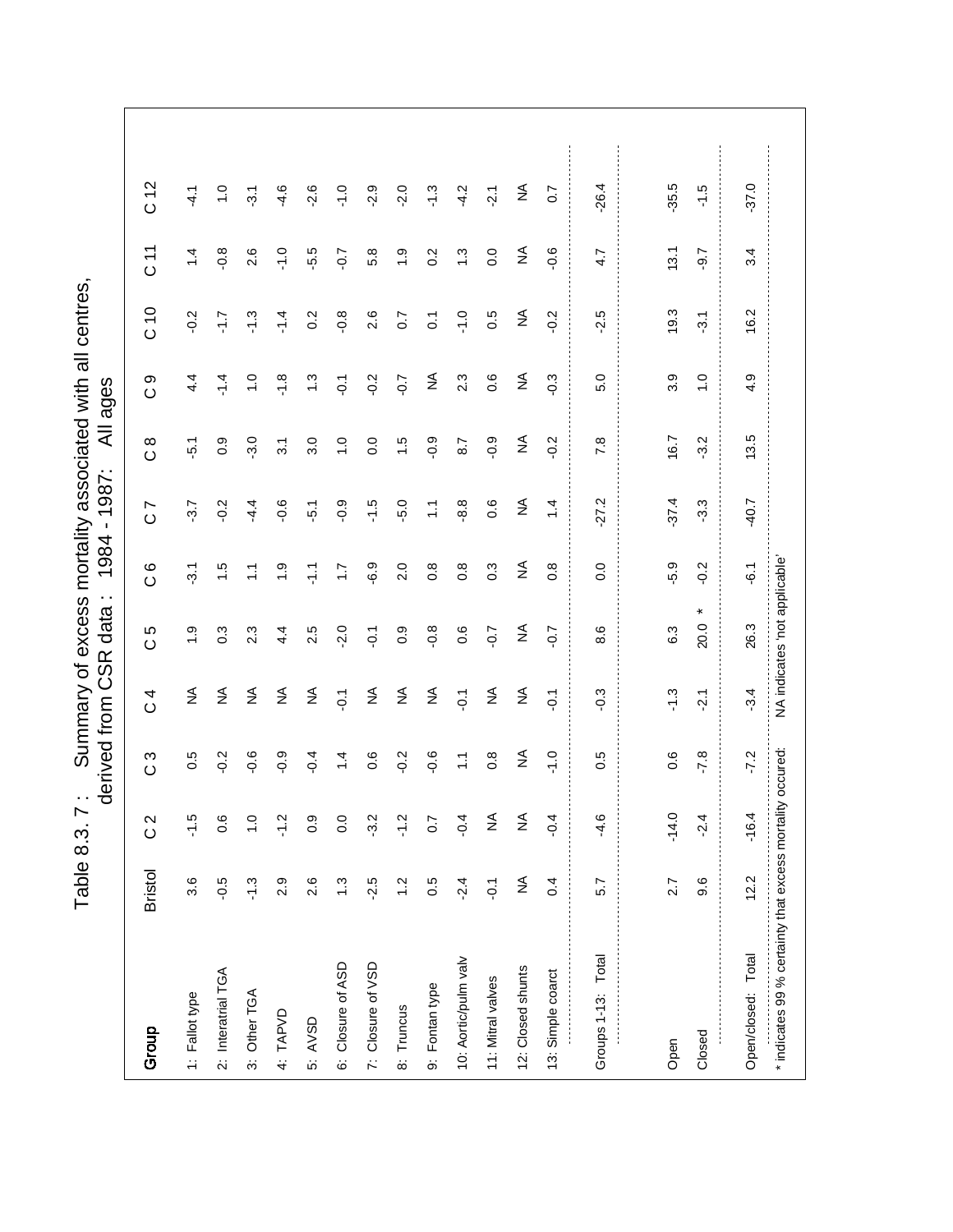# Table 8.3. 7 : Summary of excess mortality associated with all centres, derived from CSR data : 1984 - 1987: All ages

| Group | Bristol | C 2 | C 3 | C 4 | C 5 | C 6 | C 7 | C 8 | C 9 | C 10 | C 11 | C 12 |
|---|---|---|---|---|---|---|---|---|---|---|---|---|
| 1: Fallot type | 3.6 | -1.5 | 0.5 | NA | 1.9 | -3.1 | -3.7 | -5.1 | 4.4 | -0.2 | 1.4 | -4.1 |
| 2: Interatrial TGA | -0.5 | 0.6 | -0.2 | NA | 0.3 | 1.5 | -0.2 | 0.9 | -1.4 | -1.7 | -0.8 | 1.0 |
| 3: Other TGA | -1.3 | 1.0 | -0.6 | NA | 2.3 | 1.1 | -4.4 | -3.0 | 1.0 | -1.3 | 2.6 | -3.1 |
| 4: TAPVD | 2.9 | -1.2 | -0.9 | NA | 4.4 | 1.9 | -0.6 | 3.1 | -1.8 | -1.4 | -1.0 | -4.6 |
| 5: AVSD | 2.6 | 0.9 | -0.4 | NA | 2.5 | -1.1 | -5.1 | 3.0 | 1.3 | 0.2 | -5.5 | -2.6 |
| 6: Closure of ASD | 1.3 | 0.0 | 1.4 | -0.1 | -2.0 | 1.7 | -0.9 | 1.0 | -0.1 | -0.8 | -0.7 | -1.0 |
| 7: Closure of VSD | -2.5 | -3.2 | 0.6 | NA | -0.1 | -6.9 | -1.5 | 0.0 | -0.2 | 2.6 | 5.8 | -2.9 |
| 8: Truncus | 1.2 | -1.2 | -0.2 | NA | 0.9 | 2.0 | -5.0 | 1.5 | -0.7 | 0.7 | 1.9 | -2.0 |
| 9: Fontan type | 0.5 | 0.7 | -0.6 | NA | -0.8 | 0.8 | 1.1 | -0.9 | NA | 0.1 | 0.2 | -1.3 |
| 10: Aortic/pulm valv | -2.4 | -0.4 | 1.1 | -0.1 | 0.6 | 0.8 | -8.8 | 8.7 | 2.3 | -1.0 | 1.3 | -4.2 |
| 11: Mitral valves | -0.1 | NA | 0.8 | NA | -0.7 | 0.3 | 0.6 | -0.9 | 0.6 | 0.5 | 0.0 | -2.1 |
| 12: Closed shunts | NA | NA | NA | NA | NA | NA | NA | NA | NA | NA | NA | NA |
| 13: Simple coarct | 0.4 | -0.4 | -1.0 | -0.1 | -0.7 | 0.8 | 1.4 | -0.2 | -0.3 | -0.2 | -0.6 | 0.7 |
| Groups 1-13: Total | 5.7 | -4.6 | 0.5 | -0.3 | 8.6 | 0.0 | -27.2 | 7.8 | 5.0 | -2.5 | 4.7 | -26.4 |
| Open | 2.7 | -14.0 | 0.6 | -1.3 | 6.3 | -5.9 | -37.4 | 16.7 | 3.9 | 19.3 | 13.1 | -35.5 |
| Closed | 9.6 | -2.4 | -7.8 | -2.1 | 20.0 * | -0.2 | -3.3 | -3.2 | 1.0 | -3.1 | -9.7 | -1.5 |
| Open/closed: Total | 12.2 | -16.4 | -7.2 | -3.4 | 26.3 | -6.1 | -40.7 | 13.5 | 4.9 | 16.2 | 3.4 | -37.0 |

* indicates 99 % certainty that excess mortality occured: NA indicates 'not applicable'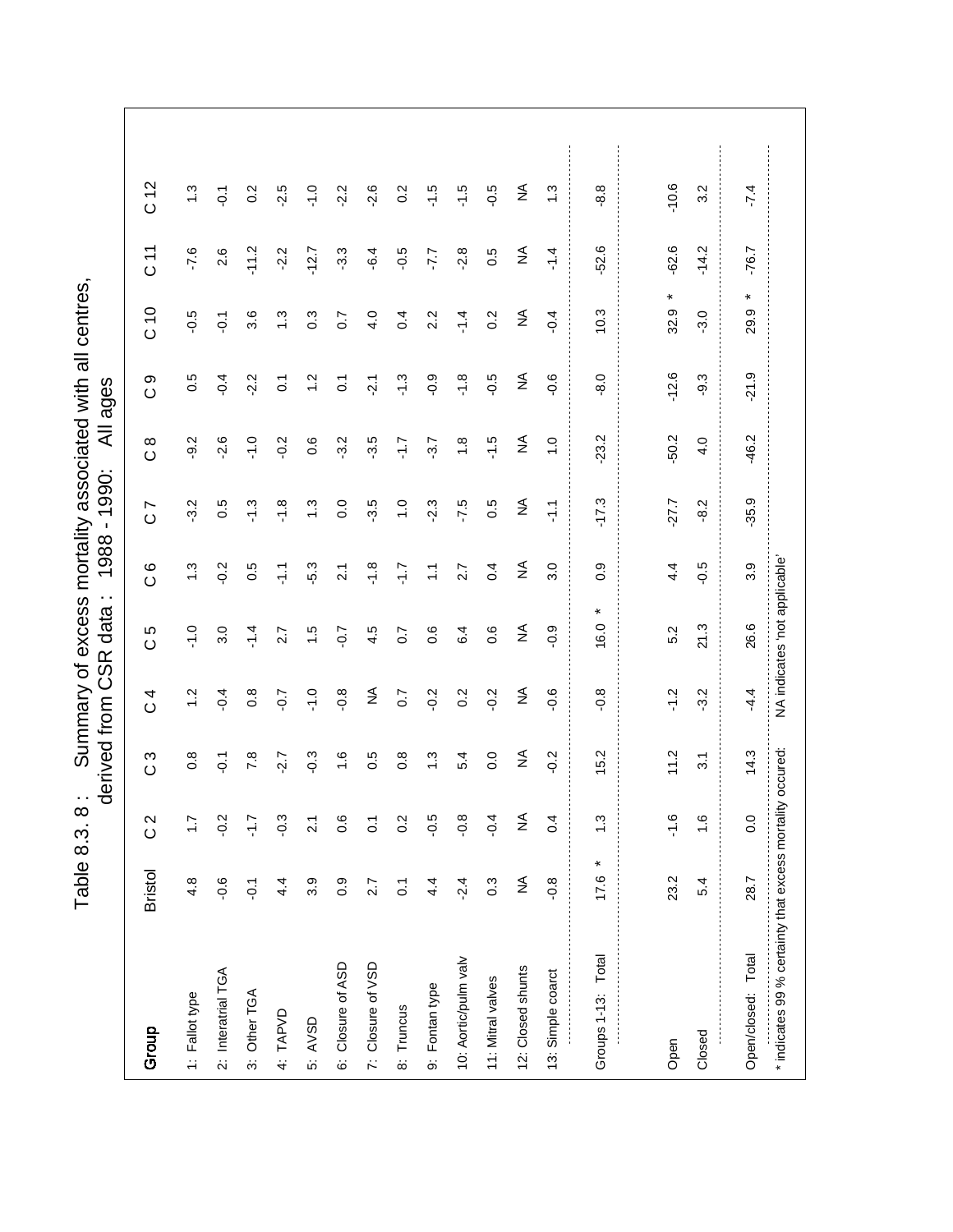# Table 8.3. 8 : Summary of excess mortality associated with all centres, derived from CSR data : 1988 - 1990: All ages

| Group | Bristol | C 2 | C 3 | C 4 | C 5 | C 6 | C 7 | C 8 | C 9 | C 10 | C 11 | C 12 |
|---|---|---|---|---|---|---|---|---|---|---|---|---|
| 1: Fallot type | 4.8 | 1.7 | 0.8 | 1.2 | -1.0 | 1.3 | -3.2 | -9.2 | 0.5 | -0.5 | -7.6 | 1.3 |
| 2: Interatrial TGA | -0.6 | -0.2 | -0.1 | -0.4 | 3.0 | -0.2 | 0.5 | -2.6 | -0.4 | -0.1 | 2.6 | -0.1 |
| 3: Other TGA | -0.1 | -1.7 | 7.8 | 0.8 | -1.4 | 0.5 | -1.3 | -1.0 | -2.2 | 3.6 | -11.2 | 0.2 |
| 4: TAPVD | 4.4 | -0.3 | -2.7 | -0.7 | 2.7 | -1.1 | -1.8 | -0.2 | 0.1 | 1.3 | -2.2 | -2.5 |
| 5: AVSD | 3.9 | 2.1 | -0.3 | -1.0 | 1.5 | -5.3 | 1.3 | 0.6 | 1.2 | 0.3 | -12.7 | -1.0 |
| 6: Closure of ASD | 0.9 | 0.6 | 1.6 | -0.8 | -0.7 | 2.1 | 0.0 | -3.2 | 0.1 | 0.7 | -3.3 | -2.2 |
| 7: Closure of VSD | 2.7 | 0.1 | 0.5 | NA | 4.5 | -1.8 | -3.5 | -3.5 | -2.1 | 4.0 | -6.4 | -2.6 |
| 8: Truncus | 0.1 | 0.2 | 0.8 | 0.7 | 0.7 | -1.7 | 1.0 | -1.7 | -1.3 | 0.4 | -0.5 | 0.2 |
| 9: Fontan type | 4.4 | -0.5 | 1.3 | -0.2 | 0.6 | 1.1 | -2.3 | -3.7 | -0.9 | 2.2 | -7.7 | -1.5 |
| 10: Aortic/pulm valv | -2.4 | -0.8 | 5.4 | 0.2 | 6.4 | 2.7 | -7.5 | 1.8 | -1.8 | -1.4 | -2.8 | -1.5 |
| 11: Mitral valves | 0.3 | -0.4 | 0.0 | -0.2 | 0.6 | 0.4 | 0.5 | -1.5 | -0.5 | 0.2 | 0.5 | -0.5 |
| 12: Closed shunts | NA | NA | NA | NA | NA | NA | NA | NA | NA | NA | NA | NA |
| 13: Simple coarct | -0.8 | 0.4 | -0.2 | -0.6 | -0.9 | 3.0 | -1.1 | 1.0 | -0.6 | -0.4 | -1.4 | 1.3 |
| Groups 1-13: Total | 17.6 * | 1.3 | 15.2 | -0.8 | 16.0 * | 0.9 | -17.3 | -23.2 | -8.0 | 10.3 | -52.6 | -8.8 |
| Open | 23.2 | -1.6 | 11.2 | -1.2 | 5.2 | 4.4 | -27.7 | -50.2 | -12.6 | 32.9 * | -62.6 | -10.6 |
| Closed | 5.4 | 1.6 | 3.1 | -3.2 | 21.3 | -0.5 | -8.2 | 4.0 | -9.3 | -3.0 | -14.2 | 3.2 |
| Open/closed: Total | 28.7 | 0.0 | 14.3 | -4.4 | 26.6 | 3.9 | -35.9 | -46.2 | -21.9 | 29.9 * | -76.7 | -7.4 |

\* indicates 99 % certainty that excess mortality occured: NA indicates 'not applicable'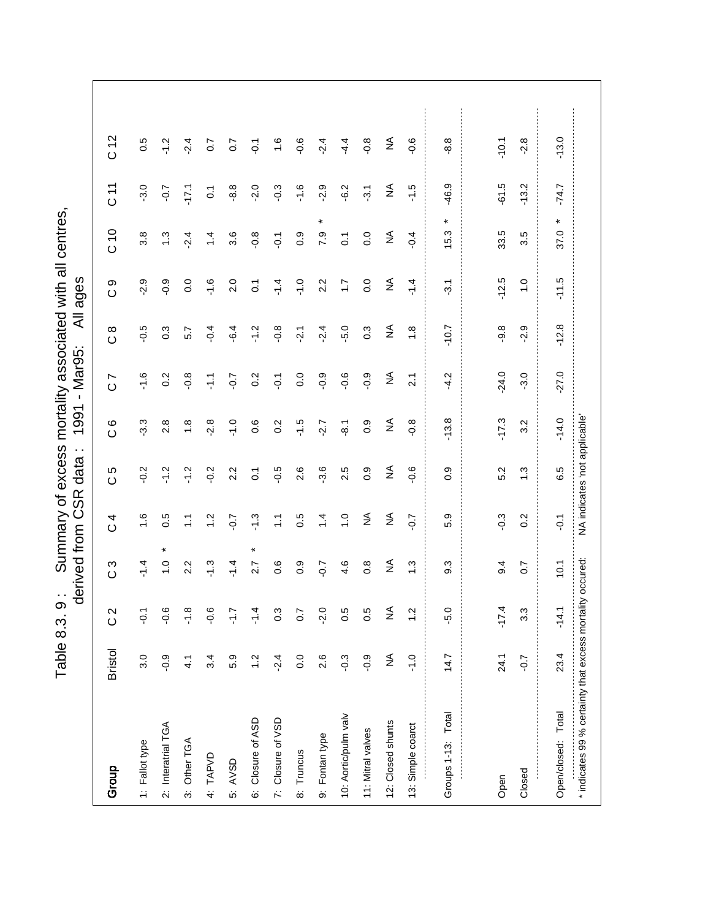# Table 8.3. 9 : Summary of excess mortality associated with all centres, derived from CSR data : 1991 - Mar95: All ages

| Group | Bristol | C 2 | C 3 | C 4 | C 5 | C 6 | C 7 | C 8 | C 9 | C 10 | C 11 | C 12 |
|---|---|---|---|---|---|---|---|---|---|---|---|---|
| 1: Fallot type | 3.0 | -0.1 | -1.4 | 1.6 | -0.2 | -3.3 | -1.6 | -0.5 | -2.9 | 3.8 | -3.0 | 0.5 |
| 2: Interatrial TGA | -0.9 | -0.6 | 1.0 * | 0.5 | -1.2 | 2.8 | 0.2 | 0.3 | -0.9 | 1.3 | -0.7 | -1.2 |
| 3: Other TGA | 4.1 | -1.8 | 2.2 | 1.1 | -1.2 | 1.8 | -0.8 | 5.7 | 0.0 | -2.4 | -17.1 | -2.4 |
| 4: TAPVD | 3.4 | -0.6 | -1.3 | 1.2 | -0.2 | -2.8 | -1.1 | -0.4 | -1.6 | 1.4 | 0.1 | 0.7 |
| 5: AVSD | 5.9 | -1.7 | -1.4 | -0.7 | 2.2 | -1.0 | -0.7 | -6.4 | 2.0 | 3.6 | -8.8 | 0.7 |
| 6: Closure of ASD | 1.2 | -1.4 | 2.7 * | -1.3 | 0.1 | 0.6 | 0.2 | -1.2 | 0.1 | -0.8 | -2.0 | -0.1 |
| 7: Closure of VSD | -2.4 | 0.3 | 0.6 | 1.1 | -0.5 | 0.2 | -0.1 | -0.8 | -1.4 | -0.1 | -0.3 | 1.6 |
| 8: Truncus | 0.0 | 0.7 | 0.9 | 0.5 | 2.6 | -1.5 | 0.0 | -2.1 | -1.0 | 0.9 | -1.6 | -0.6 |
| 9: Fontan type | 2.6 | -2.0 | -0.7 | 1.4 | -3.6 | -2.7 | -0.9 | -2.4 | 2.2 | 7.9 * | -2.9 | -2.4 |
| 10: Aortic/pulm valv | -0.3 | 0.5 | 4.6 | 1.0 | 2.5 | -8.1 | -0.6 | -5.0 | 1.7 | 0.1 | -6.2 | -4.4 |
| 11: Mitral valves | -0.9 | 0.5 | 0.8 | NA | 0.9 | 0.9 | -0.9 | 0.3 | 0.0 | 0.0 | -3.1 | -0.8 |
| 12: Closed shunts | NA | NA | NA | NA | NA | NA | NA | NA | NA | NA | NA | NA |
| 13: Simple coarct | -1.0 | 1.2 | 1.3 | -0.7 | -0.6 | -0.8 | 2.1 | 1.8 | -1.4 | -0.4 | -1.5 | -0.6 |
| Groups 1-13: Total | 14.7 | -5.0 | 9.3 | 5.9 | 0.9 | -13.8 | -4.2 | -10.7 | -3.1 | 15.3 * | -46.9 | -8.8 |
| Open | 24.1 | -17.4 | 9.4 | -0.3 | 5.2 | -17.3 | -24.0 | -9.8 | -12.5 | 33.5 | -61.5 | -10.1 |
| Closed | -0.7 | 3.3 | 0.7 | 0.2 | 1.3 | 3.2 | -3.0 | -2.9 | 1.0 | 3.5 | -13.2 | -2.8 |
| Open/closed: Total | 23.4 | -14.1 | 10.1 | -0.1 | 6.5 | -14.0 | -27.0 | -12.8 | -11.5 | 37.0 * | -74.7 | -13.0 |

* indicates 99 % certainty that excess mortality occured: NA indicates 'not applicable'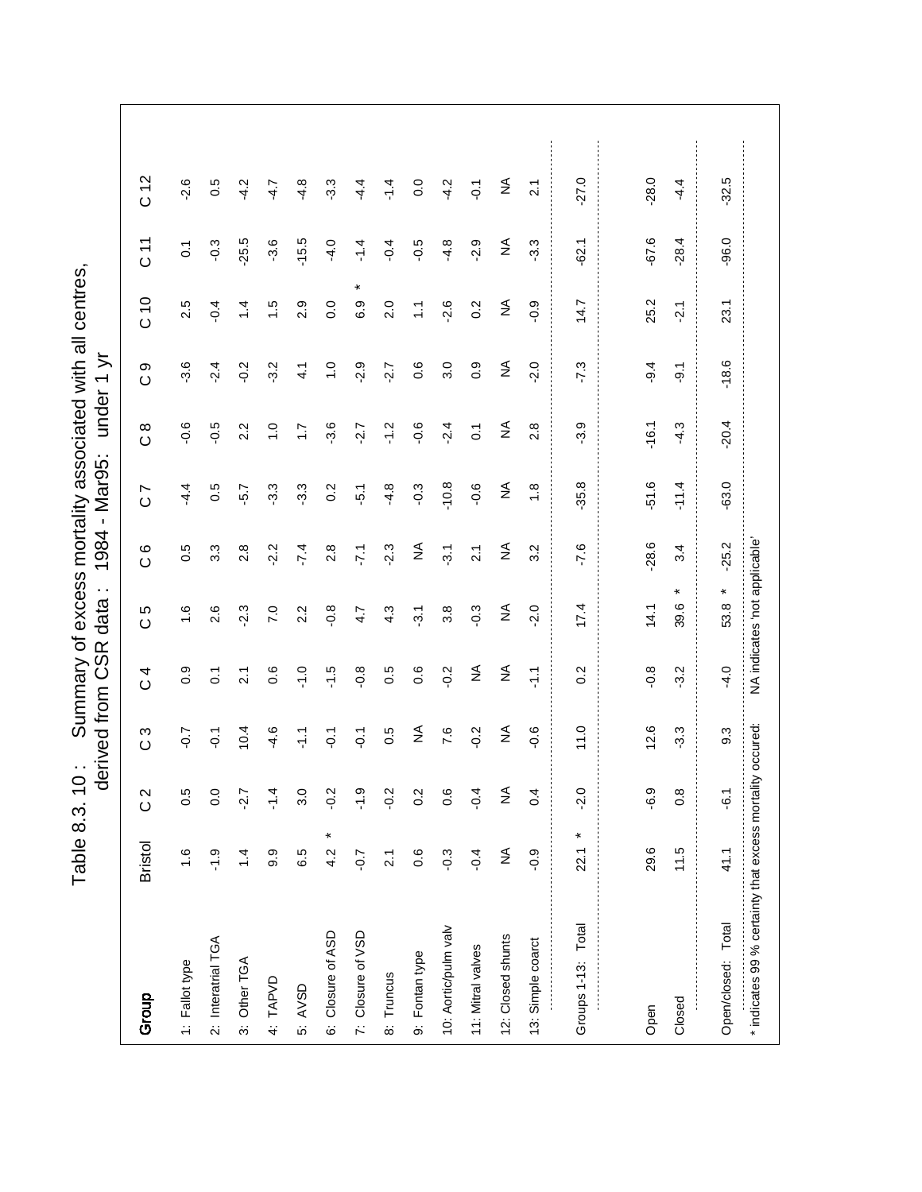# Table 8.3. 10 : Summary of excess mortality associated with all centres, derived from CSR data : 1984 - Mar95: under 1 yr

| Group | Bristol | C 2 | C 3 | C 4 | C 5 | C 6 | C 7 | C 8 | C 9 | C 10 | C 11 | C 12 |
|---|---|---|---|---|---|---|---|---|---|---|---|---|
| 1: Fallot type | 1.6 | 0.5 | -0.7 | 0.9 | 1.6 | 0.5 | -4.4 | -0.6 | -3.6 | 2.5 | 0.1 | -2.6 |
| 2: Interatrial TGA | -1.9 | 0.0 | -0.1 | 0.1 | 2.6 | 3.3 | 0.5 | -0.5 | -2.4 | -0.4 | -0.3 | 0.5 |
| 3: Other TGA | 1.4 | -2.7 | 10.4 | 2.1 | -2.3 | 2.8 | -5.7 | 2.2 | -0.2 | 1.4 | -25.5 | -4.2 |
| 4: TAPVD | 9.9 | -1.4 | -4.6 | 0.6 | 7.0 | -2.2 | -3.3 | 1.0 | -3.2 | 1.5 | -3.6 | -4.7 |
| 5: AVSD | 6.5 | 3.0 | -1.1 | -1.0 | 2.2 | -7.4 | -3.3 | 1.7 | 4.1 | 2.9 | -15.5 | -4.8 |
| 6: Closure of ASD | 4.2 * | -0.2 | -0.1 | -1.5 | -0.8 | 2.8 | 0.2 | -3.6 | 1.0 | 0.0 | -4.0 | -3.3 |
| 7: Closure of VSD | -0.7 | -1.9 | -0.1 | -0.8 | 4.7 | -7.1 | -5.1 | -2.7 | -2.9 | 6.9 * | -1.4 | -4.4 |
| 8: Truncus | 2.1 | -0.2 | 0.5 | 0.5 | 4.3 | -2.3 | -4.8 | -1.2 | -2.7 | 2.0 | -0.4 | -1.4 |
| 9: Fontan type | 0.6 | 0.2 | NA | 0.6 | -3.1 | NA | -0.3 | -0.6 | 0.6 | 1.1 | -0.5 | 0.0 |
| 10: Aortic/pulm valv | -0.3 | 0.6 | 7.6 | -0.2 | 3.8 | -3.1 | -10.8 | -2.4 | 3.0 | -2.6 | -4.8 | -4.2 |
| 11: Mitral valves | -0.4 | -0.4 | -0.2 | NA | -0.3 | 2.1 | -0.6 | 0.1 | 0.9 | 0.2 | -2.9 | -0.1 |
| 12: Closed shunts | NA | NA | NA | NA | NA | NA | NA | NA | NA | NA | NA | NA |
| 13: Simple coarct | -0.9 | 0.4 | -0.6 | -1.1 | -2.0 | 3.2 | 1.8 | 2.8 | -2.0 | -0.9 | -3.3 | 2.1 |
| Groups 1-13: Total | 22.1 * | -2.0 | 11.0 | 0.2 | 17.4 | -7.6 | -35.8 | -3.9 | -7.3 | 14.7 | -62.1 | -27.0 |
| Open | 29.6 | -6.9 | 12.6 | -0.8 | 14.1 | -28.6 | -51.6 | -16.1 | -9.4 | 25.2 | -67.6 | -28.0 |
| Closed | 11.5 | 0.8 | -3.3 | -3.2 | 39.6 * | 3.4 | -11.4 | -4.3 | -9.1 | -2.1 | -28.4 | -4.4 |
| Open/closed: Total | 41.1 | -6.1 | 9.3 | -4.0 | 53.8 * | -25.2 | -63.0 | -20.4 | -18.6 | 23.1 | -96.0 | -32.5 |

* indicates 99 % certainty that excess mortality occured: NA indicates 'not applicable'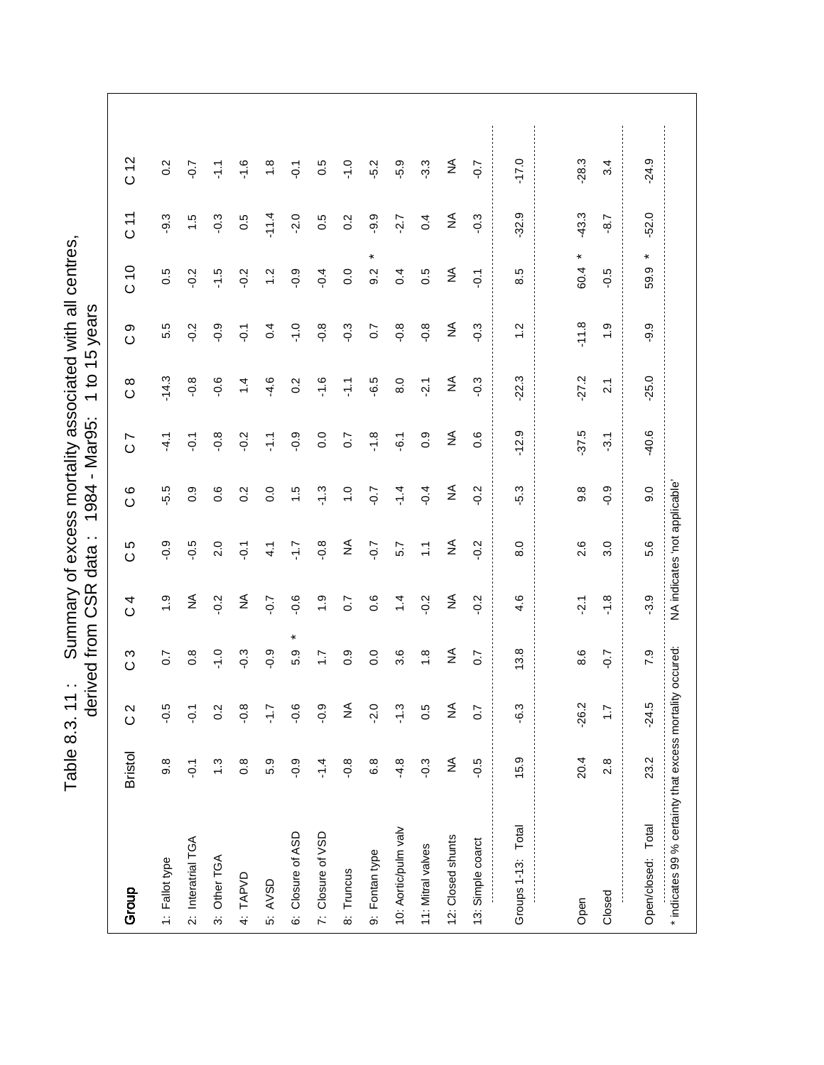# Table 8.3. 11 : Summary of excess mortality associated with all centres, derived from CSR data : 1984 - Mar95: 1 to 15 years

| Group | Bristol | C 2 | C 3 | C 4 | C 5 | C 6 | C 7 | C 8 | C 9 | C 10 | C 11 | C 12 |
|---|---|---|---|---|---|---|---|---|---|---|---|---|
| 1: Fallot type | 9.8 | -0.5 | 0.7 | 1.9 | -0.9 | -5.5 | -4.1 | -14.3 | 5.5 | 0.5 | -9.3 | 0.2 |
| 2: Interatrial TGA | -0.1 | -0.1 | 0.8 | NA | -0.5 | 0.9 | -0.1 | -0.8 | -0.2 | -0.2 | 1.5 | -0.7 |
| 3: Other TGA | 1.3 | 0.2 | -1.0 | -0.2 | 2.0 | 0.6 | -0.8 | -0.6 | -0.9 | -1.5 | -0.3 | -1.1 |
| 4: TAPVD | 0.8 | -0.8 | -0.3 | NA | -0.1 | 0.2 | -0.2 | 1.4 | -0.1 | -0.2 | 0.5 | -1.6 |
| 5: AVSD | 5.9 | -1.7 | -0.9 | -0.7 | 4.1 | 0.0 | -1.1 | -4.6 | 0.4 | 1.2 | -11.4 | 1.8 |
| 6: Closure of ASD | -0.9 | -0.6 | 5.9 * | -0.6 | -1.7 | 1.5 | -0.9 | 0.2 | -1.0 | -0.9 | -2.0 | -0.1 |
| 7: Closure of VSD | -1.4 | -0.9 | 1.7 | 1.9 | -0.8 | -1.3 | 0.0 | -1.6 | -0.8 | -0.4 | 0.5 | 0.5 |
| 8: Truncus | -0.8 | NA | 0.9 | 0.7 | NA | 1.0 | 0.7 | -1.1 | -0.3 | 0.0 | 0.2 | -1.0 |
| 9: Fontan type | 6.8 | -2.0 | 0.0 | 0.6 | -0.7 | -0.7 | -1.8 | -6.5 | 0.7 | 9.2 * | -9.9 | -5.2 |
| 10: Aortic/pulm valv | -4.8 | -1.3 | 3.6 | 1.4 | 5.7 | -1.4 | -6.1 | 8.0 | -0.8 | 0.4 | -2.7 | -5.9 |
| 11: Mitral valves | -0.3 | 0.5 | 1.8 | -0.2 | 1.1 | -0.4 | 0.9 | -2.1 | -0.8 | 0.5 | 0.4 | -3.3 |
| 12: Closed shunts | NA | NA | NA | NA | NA | NA | NA | NA | NA | NA | NA | NA |
| 13: Simple coarct | -0.5 | 0.7 | 0.7 | -0.2 | -0.2 | -0.2 | 0.6 | -0.3 | -0.3 | -0.1 | -0.3 | -0.7 |
| Groups 1-13: Total | 15.9 | -6.3 | 13.8 | 4.6 | 8.0 | -5.3 | -12.9 | -22.3 | 1.2 | 8.5 | -32.9 | -17.0 |
| Open | 20.4 | -26.2 | 8.6 | -2.1 | 2.6 | 9.8 | -37.5 | -27.2 | -11.8 | 60.4 * | -43.3 | -28.3 |
| Closed | 2.8 | 1.7 | -0.7 | -1.8 | 3.0 | -0.9 | -3.1 | 2.1 | 1.9 | -0.5 | -8.7 | 3.4 |
| Open/closed: Total | 23.2 | -24.5 | 7.9 | -3.9 | 5.6 | 9.0 | -40.6 | -25.0 | -9.9 | 59.9 * | -52.0 | -24.9 |

\* indicates 99 % certainty that excess mortality occured: NA indicates 'not applicable'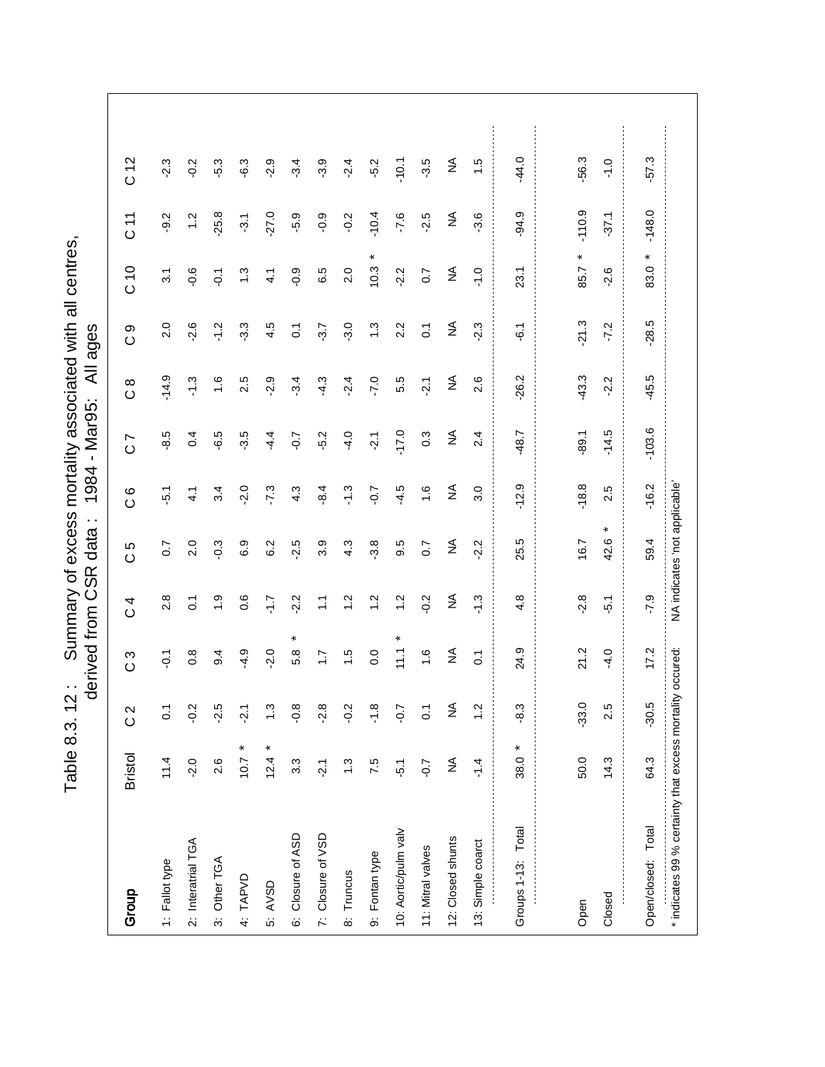# Table 8.3. 12 : Summary of excess mortality associated with all centres, derived from CSR data : 1984 - Mar95: All ages

| Group | Bristol | C 2 | C 3 | C 4 | C 5 | C 6 | C 7 | C 8 | C 9 | C 10 | C 11 | C 12 |
|---|---|---|---|---|---|---|---|---|---|---|---|---|
| 1: Fallot type | 11.4 | 0.1 | -0.1 | 2.8 | 0.7 | -5.1 | -8.5 | -14.9 | 2.0 | 3.1 | -9.2 | -2.3 |
| 2: Interatrial TGA | -2.0 | -0.2 | 0.8 | 0.1 | 2.0 | 4.1 | 0.4 | -1.3 | -2.6 | -0.6 | 1.2 | -0.2 |
| 3: Other TGA | 2.6 | -2.5 | 9.4 | 1.9 | -0.3 | 3.4 | -6.5 | 1.6 | -1.2 | -0.1 | -25.8 | -5.3 |
| 4: TAPVD | 10.7 * | -2.1 | -4.9 | 0.6 | 6.9 | -2.0 | -3.5 | 2.5 | -3.3 | 1.3 | -3.1 | -6.3 |
| 5: AVSD | 12.4 * | 1.3 | -2.0 | -1.7 | 6.2 | -7.3 | -4.4 | -2.9 | 4.5 | 4.1 | -27.0 | -2.9 |
| 6: Closure of ASD | 3.3 | -0.8 | 5.8 * | -2.2 | -2.5 | 4.3 | -0.7 | -3.4 | 0.1 | -0.9 | -5.9 | -3.4 |
| 7: Closure of VSD | -2.1 | -2.8 | 1.7 | 1.1 | 3.9 | -8.4 | -5.2 | -4.3 | -3.7 | 6.5 | -0.9 | -3.9 |
| 8: Truncus | 1.3 | -0.2 | 1.5 | 1.2 | 4.3 | -1.3 | -4.0 | -2.4 | -3.0 | 2.0 | -0.2 | -2.4 |
| 9: Fontan type | 7.5 | -1.8 | 0.0 | 1.2 | -3.8 | -0.7 | -2.1 | -7.0 | 1.3 | 10.3 * | -10.4 | -5.2 |
| 10: Aortic/pulm valv | -5.1 | -0.7 | 11.1 * | 1.2 | 9.5 | -4.5 | -17.0 | 5.5 | 2.2 | -2.2 | -7.6 | -10.1 |
| 11: Mitral valves | -0.7 | 0.1 | 1.6 | -0.2 | 0.7 | 1.6 | 0.3 | -2.1 | 0.1 | 0.7 | -2.5 | -3.5 |
| 12: Closed shunts | NA | NA | NA | NA | NA | NA | NA | NA | NA | NA | NA | NA |
| 13: Simple coarct | -1.4 | 1.2 | 0.1 | -1.3 | -2.2 | 3.0 | 2.4 | 2.6 | -2.3 | -1.0 | -3.6 | 1.5 |
| Groups 1-13: Total | 38.0 * | -8.3 | 24.9 | 4.8 | 25.5 | -12.9 | -48.7 | -26.2 | -6.1 | 23.1 | -94.9 | -44.0 |
| Open | 50.0 | -33.0 | 21.2 | -2.8 | 16.7 | -18.8 | -89.1 | -43.3 | -21.3 | 85.7 * | -110.9 | -56.3 |
| Closed | 14.3 | 2.5 | -4.0 | -5.1 | 42.6 * | 2.5 | -14.5 | -2.2 | -7.2 | -2.6 | -37.1 | -1.0 |
| Open/closed: Total | 64.3 | -30.5 | 17.2 | -7.9 | 59.4 | -16.2 | -103.6 | -45.5 | -28.5 | 83.0 * | -148.0 | -57.3 |

* indicates 99 % certainty that excess mortality occured: NA indicates 'not applicable'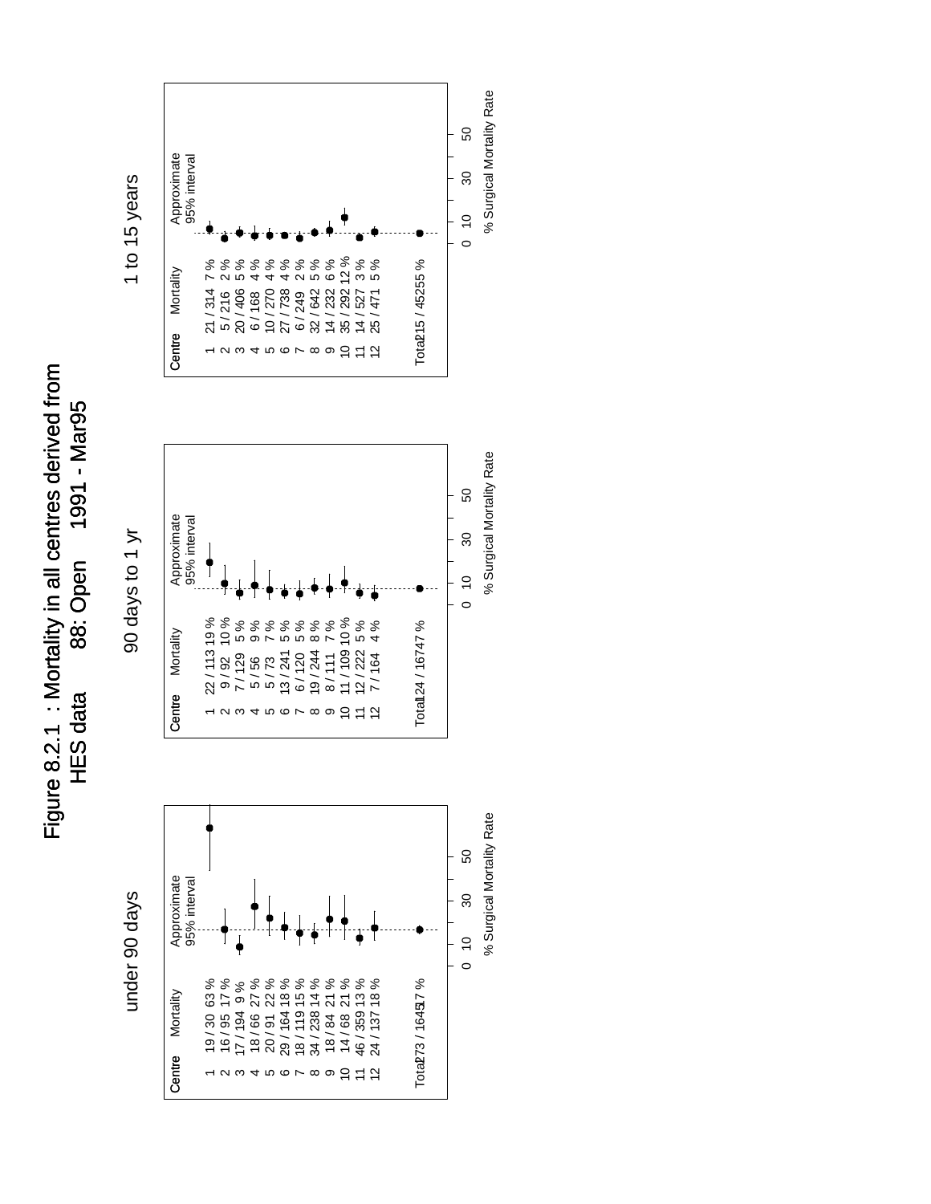# Figure 8.2.1 : Mortality in all centres derived from HES data 88: Open 1991 - Mar95

## under 90 days

| Centre | Mortality | |
|---|---|---|
| 1 | 19 / 30 | 63 % |
| 2 | 16 / 95 | 17 % |
| 3 | 17 / 194 | 9 % |
| 4 | 18 / 66 | 27 % |
| 5 | 20 / 91 | 22 % |
| 6 | 29 / 164 | 18 % |
| 7 | 18 / 119 | 15 % |
| 8 | 34 / 238 | 14 % |
| 9 | 18 / 84 | 21 % |
| 10 | 14 / 68 | 21 % |
| 11 | 46 / 359 | 13 % |
| 12 | 24 / 137 | 18 % |
| Total | 273 / 1645 | 17 % |

Approximate 95% interval

% Surgical Mortality Rate

## 90 days to 1 yr

| Centre | Mortality | |
|---|---|---|
| 1 | 22 / 113 | 19 % |
| 2 | 9 / 92 | 10 % |
| 3 | 7 / 129 | 5 % |
| 4 | 5 / 56 | 9 % |
| 5 | 5 / 73 | 7 % |
| 6 | 13 / 241 | 5 % |
| 7 | 6 / 120 | 5 % |
| 8 | 19 / 244 | 8 % |
| 9 | 8 / 111 | 7 % |
| 10 | 11 / 109 | 10 % |
| 11 | 12 / 222 | 5 % |
| 12 | 7 / 164 | 4 % |
| Total | 124 / 1674 | 7 % |

Approximate 95% interval

% Surgical Mortality Rate

## 1 to 15 years

| Centre | Mortality | |
|---|---|---|
| 1 | 21 / 314 | 7 % |
| 2 | 5 / 216 | 2 % |
| 3 | 20 / 406 | 5 % |
| 4 | 6 / 168 | 4 % |
| 5 | 10 / 270 | 4 % |
| 6 | 27 / 738 | 4 % |
| 7 | 6 / 249 | 2 % |
| 8 | 32 / 642 | 5 % |
| 9 | 14 / 232 | 6 % |
| 10 | 35 / 292 | 12 % |
| 11 | 14 / 527 | 3 % |
| 12 | 25 / 471 | 5 % |
| Total | 215 / 4525 | 5 % |

Approximate 95% interval

% Surgical Mortality Rate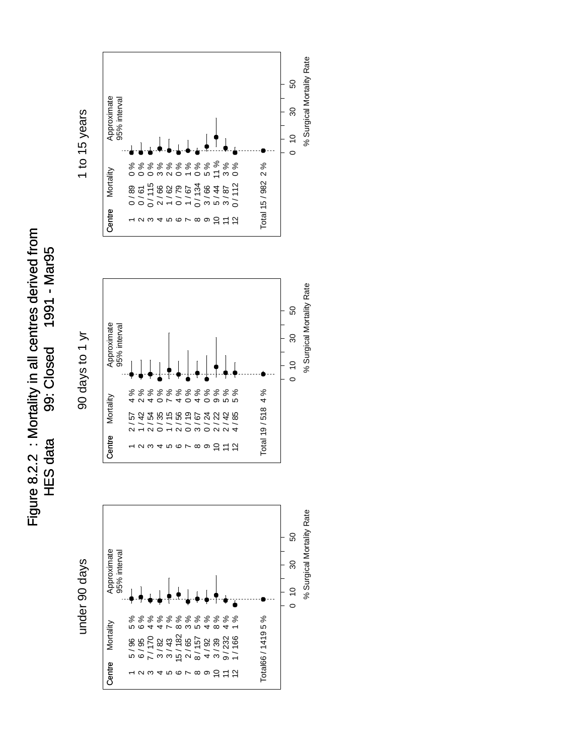# Figure 8.2.2 : Mortality in all centres derived from HES data 99: Closed 1991 - Mar95

## under 90 days

| Centre | Mortality | | Approximate 95% interval |
|---|---|---|---|
| 1 | 5 / 96 | 5 % | |
| 2 | 6 / 95 | 6 % | |
| 3 | 7 / 170 | 4 % | |
| 4 | 3 / 82 | 4 % | |
| 5 | 3 / 43 | 7 % | |
| 6 | 15 / 182 | 8 % | |
| 7 | 2 / 65 | 3 % | |
| 8 | 8 / 157 | 5 % | |
| 9 | 4 / 92 | 4 % | |
| 10 | 3 / 39 | 8 % | |
| 11 | 9 / 232 | 4 % | |
| 12 | 1 / 166 | 1 % | |
| Total | 66 / 1419 | 5 % | |

% Surgical Mortality Rate (axis: 0, 10, 30, 50)

## 90 days to 1 yr

| Centre | Mortality | | Approximate 95% interval |
|---|---|---|---|
| 1 | 2 / 57 | 4 % | |
| 2 | 1 / 42 | 2 % | |
| 3 | 2 / 54 | 4 % | |
| 4 | 0 / 35 | 0 % | |
| 5 | 1 / 15 | 7 % | |
| 6 | 2 / 56 | 4 % | |
| 7 | 0 / 19 | 0 % | |
| 8 | 3 / 67 | 4 % | |
| 9 | 0 / 24 | 0 % | |
| 10 | 2 / 22 | 9 % | |
| 11 | 2 / 42 | 5 % | |
| 12 | 4 / 85 | 5 % | |
| Total | 19 / 518 | 4 % | |

% Surgical Mortality Rate (axis: 0, 10, 30, 50)

## 1 to 15 years

| Centre | Mortality | | Approximate 95% interval |
|---|---|---|---|
| 1 | 0 / 89 | 0 % | |
| 2 | 0 / 61 | 0 % | |
| 3 | 0 / 115 | 0 % | |
| 4 | 2 / 66 | 3 % | |
| 5 | 1 / 62 | 2 % | |
| 6 | 0 / 79 | 0 % | |
| 7 | 1 / 67 | 1 % | |
| 8 | 0 / 134 | 0 % | |
| 9 | 3 / 66 | 5 % | |
| 10 | 5 / 44 | 11 % | |
| 11 | 3 / 87 | 3 % | |
| 12 | 0 / 112 | 0 % | |
| Total | 15 / 982 | 2 % | |

% Surgical Mortality Rate (axis: 0, 10, 30, 50)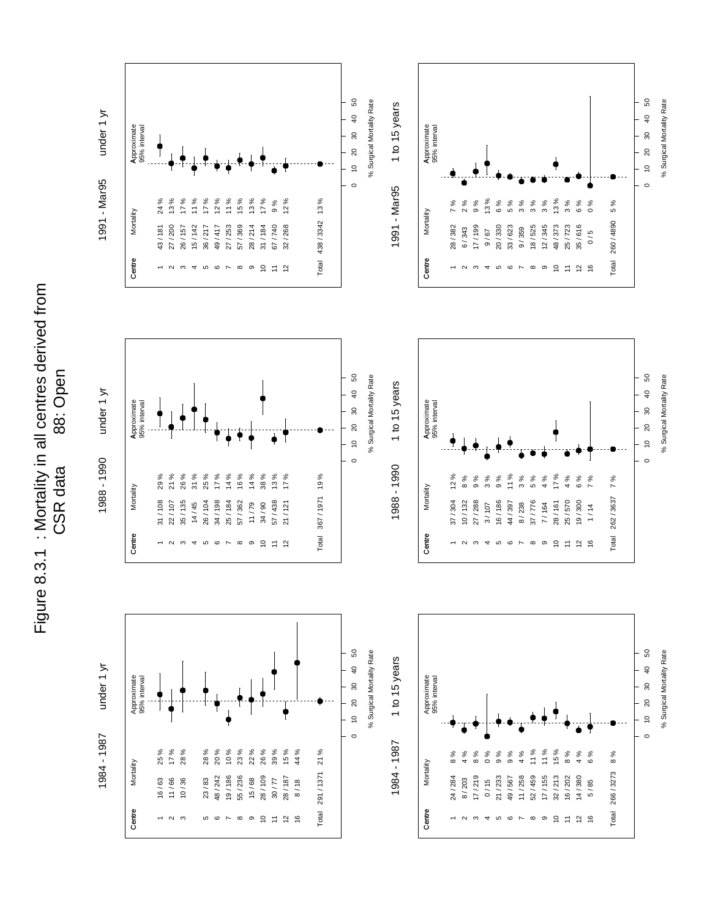# Figure 8.3.1 : Mortality in all centres derived from CSR data 88: Open

## 1984 - 1987 under 1 yr

| Centre | Mortality | |
|---|---|---|
| 1 | 16 / 63 | 25 % |
| 2 | 11 / 66 | 17 % |
| 3 | 10 / 36 | 28 % |
| 5 | 23 / 83 | 28 % |
| 6 | 48 / 242 | 20 % |
| 7 | 19 / 186 | 10 % |
| 8 | 55 / 236 | 23 % |
| 9 | 15 / 68 | 22 % |
| 10 | 28 / 109 | 26 % |
| 11 | 30 / 77 | 39 % |
| 12 | 28 / 187 | 15 % |
| 16 | 8 / 18 | 44 % |
| Total | 291 / 1371 | 21 % |

## 1988 - 1990 under 1 yr

| Centre | Mortality | |
|---|---|---|
| 1 | 31 / 108 | 29 % |
| 2 | 22 / 107 | 21 % |
| 3 | 35 / 135 | 26 % |
| 4 | 14 / 45 | 31 % |
| 5 | 26 / 104 | 25 % |
| 6 | 34 / 198 | 17 % |
| 7 | 25 / 184 | 14 % |
| 8 | 57 / 362 | 16 % |
| 9 | 11 / 79 | 14 % |
| 10 | 34 / 90 | 38 % |
| 11 | 57 / 438 | 13 % |
| 12 | 21 / 121 | 17 % |
| Total | 367 / 1971 | 19 % |

## 1991 - Mar95 under 1 yr

| Centre | Mortality | |
|---|---|---|
| 1 | 43 / 181 | 24 % |
| 2 | 27 / 200 | 13 % |
| 3 | 26 / 157 | 17 % |
| 4 | 15 / 142 | 11 % |
| 5 | 36 / 217 | 17 % |
| 6 | 49 / 417 | 12 % |
| 7 | 27 / 253 | 11 % |
| 8 | 57 / 369 | 15 % |
| 9 | 28 / 214 | 13 % |
| 10 | 31 / 184 | 17 % |
| 11 | 67 / 740 | 9 % |
| 12 | 32 / 268 | 12 % |
| Total | 438 / 3342 | 13 % |

## 1984 - 1987 1 to 15 years

| Centre | Mortality | |
|---|---|---|
| 1 | 24 / 284 | 8 % |
| 2 | 8 / 203 | 4 % |
| 3 | 17 / 219 | 8 % |
| 4 | 0 / 15 | 0 % |
| 5 | 21 / 233 | 9 % |
| 6 | 49 / 567 | 9 % |
| 7 | 11 / 258 | 4 % |
| 8 | 52 / 459 | 11 % |
| 9 | 17 / 155 | 11 % |
| 10 | 32 / 213 | 15 % |
| 11 | 16 / 202 | 8 % |
| 12 | 14 / 380 | 4 % |
| 16 | 5 / 85 | 6 % |
| Total | 266 / 3273 | 8 % |

## 1988 - 1990 1 to 15 years

| Centre | Mortality | |
|---|---|---|
| 1 | 37 / 304 | 12 % |
| 2 | 10 / 132 | 8 % |
| 3 | 27 / 288 | 9 % |
| 4 | 3 / 107 | 3 % |
| 5 | 16 / 186 | 9 % |
| 6 | 44 / 397 | 11 % |
| 7 | 8 / 238 | 3 % |
| 8 | 37 / 776 | 5 % |
| 9 | 7 / 164 | 4 % |
| 10 | 28 / 161 | 17 % |
| 11 | 25 / 570 | 4 % |
| 12 | 19 / 300 | 6 % |
| 16 | 1 / 14 | 7 % |
| Total | 262 / 3637 | 7 % |

## 1991 - Mar95 1 to 15 years

| Centre | Mortality | |
|---|---|---|
| 1 | 28 / 382 | 7 % |
| 2 | 6 / 343 | 2 % |
| 3 | 17 / 199 | 9 % |
| 4 | 9 / 67 | 13 % |
| 5 | 20 / 330 | 6 % |
| 6 | 33 / 623 | 5 % |
| 7 | 9 / 359 | 3 % |
| 8 | 18 / 525 | 3 % |
| 9 | 12 / 345 | 3 % |
| 10 | 48 / 373 | 13 % |
| 11 | 25 / 723 | 3 % |
| 12 | 35 / 616 | 6 % |
| 16 | 0 / 5 | 0 % |
| Total | 260 / 4890 | 5 % |

Approximate 95% interval

% Surgical Mortality Rate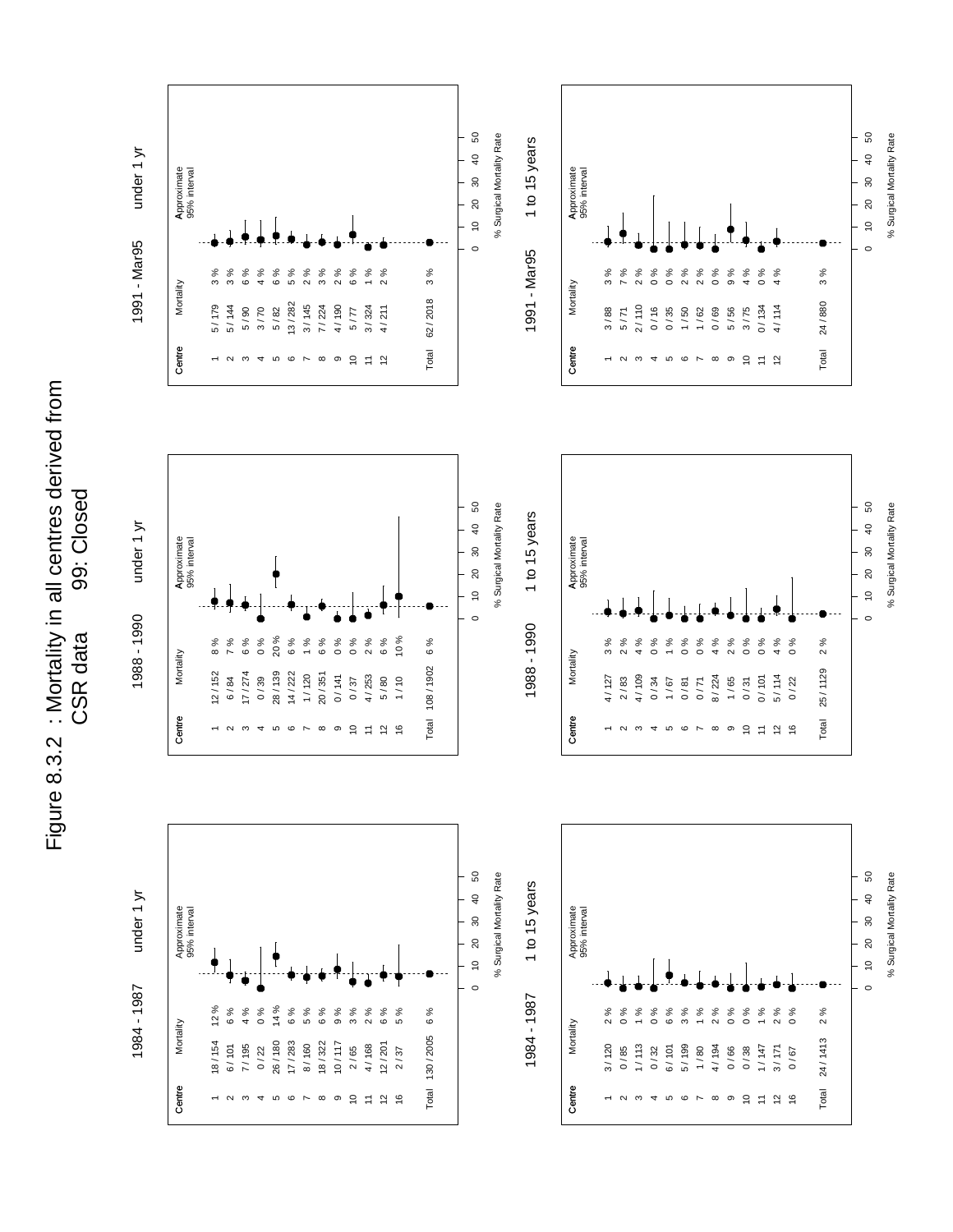# Figure 8.3.2 : Mortality in all centres derived from CSR data 99: Closed

## 1984 - 1987 under 1 yr

Centre Mortality Approximate 95% interval

1 18 / 154 12 %
2 6 / 101 6 %
3 7 / 195 4 %
4 0 / 22 0 %
5 26 / 180 14 %
6 17 / 283 6 %
7 8 / 160 5 %
8 18 / 322 6 %
9 10 / 117 9 %
10 2 / 65 3 %
11 4 / 168 2 %
12 12 / 201 6 %
16 2 / 37 5 %
Total 130 / 2005 6 %

0 10 20 30 40 50
% Surgical Mortality Rate

## 1988 - 1990 under 1 yr

Centre Mortality Approximate 95% interval

1 12 / 152 8 %
2 6 / 84 7 %
3 17 / 274 6 %
4 0 / 39 0 %
5 28 / 139 20 %
6 14 / 222 6 %
7 1 / 120 1 %
8 20 / 351 6 %
9 0 / 141 0 %
10 0 / 37 0 %
11 4 / 253 2 %
12 5 / 80 6 %
16 1 / 10 10 %
Total 108 / 1902 6 %

0 10 20 30 40 50
% Surgical Mortality Rate

## 1991 - Mar95 under 1 yr

Centre Mortality Approximate 95% interval

1 5 / 179 3 %
2 5 / 144 3 %
3 5 / 90 6 %
4 3 / 70 4 %
5 5 / 82 6 %
6 13 / 282 5 %
7 3 / 145 2 %
8 7 / 224 3 %
9 4 / 190 2 %
10 5 / 77 6 %
11 3 / 324 1 %
12 4 / 211 2 %
Total 62 / 2018 3 %

0 10 20 30 40 50
% Surgical Mortality Rate

## 1984 - 1987 1 to 15 years

Centre Mortality Approximate 95% interval

1 3 / 120 2 %
2 0 / 85 0 %
3 1 / 113 1 %
4 0 / 32 0 %
5 6 / 101 6 %
6 5 / 199 3 %
7 1 / 80 1 %
8 4 / 194 2 %
9 0 / 66 0 %
10 0 / 38 0 %
11 1 / 147 1 %
12 3 / 171 2 %
16 0 / 67 0 %
Total 24 / 1413 2 %

0 10 20 30 40 50
% Surgical Mortality Rate

## 1988 - 1990 1 to 15 years

Centre Mortality Approximate 95% interval

1 4 / 127 3 %
2 2 / 83 2 %
3 4 / 109 4 %
4 0 / 34 0 %
5 1 / 67 1 %
6 0 / 81 0 %
7 0 / 71 0 %
8 8 / 224 4 %
9 1 / 65 2 %
10 0 / 31 0 %
11 0 / 101 0 %
12 5 / 114 4 %
16 0 / 22 0 %
Total 25 / 1129 2 %

0 10 20 30 40 50
% Surgical Mortality Rate

## 1991 - Mar95 1 to 15 years

Centre Mortality Approximate 95% interval

1 3 / 88 3 %
2 5 / 71 7 %
3 2 / 110 2 %
4 0 / 16 0 %
5 0 / 35 0 %
6 1 / 50 2 %
7 1 / 62 2 %
8 0 / 69 0 %
9 5 / 56 9 %
10 3 / 75 4 %
11 0 / 134 0 %
12 4 / 114 4 %
Total 24 / 880 3 %

0 10 20 30 40 50
% Surgical Mortality Rate